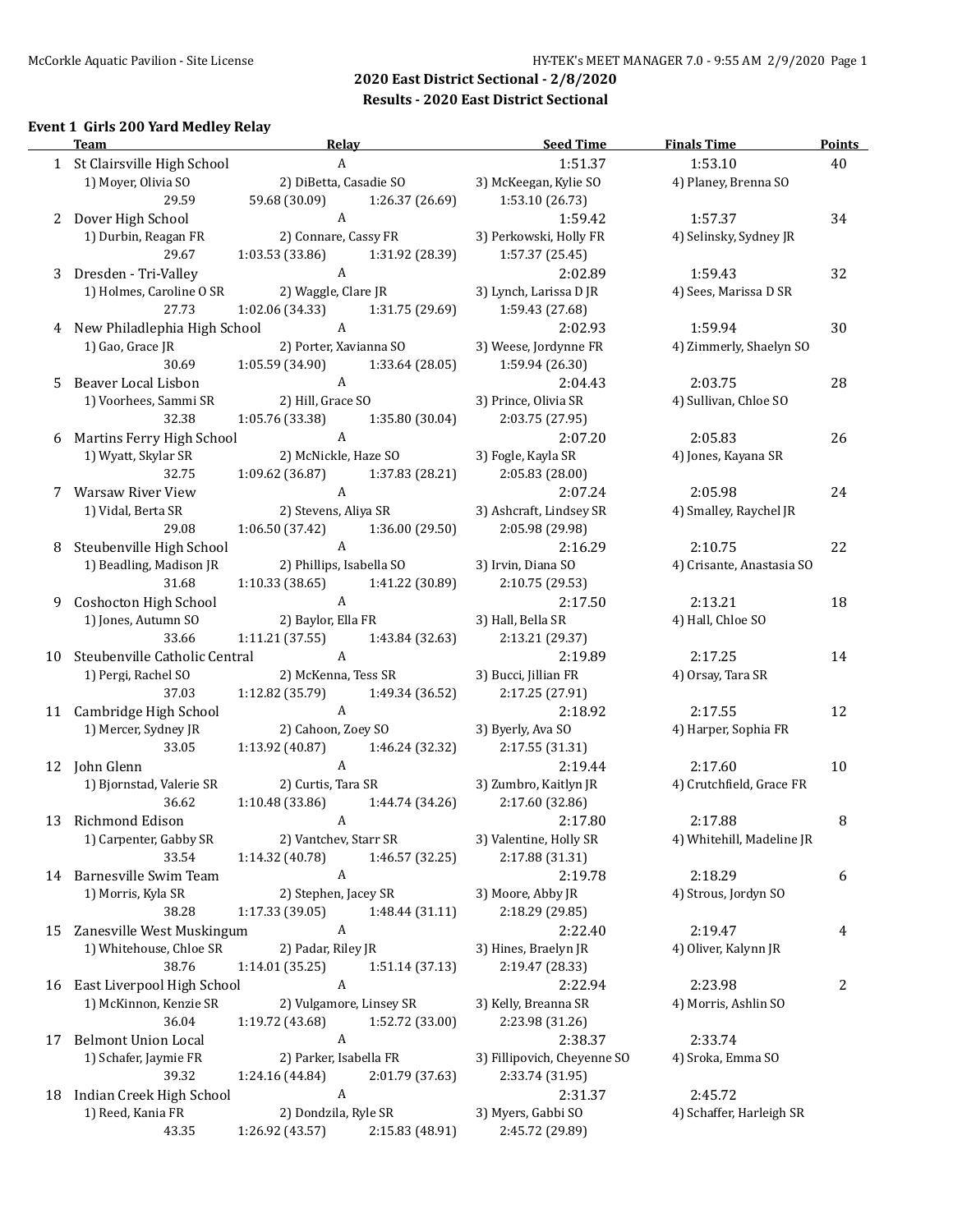## 2020 East District Sectional - 2/8/2020

### Results - 2020 East District Sectional

#### Event 1 Girls 200 Yard Medley Relay

| | Team | Relay | Seed Time | Finals Time | Points |
|---|---|---|---|---|---|
| 1 | St Clairsville High School | A | 1:51.37 | 1:53.10 | 40 |
| | 1) Moyer, Olivia SO | 2) DiBetta, Casadie SO | 3) McKeegan, Kylie SO | 4) Planey, Brenna SO | |
| | 29.59 | 59.68 (30.09) | 1:26.37 (26.69) | 1:53.10 (26.73) | |
| 2 | Dover High School | A | 1:59.42 | 1:57.37 | 34 |
| | 1) Durbin, Reagan FR | 2) Connare, Cassy FR | 3) Perkowski, Holly FR | 4) Selinsky, Sydney JR | |
| | 29.67 | 1:03.53 (33.86) | 1:31.92 (28.39) | 1:57.37 (25.45) | |
| 3 | Dresden - Tri-Valley | A | 2:02.89 | 1:59.43 | 32 |
| | 1) Holmes, Caroline O SR | 2) Waggle, Clare JR | 3) Lynch, Larissa D JR | 4) Sees, Marissa D SR | |
| | 27.73 | 1:02.06 (34.33) | 1:31.75 (29.69) | 1:59.43 (27.68) | |
| 4 | New Philadelphia High School | A | 2:02.93 | 1:59.94 | 30 |
| | 1) Gao, Grace JR | 2) Porter, Xavianna SO | 3) Weese, Jordynne FR | 4) Zimmerly, Shaelyn SO | |
| | 30.69 | 1:05.59 (34.90) | 1:33.64 (28.05) | 1:59.94 (26.30) | |
| 5 | Beaver Local Lisbon | A | 2:04.43 | 2:03.75 | 28 |
| | 1) Voorhees, Sammi SR | 2) Hill, Grace SO | 3) Prince, Olivia SR | 4) Sullivan, Chloe SO | |
| | 32.38 | 1:05.76 (33.38) | 1:35.80 (30.04) | 2:03.75 (27.95) | |
| 6 | Martins Ferry High School | A | 2:07.20 | 2:05.83 | 26 |
| | 1) Wyatt, Skylar SR | 2) McNickle, Haze SO | 3) Fogle, Kayla SR | 4) Jones, Kayana SR | |
| | 32.75 | 1:09.62 (36.87) | 1:37.83 (28.21) | 2:05.83 (28.00) | |
| 7 | Warsaw River View | A | 2:07.24 | 2:05.98 | 24 |
| | 1) Vidal, Berta SR | 2) Stevens, Aliya SR | 3) Ashcraft, Lindsey SR | 4) Smalley, Raychel JR | |
| | 29.08 | 1:06.50 (37.42) | 1:36.00 (29.50) | 2:05.98 (29.98) | |
| 8 | Steubenville High School | A | 2:16.29 | 2:10.75 | 22 |
| | 1) Beadling, Madison JR | 2) Phillips, Isabella SO | 3) Irvin, Diana SO | 4) Crisante, Anastasia SO | |
| | 31.68 | 1:10.33 (38.65) | 1:41.22 (30.89) | 2:10.75 (29.53) | |
| 9 | Coshocton High School | A | 2:17.50 | 2:13.21 | 18 |
| | 1) Jones, Autumn SO | 2) Baylor, Ella FR | 3) Hall, Bella SR | 4) Hall, Chloe SO | |
| | 33.66 | 1:11.21 (37.55) | 1:43.84 (32.63) | 2:13.21 (29.37) | |
| 10 | Steubenville Catholic Central | A | 2:19.89 | 2:17.25 | 14 |
| | 1) Pergi, Rachel SO | 2) McKenna, Tess SR | 3) Bucci, Jillian FR | 4) Orsay, Tara SR | |
| | 37.03 | 1:12.82 (35.79) | 1:49.34 (36.52) | 2:17.25 (27.91) | |
| 11 | Cambridge High School | A | 2:18.92 | 2:17.55 | 12 |
| | 1) Mercer, Sydney JR | 2) Cahoon, Zoey SO | 3) Byerly, Ava SO | 4) Harper, Sophia FR | |
| | 33.05 | 1:13.92 (40.87) | 1:46.24 (32.32) | 2:17.55 (31.31) | |
| 12 | John Glenn | A | 2:19.44 | 2:17.60 | 10 |
| | 1) Bjornstad, Valerie SR | 2) Curtis, Tara SR | 3) Zumbro, Kaitlyn JR | 4) Crutchfield, Grace FR | |
| | 36.62 | 1:10.48 (33.86) | 1:44.74 (34.26) | 2:17.60 (32.86) | |
| 13 | Richmond Edison | A | 2:17.80 | 2:17.88 | 8 |
| | 1) Carpenter, Gabby SR | 2) Vantchev, Starr SR | 3) Valentine, Holly SR | 4) Whitehill, Madeline JR | |
| | 33.54 | 1:14.32 (40.78) | 1:46.57 (32.25) | 2:17.88 (31.31) | |
| 14 | Barnesville Swim Team | A | 2:19.78 | 2:18.29 | 6 |
| | 1) Morris, Kyla SR | 2) Stephen, Jacey SR | 3) Moore, Abby JR | 4) Strous, Jordyn SO | |
| | 38.28 | 1:17.33 (39.05) | 1:48.44 (31.11) | 2:18.29 (29.85) | |
| 15 | Zanesville West Muskingum | A | 2:22.40 | 2:19.47 | 4 |
| | 1) Whitehouse, Chloe SR | 2) Padar, Riley JR | 3) Hines, Braelyn JR | 4) Oliver, Kalynn JR | |
| | 38.76 | 1:14.01 (35.25) | 1:51.14 (37.13) | 2:19.47 (28.33) | |
| 16 | East Liverpool High School | A | 2:22.94 | 2:23.98 | 2 |
| | 1) McKinnon, Kenzie SR | 2) Vulgamore, Linsey SR | 3) Kelly, Breanna SR | 4) Morris, Ashlin SO | |
| | 36.04 | 1:19.72 (43.68) | 1:52.72 (33.00) | 2:23.98 (31.26) | |
| 17 | Belmont Union Local | A | 2:38.37 | 2:33.74 | |
| | 1) Schafer, Jaymie FR | 2) Parker, Isabella FR | 3) Fillipovich, Cheyenne SO | 4) Sroka, Emma SO | |
| | 39.32 | 1:24.16 (44.84) | 2:01.79 (37.63) | 2:33.74 (31.95) | |
| 18 | Indian Creek High School | A | 2:31.37 | 2:45.72 | |
| | 1) Reed, Kania FR | 2) Dondzila, Ryle SR | 3) Myers, Gabbi SO | 4) Schaffer, Harleigh SR | |
| | 43.35 | 1:26.92 (43.57) | 2:15.83 (48.91) | 2:45.72 (29.89) | |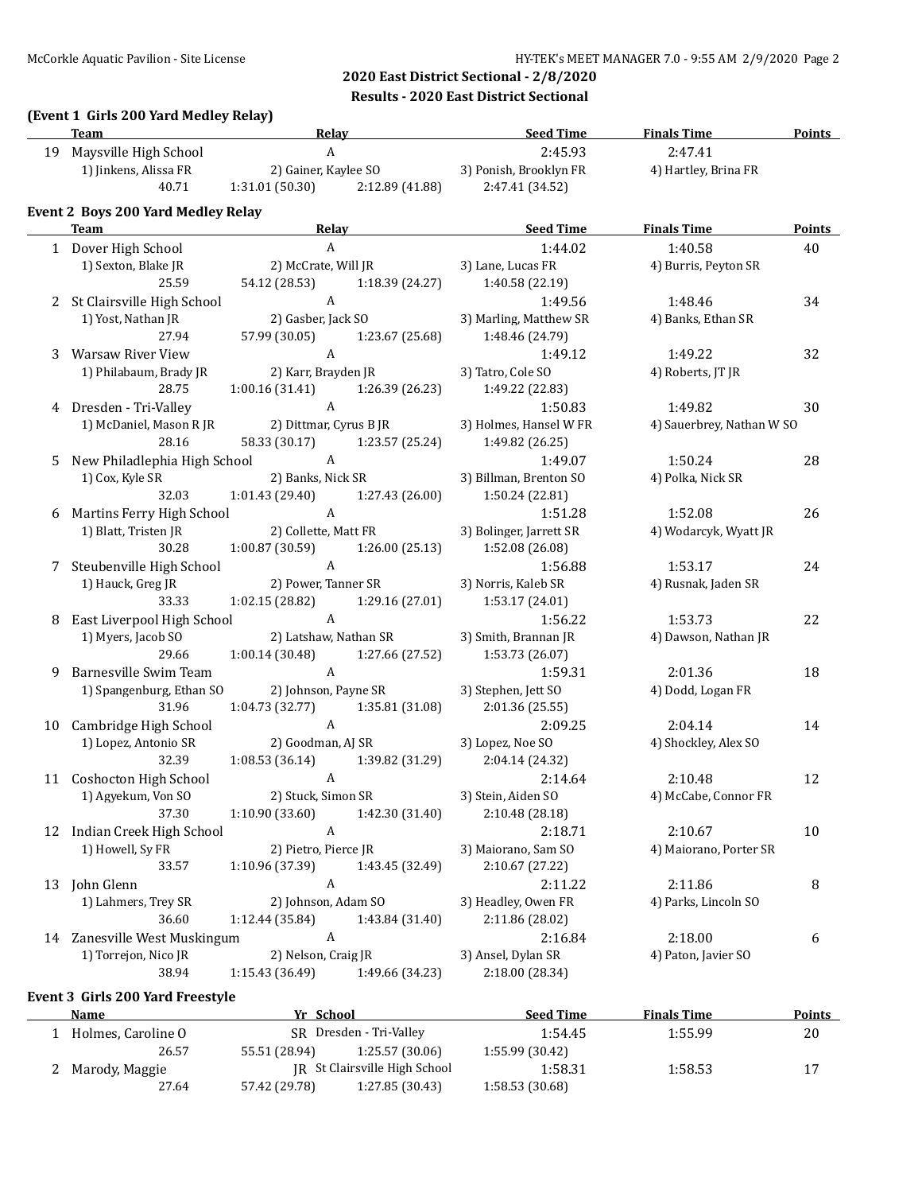## 2020 East District Sectional - 2/8/2020

## Results - 2020 East District Sectional

### (Event 1 Girls 200 Yard Medley Relay)

| | Team | Relay | | Seed Time | Finals Time | Points |
|---|---|---|---|---|---|---|
| 19 | Maysville High School | A | | 2:45.93 | 2:47.41 | |
| | 1) Jinkens, Alissa FR | 2) Gainer, Kaylee SO | | 3) Ponish, Brooklyn FR | 4) Hartley, Brina FR | |
| | 40.71 | 1:31.01 (50.30) | 2:12.89 (41.88) | 2:47.41 (34.52) | | |

### Event 2 Boys 200 Yard Medley Relay

| | Team | Relay | | Seed Time | Finals Time | Points |
|---|---|---|---|---|---|---|
| 1 | Dover High School | A | | 1:44.02 | 1:40.58 | 40 |
| | 1) Sexton, Blake JR | 2) McCrate, Will JR | | 3) Lane, Lucas FR | 4) Burris, Peyton SR | |
| | 25.59 | 54.12 (28.53) | 1:18.39 (24.27) | 1:40.58 (22.19) | | |
| 2 | St Clairsville High School | A | | 1:49.56 | 1:48.46 | 34 |
| | 1) Yost, Nathan JR | 2) Gasber, Jack SO | | 3) Marling, Matthew SR | 4) Banks, Ethan SR | |
| | 27.94 | 57.99 (30.05) | 1:23.67 (25.68) | 1:48.46 (24.79) | | |
| 3 | Warsaw River View | A | | 1:49.12 | 1:49.22 | 32 |
| | 1) Philabaum, Brady JR | 2) Karr, Brayden JR | | 3) Tatro, Cole SO | 4) Roberts, JT JR | |
| | 28.75 | 1:00.16 (31.41) | 1:26.39 (26.23) | 1:49.22 (22.83) | | |
| 4 | Dresden - Tri-Valley | A | | 1:50.83 | 1:49.82 | 30 |
| | 1) McDaniel, Mason R JR | 2) Dittmar, Cyrus B JR | | 3) Holmes, Hansel W FR | 4) Sauerbrey, Nathan W SO | |
| | 28.16 | 58.33 (30.17) | 1:23.57 (25.24) | 1:49.82 (26.25) | | |
| 5 | New Philadlephia High School | A | | 1:49.07 | 1:50.24 | 28 |
| | 1) Cox, Kyle SR | 2) Banks, Nick SR | | 3) Billman, Brenton SO | 4) Polka, Nick SR | |
| | 32.03 | 1:01.43 (29.40) | 1:27.43 (26.00) | 1:50.24 (22.81) | | |
| 6 | Martins Ferry High School | A | | 1:51.28 | 1:52.08 | 26 |
| | 1) Blatt, Tristen JR | 2) Collette, Matt FR | | 3) Bolinger, Jarrett SR | 4) Wodarcyk, Wyatt JR | |
| | 30.28 | 1:00.87 (30.59) | 1:26.00 (25.13) | 1:52.08 (26.08) | | |
| 7 | Steubenville High School | A | | 1:56.88 | 1:53.17 | 24 |
| | 1) Hauck, Greg JR | 2) Power, Tanner SR | | 3) Norris, Kaleb SR | 4) Rusnak, Jaden SR | |
| | 33.33 | 1:02.15 (28.82) | 1:29.16 (27.01) | 1:53.17 (24.01) | | |
| 8 | East Liverpool High School | A | | 1:56.22 | 1:53.73 | 22 |
| | 1) Myers, Jacob SO | 2) Latshaw, Nathan SR | | 3) Smith, Brannan JR | 4) Dawson, Nathan JR | |
| | 29.66 | 1:00.14 (30.48) | 1:27.66 (27.52) | 1:53.73 (26.07) | | |
| 9 | Barnesville Swim Team | A | | 1:59.31 | 2:01.36 | 18 |
| | 1) Spangenburg, Ethan SO | 2) Johnson, Payne SR | | 3) Stephen, Jett SO | 4) Dodd, Logan FR | |
| | 31.96 | 1:04.73 (32.77) | 1:35.81 (31.08) | 2:01.36 (25.55) | | |
| 10 | Cambridge High School | A | | 2:09.25 | 2:04.14 | 14 |
| | 1) Lopez, Antonio SR | 2) Goodman, AJ SR | | 3) Lopez, Noe SO | 4) Shockley, Alex SO | |
| | 32.39 | 1:08.53 (36.14) | 1:39.82 (31.29) | 2:04.14 (24.32) | | |
| 11 | Coshocton High School | A | | 2:14.64 | 2:10.48 | 12 |
| | 1) Agyekum, Von SO | 2) Stuck, Simon SR | | 3) Stein, Aiden SO | 4) McCabe, Connor FR | |
| | 37.30 | 1:10.90 (33.60) | 1:42.30 (31.40) | 2:10.48 (28.18) | | |
| 12 | Indian Creek High School | A | | 2:18.71 | 2:10.67 | 10 |
| | 1) Howell, Sy FR | 2) Pietro, Pierce JR | | 3) Maiorano, Sam SO | 4) Maiorano, Porter SR | |
| | 33.57 | 1:10.96 (37.39) | 1:43.45 (32.49) | 2:10.67 (27.22) | | |
| 13 | John Glenn | A | | 2:11.22 | 2:11.86 | 8 |
| | 1) Lahmers, Trey SR | 2) Johnson, Adam SO | | 3) Headley, Owen FR | 4) Parks, Lincoln SO | |
| | 36.60 | 1:12.44 (35.84) | 1:43.84 (31.40) | 2:11.86 (28.02) | | |
| 14 | Zanesville West Muskingum | A | | 2:16.84 | 2:18.00 | 6 |
| | 1) Torrejon, Nico JR | 2) Nelson, Craig JR | | 3) Ansel, Dylan SR | 4) Paton, Javier SO | |
| | 38.94 | 1:15.43 (36.49) | 1:49.66 (34.23) | 2:18.00 (28.34) | | |

### Event 3 Girls 200 Yard Freestyle

| | Name | Yr School | | Seed Time | Finals Time | Points |
|---|---|---|---|---|---|---|
| 1 | Holmes, Caroline O | SR Dresden - Tri-Valley | | 1:54.45 | 1:55.99 | 20 |
| | 26.57 | 55.51 (28.94) | 1:25.57 (30.06) | 1:55.99 (30.42) | | |
| 2 | Marody, Maggie | JR St Clairsville High School | | 1:58.31 | 1:58.53 | 17 |
| | 27.64 | 57.42 (29.78) | 1:27.85 (30.43) | 1:58.53 (30.68) | | |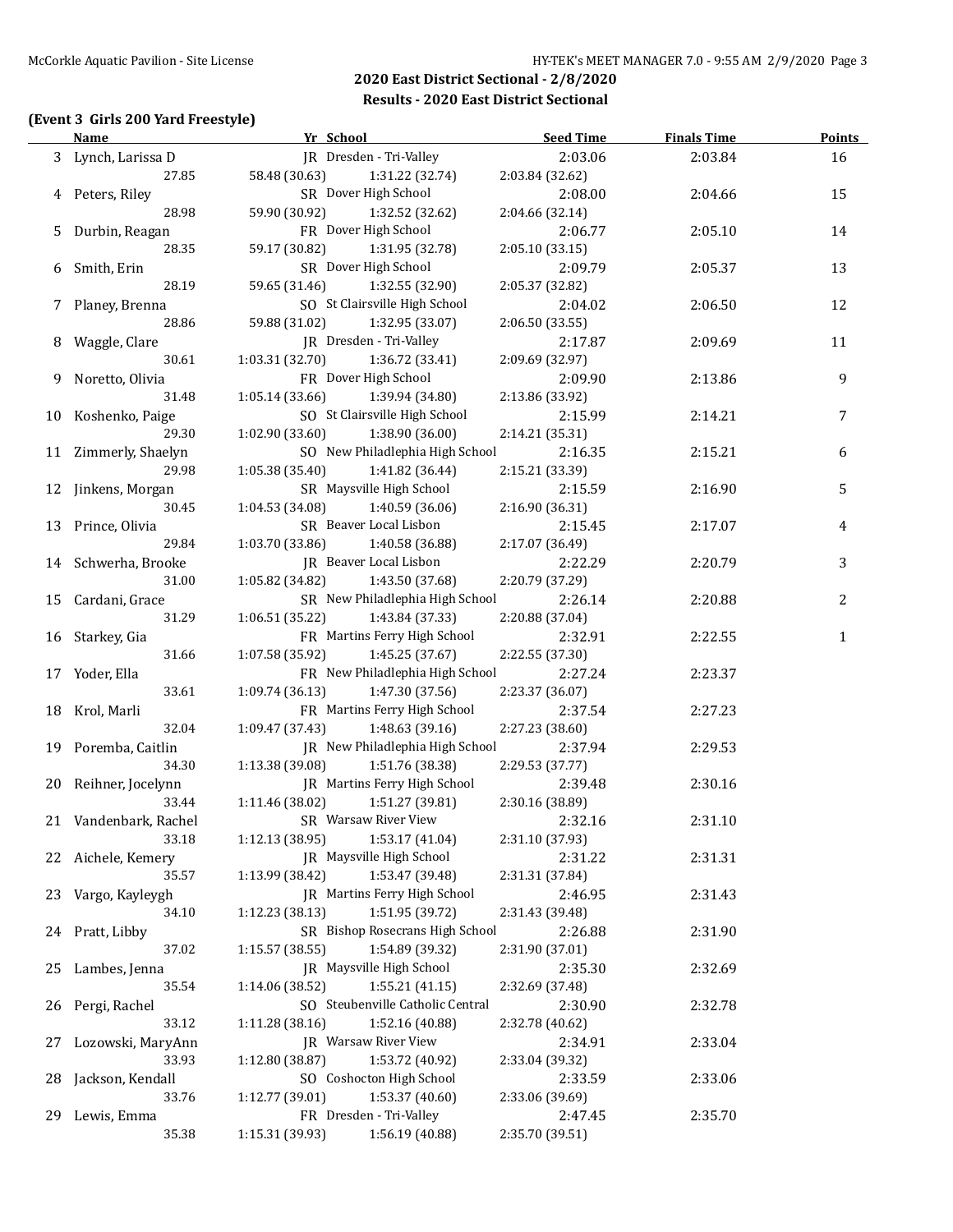## 2020 East District Sectional - 2/8/2020

### Results - 2020 East District Sectional

**(Event 3 Girls 200 Yard Freestyle)**

| | Name | Yr | School | Seed Time | Finals Time | Points |
|---|---|---|---|---|---|---|
| 3 | Lynch, Larissa D | JR | Dresden - Tri-Valley | 2:03.06 | 2:03.84 | 16 |
| | 27.85 | 58.48 (30.63) | 1:31.22 (32.74) | 2:03.84 (32.62) | | |
| 4 | Peters, Riley | SR | Dover High School | 2:08.00 | 2:04.66 | 15 |
| | 28.98 | 59.90 (30.92) | 1:32.52 (32.62) | 2:04.66 (32.14) | | |
| 5 | Durbin, Reagan | FR | Dover High School | 2:06.77 | 2:05.10 | 14 |
| | 28.35 | 59.17 (30.82) | 1:31.95 (32.78) | 2:05.10 (33.15) | | |
| 6 | Smith, Erin | SR | Dover High School | 2:09.79 | 2:05.37 | 13 |
| | 28.19 | 59.65 (31.46) | 1:32.55 (32.90) | 2:05.37 (32.82) | | |
| 7 | Planey, Brenna | SO | St Clairsville High School | 2:04.02 | 2:06.50 | 12 |
| | 28.86 | 59.88 (31.02) | 1:32.95 (33.07) | 2:06.50 (33.55) | | |
| 8 | Waggle, Clare | JR | Dresden - Tri-Valley | 2:17.87 | 2:09.69 | 11 |
| | 30.61 | 1:03.31 (32.70) | 1:36.72 (33.41) | 2:09.69 (32.97) | | |
| 9 | Noretto, Olivia | FR | Dover High School | 2:09.90 | 2:13.86 | 9 |
| | 31.48 | 1:05.14 (33.66) | 1:39.94 (34.80) | 2:13.86 (33.92) | | |
| 10 | Koshenko, Paige | SO | St Clairsville High School | 2:15.99 | 2:14.21 | 7 |
| | 29.30 | 1:02.90 (33.60) | 1:38.90 (36.00) | 2:14.21 (35.31) | | |
| 11 | Zimmerly, Shaelyn | SO | New Philadelphia High School | 2:16.35 | 2:15.21 | 6 |
| | 29.98 | 1:05.38 (35.40) | 1:41.82 (36.44) | 2:15.21 (33.39) | | |
| 12 | Jinkens, Morgan | SR | Maysville High School | 2:15.59 | 2:16.90 | 5 |
| | 30.45 | 1:04.53 (34.08) | 1:40.59 (36.06) | 2:16.90 (36.31) | | |
| 13 | Prince, Olivia | SR | Beaver Local Lisbon | 2:15.45 | 2:17.07 | 4 |
| | 29.84 | 1:03.70 (33.86) | 1:40.58 (36.88) | 2:17.07 (36.49) | | |
| 14 | Schwerha, Brooke | JR | Beaver Local Lisbon | 2:22.29 | 2:20.79 | 3 |
| | 31.00 | 1:05.82 (34.82) | 1:43.50 (37.68) | 2:20.79 (37.29) | | |
| 15 | Cardani, Grace | SR | New Philadelphia High School | 2:26.14 | 2:20.88 | 2 |
| | 31.29 | 1:06.51 (35.22) | 1:43.84 (37.33) | 2:20.88 (37.04) | | |
| 16 | Starkey, Gia | FR | Martins Ferry High School | 2:32.91 | 2:22.55 | 1 |
| | 31.66 | 1:07.58 (35.92) | 1:45.25 (37.67) | 2:22.55 (37.30) | | |
| 17 | Yoder, Ella | FR | New Philadelphia High School | 2:27.24 | 2:23.37 | |
| | 33.61 | 1:09.74 (36.13) | 1:47.30 (37.56) | 2:23.37 (36.07) | | |
| 18 | Krol, Marli | FR | Martins Ferry High School | 2:37.54 | 2:27.23 | |
| | 32.04 | 1:09.47 (37.43) | 1:48.63 (39.16) | 2:27.23 (38.60) | | |
| 19 | Poremba, Caitlin | JR | New Philadelphia High School | 2:37.94 | 2:29.53 | |
| | 34.30 | 1:13.38 (39.08) | 1:51.76 (38.38) | 2:29.53 (37.77) | | |
| 20 | Reihner, Jocelynn | JR | Martins Ferry High School | 2:39.48 | 2:30.16 | |
| | 33.44 | 1:11.46 (38.02) | 1:51.27 (39.81) | 2:30.16 (38.89) | | |
| 21 | Vandenbark, Rachel | SR | Warsaw River View | 2:32.16 | 2:31.10 | |
| | 33.18 | 1:12.13 (38.95) | 1:53.17 (41.04) | 2:31.10 (37.93) | | |
| 22 | Aichele, Kemery | JR | Maysville High School | 2:31.22 | 2:31.31 | |
| | 35.57 | 1:13.99 (38.42) | 1:53.47 (39.48) | 2:31.31 (37.84) | | |
| 23 | Vargo, Kayleygh | JR | Martins Ferry High School | 2:46.95 | 2:31.43 | |
| | 34.10 | 1:12.23 (38.13) | 1:51.95 (39.72) | 2:31.43 (39.48) | | |
| 24 | Pratt, Libby | SR | Bishop Rosecrans High School | 2:26.88 | 2:31.90 | |
| | 37.02 | 1:15.57 (38.55) | 1:54.89 (39.32) | 2:31.90 (37.01) | | |
| 25 | Lambes, Jenna | JR | Maysville High School | 2:35.30 | 2:32.69 | |
| | 35.54 | 1:14.06 (38.52) | 1:55.21 (41.15) | 2:32.69 (37.48) | | |
| 26 | Pergi, Rachel | SO | Steubenville Catholic Central | 2:30.90 | 2:32.78 | |
| | 33.12 | 1:11.28 (38.16) | 1:52.16 (40.88) | 2:32.78 (40.62) | | |
| 27 | Lozowski, MaryAnn | JR | Warsaw River View | 2:34.91 | 2:33.04 | |
| | 33.93 | 1:12.80 (38.87) | 1:53.72 (40.92) | 2:33.04 (39.32) | | |
| 28 | Jackson, Kendall | SO | Coshocton High School | 2:33.59 | 2:33.06 | |
| | 33.76 | 1:12.77 (39.01) | 1:53.37 (40.60) | 2:33.06 (39.69) | | |
| 29 | Lewis, Emma | FR | Dresden - Tri-Valley | 2:47.45 | 2:35.70 | |
| | 35.38 | 1:15.31 (39.93) | 1:56.19 (40.88) | 2:35.70 (39.51) | | |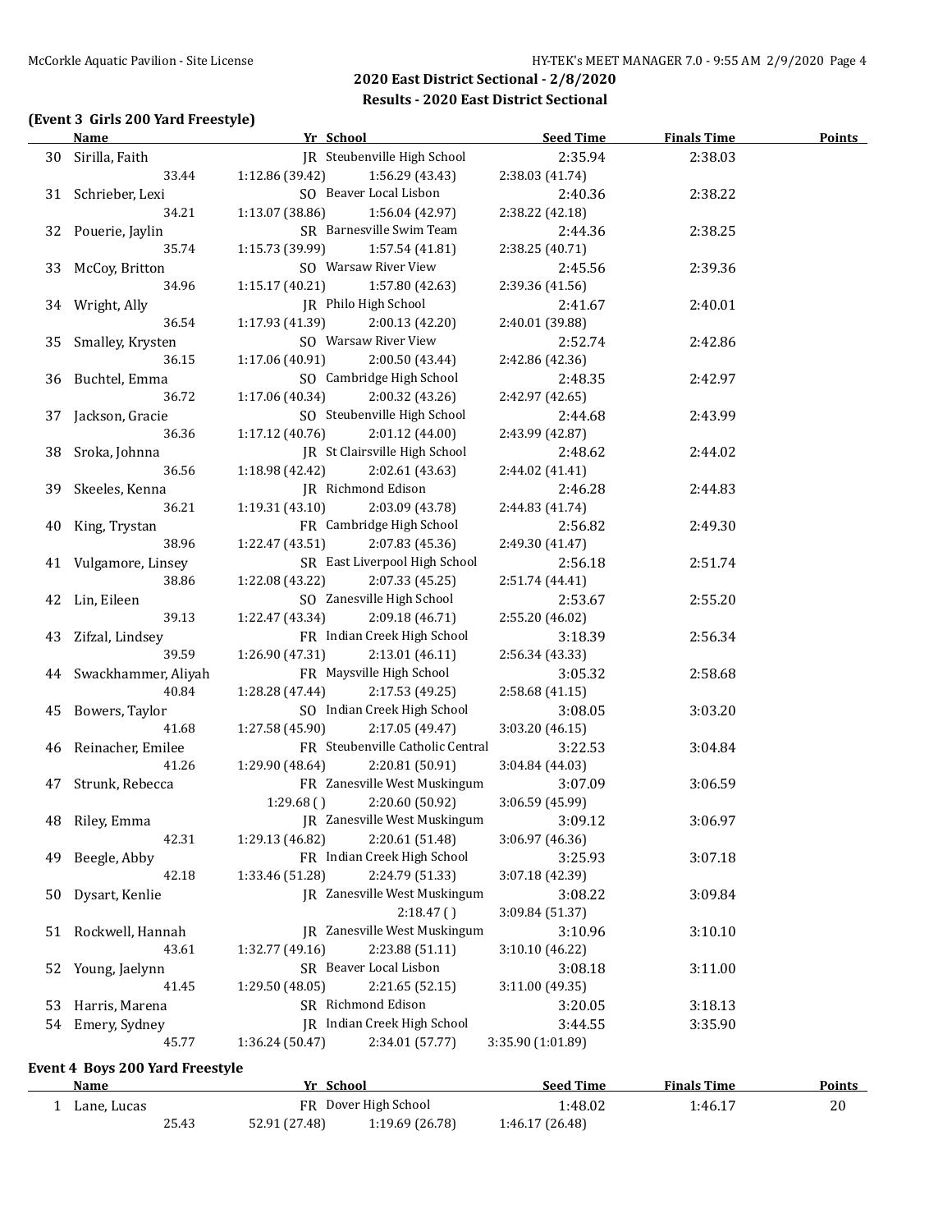## 2020 East District Sectional - 2/8/2020

### Results - 2020 East District Sectional

#### (Event 3 Girls 200 Yard Freestyle)

| | Name | Yr | School | Seed Time | Finals Time | Points |
|---|---|---|---|---|---|---|
| 30 | Sirilla, Faith | JR | Steubenville High School | 2:35.94 | 2:38.03 | |
| | 33.44 | 1:12.86 (39.42) | 1:56.29 (43.43) | 2:38.03 (41.74) | | |
| 31 | Schrieber, Lexi | SO | Beaver Local Lisbon | 2:40.36 | 2:38.22 | |
| | 34.21 | 1:13.07 (38.86) | 1:56.04 (42.97) | 2:38.22 (42.18) | | |
| 32 | Pouerie, Jaylin | SR | Barnesville Swim Team | 2:44.36 | 2:38.25 | |
| | 35.74 | 1:15.73 (39.99) | 1:57.54 (41.81) | 2:38.25 (40.71) | | |
| 33 | McCoy, Britton | SO | Warsaw River View | 2:45.56 | 2:39.36 | |
| | 34.96 | 1:15.17 (40.21) | 1:57.80 (42.63) | 2:39.36 (41.56) | | |
| 34 | Wright, Ally | JR | Philo High School | 2:41.67 | 2:40.01 | |
| | 36.54 | 1:17.93 (41.39) | 2:00.13 (42.20) | 2:40.01 (39.88) | | |
| 35 | Smalley, Krysten | SO | Warsaw River View | 2:52.74 | 2:42.86 | |
| | 36.15 | 1:17.06 (40.91) | 2:00.50 (43.44) | 2:42.86 (42.36) | | |
| 36 | Buchtel, Emma | SO | Cambridge High School | 2:48.35 | 2:42.97 | |
| | 36.72 | 1:17.06 (40.34) | 2:00.32 (43.26) | 2:42.97 (42.65) | | |
| 37 | Jackson, Gracie | SO | Steubenville High School | 2:44.68 | 2:43.99 | |
| | 36.36 | 1:17.12 (40.76) | 2:01.12 (44.00) | 2:43.99 (42.87) | | |
| 38 | Sroka, Johnna | JR | St Clairsville High School | 2:48.62 | 2:44.02 | |
| | 36.56 | 1:18.98 (42.42) | 2:02.61 (43.63) | 2:44.02 (41.41) | | |
| 39 | Skeeles, Kenna | JR | Richmond Edison | 2:46.28 | 2:44.83 | |
| | 36.21 | 1:19.31 (43.10) | 2:03.09 (43.78) | 2:44.83 (41.74) | | |
| 40 | King, Trystan | FR | Cambridge High School | 2:56.82 | 2:49.30 | |
| | 38.96 | 1:22.47 (43.51) | 2:07.83 (45.36) | 2:49.30 (41.47) | | |
| 41 | Vulgamore, Linsey | SR | East Liverpool High School | 2:56.18 | 2:51.74 | |
| | 38.86 | 1:22.08 (43.22) | 2:07.33 (45.25) | 2:51.74 (44.41) | | |
| 42 | Lin, Eileen | SO | Zanesville High School | 2:53.67 | 2:55.20 | |
| | 39.13 | 1:22.47 (43.34) | 2:09.18 (46.71) | 2:55.20 (46.02) | | |
| 43 | Zifzal, Lindsey | FR | Indian Creek High School | 3:18.39 | 2:56.34 | |
| | 39.59 | 1:26.90 (47.31) | 2:13.01 (46.11) | 2:56.34 (43.33) | | |
| 44 | Swackhammer, Aliyah | FR | Maysville High School | 3:05.32 | 2:58.68 | |
| | 40.84 | 1:28.28 (47.44) | 2:17.53 (49.25) | 2:58.68 (41.15) | | |
| 45 | Bowers, Taylor | SO | Indian Creek High School | 3:08.05 | 3:03.20 | |
| | 41.68 | 1:27.58 (45.90) | 2:17.05 (49.47) | 3:03.20 (46.15) | | |
| 46 | Reinacher, Emilee | FR | Steubenville Catholic Central | 3:22.53 | 3:04.84 | |
| | 41.26 | 1:29.90 (48.64) | 2:20.81 (50.91) | 3:04.84 (44.03) | | |
| 47 | Strunk, Rebecca | FR | Zanesville West Muskingum | 3:07.09 | 3:06.59 | |
| | | 1:29.68 ( ) | 2:20.60 (50.92) | 3:06.59 (45.99) | | |
| 48 | Riley, Emma | JR | Zanesville West Muskingum | 3:09.12 | 3:06.97 | |
| | 42.31 | 1:29.13 (46.82) | 2:20.61 (51.48) | 3:06.97 (46.36) | | |
| 49 | Beegle, Abby | FR | Indian Creek High School | 3:25.93 | 3:07.18 | |
| | 42.18 | 1:33.46 (51.28) | 2:24.79 (51.33) | 3:07.18 (42.39) | | |
| 50 | Dysart, Kenlie | JR | Zanesville West Muskingum | 3:08.22 | 3:09.84 | |
| | | | 2:18.47 ( ) | 3:09.84 (51.37) | | |
| 51 | Rockwell, Hannah | JR | Zanesville West Muskingum | 3:10.96 | 3:10.10 | |
| | 43.61 | 1:32.77 (49.16) | 2:23.88 (51.11) | 3:10.10 (46.22) | | |
| 52 | Young, Jaelynn | SR | Beaver Local Lisbon | 3:08.18 | 3:11.00 | |
| | 41.45 | 1:29.50 (48.05) | 2:21.65 (52.15) | 3:11.00 (49.35) | | |
| 53 | Harris, Marena | SR | Richmond Edison | 3:20.05 | 3:18.13 | |
| 54 | Emery, Sydney | JR | Indian Creek High School | 3:44.55 | 3:35.90 | |
| | 45.77 | 1:36.24 (50.47) | 2:34.01 (57.77) | 3:35.90 (1:01.89) | | |

#### Event 4 Boys 200 Yard Freestyle

| | Name | Yr | School | Seed Time | Finals Time | Points |
|---|---|---|---|---|---|---|
| 1 | Lane, Lucas | FR | Dover High School | 1:48.02 | 1:46.17 | 20 |
| | 25.43 | 52.91 (27.48) | 1:19.69 (26.78) | 1:46.17 (26.48) | | |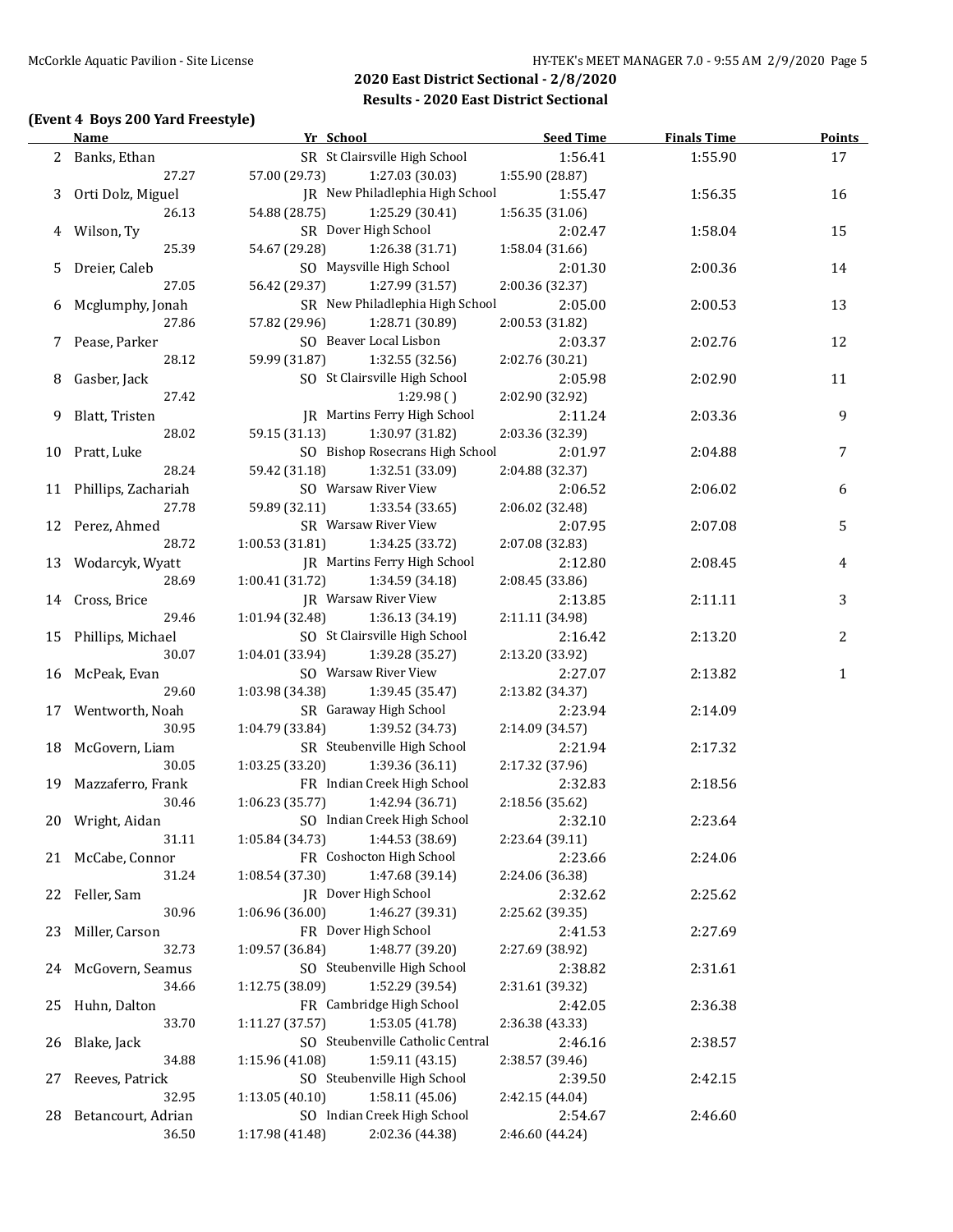## 2020 East District Sectional - 2/8/2020

### Results - 2020 East District Sectional

**(Event 4 Boys 200 Yard Freestyle)**

| | Name | Yr | School | Seed Time | Finals Time | Points |
|---|---|---|---|---|---|---|
| 2 | Banks, Ethan | SR | St Clairsville High School | 1:56.41 | 1:55.90 | 17 |
| | 27.27 | 57.00 (29.73) | 1:27.03 (30.03) | 1:55.90 (28.87) | | |
| 3 | Orti Dolz, Miguel | JR | New Philadelphia High School | 1:55.47 | 1:56.35 | 16 |
| | 26.13 | 54.88 (28.75) | 1:25.29 (30.41) | 1:56.35 (31.06) | | |
| 4 | Wilson, Ty | SR | Dover High School | 2:02.47 | 1:58.04 | 15 |
| | 25.39 | 54.67 (29.28) | 1:26.38 (31.71) | 1:58.04 (31.66) | | |
| 5 | Dreier, Caleb | SO | Maysville High School | 2:01.30 | 2:00.36 | 14 |
| | 27.05 | 56.42 (29.37) | 1:27.99 (31.57) | 2:00.36 (32.37) | | |
| 6 | Mcglumphy, Jonah | SR | New Philadelphia High School | 2:05.00 | 2:00.53 | 13 |
| | 27.86 | 57.82 (29.96) | 1:28.71 (30.89) | 2:00.53 (31.82) | | |
| 7 | Pease, Parker | SO | Beaver Local Lisbon | 2:03.37 | 2:02.76 | 12 |
| | 28.12 | 59.99 (31.87) | 1:32.55 (32.56) | 2:02.76 (30.21) | | |
| 8 | Gasber, Jack | SO | St Clairsville High School | 2:05.98 | 2:02.90 | 11 |
| | 27.42 | | 1:29.98 ( ) | 2:02.90 (32.92) | | |
| 9 | Blatt, Tristen | JR | Martins Ferry High School | 2:11.24 | 2:03.36 | 9 |
| | 28.02 | 59.15 (31.13) | 1:30.97 (31.82) | 2:03.36 (32.39) | | |
| 10 | Pratt, Luke | SO | Bishop Rosecrans High School | 2:01.97 | 2:04.88 | 7 |
| | 28.24 | 59.42 (31.18) | 1:32.51 (33.09) | 2:04.88 (32.37) | | |
| 11 | Phillips, Zachariah | SO | Warsaw River View | 2:06.52 | 2:06.02 | 6 |
| | 27.78 | 59.89 (32.11) | 1:33.54 (33.65) | 2:06.02 (32.48) | | |
| 12 | Perez, Ahmed | SR | Warsaw River View | 2:07.95 | 2:07.08 | 5 |
| | 28.72 | 1:00.53 (31.81) | 1:34.25 (33.72) | 2:07.08 (32.83) | | |
| 13 | Wodarcyk, Wyatt | JR | Martins Ferry High School | 2:12.80 | 2:08.45 | 4 |
| | 28.69 | 1:00.41 (31.72) | 1:34.59 (34.18) | 2:08.45 (33.86) | | |
| 14 | Cross, Brice | JR | Warsaw River View | 2:13.85 | 2:11.11 | 3 |
| | 29.46 | 1:01.94 (32.48) | 1:36.13 (34.19) | 2:11.11 (34.98) | | |
| 15 | Phillips, Michael | SO | St Clairsville High School | 2:16.42 | 2:13.20 | 2 |
| | 30.07 | 1:04.01 (33.94) | 1:39.28 (35.27) | 2:13.20 (33.92) | | |
| 16 | McPeak, Evan | SO | Warsaw River View | 2:27.07 | 2:13.82 | 1 |
| | 29.60 | 1:03.98 (34.38) | 1:39.45 (35.47) | 2:13.82 (34.37) | | |
| 17 | Wentworth, Noah | SR | Garaway High School | 2:23.94 | 2:14.09 | |
| | 30.95 | 1:04.79 (33.84) | 1:39.52 (34.73) | 2:14.09 (34.57) | | |
| 18 | McGovern, Liam | SR | Steubenville High School | 2:21.94 | 2:17.32 | |
| | 30.05 | 1:03.25 (33.20) | 1:39.36 (36.11) | 2:17.32 (37.96) | | |
| 19 | Mazzaferro, Frank | FR | Indian Creek High School | 2:32.83 | 2:18.56 | |
| | 30.46 | 1:06.23 (35.77) | 1:42.94 (36.71) | 2:18.56 (35.62) | | |
| 20 | Wright, Aidan | SO | Indian Creek High School | 2:32.10 | 2:23.64 | |
| | 31.11 | 1:05.84 (34.73) | 1:44.53 (38.69) | 2:23.64 (39.11) | | |
| 21 | McCabe, Connor | FR | Coshocton High School | 2:23.66 | 2:24.06 | |
| | 31.24 | 1:08.54 (37.30) | 1:47.68 (39.14) | 2:24.06 (36.38) | | |
| 22 | Feller, Sam | JR | Dover High School | 2:32.62 | 2:25.62 | |
| | 30.96 | 1:06.96 (36.00) | 1:46.27 (39.31) | 2:25.62 (39.35) | | |
| 23 | Miller, Carson | FR | Dover High School | 2:41.53 | 2:27.69 | |
| | 32.73 | 1:09.57 (36.84) | 1:48.77 (39.20) | 2:27.69 (38.92) | | |
| 24 | McGovern, Seamus | SO | Steubenville High School | 2:38.82 | 2:31.61 | |
| | 34.66 | 1:12.75 (38.09) | 1:52.29 (39.54) | 2:31.61 (39.32) | | |
| 25 | Huhn, Dalton | FR | Cambridge High School | 2:42.05 | 2:36.38 | |
| | 33.70 | 1:11.27 (37.57) | 1:53.05 (41.78) | 2:36.38 (43.33) | | |
| 26 | Blake, Jack | SO | Steubenville Catholic Central | 2:46.16 | 2:38.57 | |
| | 34.88 | 1:15.96 (41.08) | 1:59.11 (43.15) | 2:38.57 (39.46) | | |
| 27 | Reeves, Patrick | SO | Steubenville High School | 2:39.50 | 2:42.15 | |
| | 32.95 | 1:13.05 (40.10) | 1:58.11 (45.06) | 2:42.15 (44.04) | | |
| 28 | Betancourt, Adrian | SO | Indian Creek High School | 2:54.67 | 2:46.60 | |
| | 36.50 | 1:17.98 (41.48) | 2:02.36 (44.38) | 2:46.60 (44.24) | | |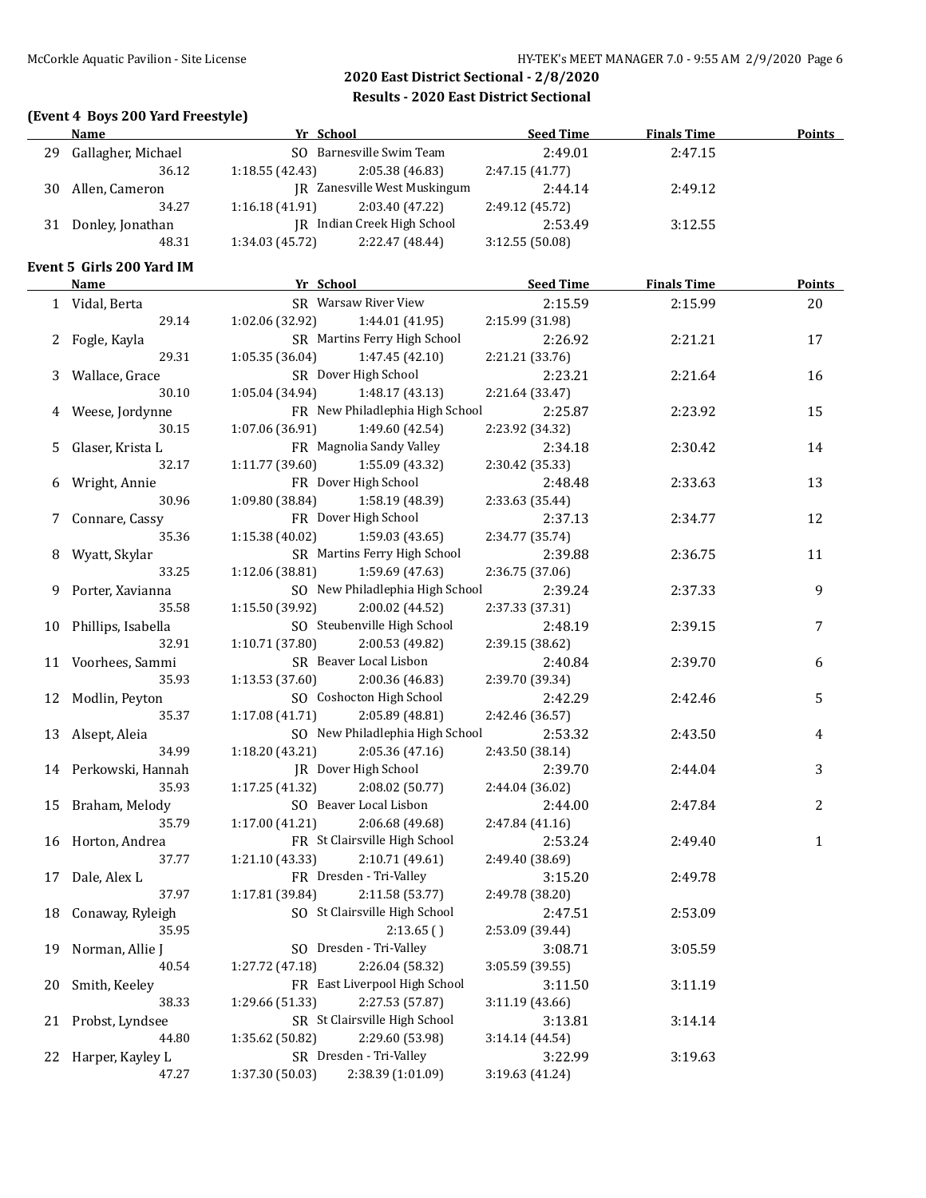## 2020 East District Sectional - 2/8/2020

### Results - 2020 East District Sectional

#### (Event 4 Boys 200 Yard Freestyle)

| | Name | Yr | School | Seed Time | Finals Time | Points |
|---|---|---|---|---|---|---|
| 29 | Gallagher, Michael | SO | Barnesville Swim Team | 2:49.01 | 2:47.15 | |
| | 36.12 | 1:18.55 (42.43) | 2:05.38 (46.83) | 2:47.15 (41.77) | | |
| 30 | Allen, Cameron | JR | Zanesville West Muskingum | 2:44.14 | 2:49.12 | |
| | 34.27 | 1:16.18 (41.91) | 2:03.40 (47.22) | 2:49.12 (45.72) | | |
| 31 | Donley, Jonathan | JR | Indian Creek High School | 2:53.49 | 3:12.55 | |
| | 48.31 | 1:34.03 (45.72) | 2:22.47 (48.44) | 3:12.55 (50.08) | | |

#### Event 5 Girls 200 Yard IM

| | Name | Yr | School | Seed Time | Finals Time | Points |
|---|---|---|---|---|---|---|
| 1 | Vidal, Berta | SR | Warsaw River View | 2:15.59 | 2:15.99 | 20 |
| | 29.14 | 1:02.06 (32.92) | 1:44.01 (41.95) | 2:15.99 (31.98) | | |
| 2 | Fogle, Kayla | SR | Martins Ferry High School | 2:26.92 | 2:21.21 | 17 |
| | 29.31 | 1:05.35 (36.04) | 1:47.45 (42.10) | 2:21.21 (33.76) | | |
| 3 | Wallace, Grace | SR | Dover High School | 2:23.21 | 2:21.64 | 16 |
| | 30.10 | 1:05.04 (34.94) | 1:48.17 (43.13) | 2:21.64 (33.47) | | |
| 4 | Weese, Jordynne | FR | New Philadelphia High School | 2:25.87 | 2:23.92 | 15 |
| | 30.15 | 1:07.06 (36.91) | 1:49.60 (42.54) | 2:23.92 (34.32) | | |
| 5 | Glaser, Krista L | FR | Magnolia Sandy Valley | 2:34.18 | 2:30.42 | 14 |
| | 32.17 | 1:11.77 (39.60) | 1:55.09 (43.32) | 2:30.42 (35.33) | | |
| 6 | Wright, Annie | FR | Dover High School | 2:48.48 | 2:33.63 | 13 |
| | 30.96 | 1:09.80 (38.84) | 1:58.19 (48.39) | 2:33.63 (35.44) | | |
| 7 | Connare, Cassy | FR | Dover High School | 2:37.13 | 2:34.77 | 12 |
| | 35.36 | 1:15.38 (40.02) | 1:59.03 (43.65) | 2:34.77 (35.74) | | |
| 8 | Wyatt, Skylar | SR | Martins Ferry High School | 2:39.88 | 2:36.75 | 11 |
| | 33.25 | 1:12.06 (38.81) | 1:59.69 (47.63) | 2:36.75 (37.06) | | |
| 9 | Porter, Xavianna | SO | New Philadelphia High School | 2:39.24 | 2:37.33 | 9 |
| | 35.58 | 1:15.50 (39.92) | 2:00.02 (44.52) | 2:37.33 (37.31) | | |
| 10 | Phillips, Isabella | SO | Steubenville High School | 2:48.19 | 2:39.15 | 7 |
| | 32.91 | 1:10.71 (37.80) | 2:00.53 (49.82) | 2:39.15 (38.62) | | |
| 11 | Voorhees, Sammi | SR | Beaver Local Lisbon | 2:40.84 | 2:39.70 | 6 |
| | 35.93 | 1:13.53 (37.60) | 2:00.36 (46.83) | 2:39.70 (39.34) | | |
| 12 | Modlin, Peyton | SO | Coshocton High School | 2:42.29 | 2:42.46 | 5 |
| | 35.37 | 1:17.08 (41.71) | 2:05.89 (48.81) | 2:42.46 (36.57) | | |
| 13 | Alsept, Aleia | SO | New Philadelphia High School | 2:53.32 | 2:43.50 | 4 |
| | 34.99 | 1:18.20 (43.21) | 2:05.36 (47.16) | 2:43.50 (38.14) | | |
| 14 | Perkowski, Hannah | JR | Dover High School | 2:39.70 | 2:44.04 | 3 |
| | 35.93 | 1:17.25 (41.32) | 2:08.02 (50.77) | 2:44.04 (36.02) | | |
| 15 | Braham, Melody | SO | Beaver Local Lisbon | 2:44.00 | 2:47.84 | 2 |
| | 35.79 | 1:17.00 (41.21) | 2:06.68 (49.68) | 2:47.84 (41.16) | | |
| 16 | Horton, Andrea | FR | St Clairsville High School | 2:53.24 | 2:49.40 | 1 |
| | 37.77 | 1:21.10 (43.33) | 2:10.71 (49.61) | 2:49.40 (38.69) | | |
| 17 | Dale, Alex L | FR | Dresden - Tri-Valley | 3:15.20 | 2:49.78 | |
| | 37.97 | 1:17.81 (39.84) | 2:11.58 (53.77) | 2:49.78 (38.20) | | |
| 18 | Conaway, Ryleigh | SO | St Clairsville High School | 2:47.51 | 2:53.09 | |
| | 35.95 | | 2:13.65 ( ) | 2:53.09 (39.44) | | |
| 19 | Norman, Allie J | SO | Dresden - Tri-Valley | 3:08.71 | 3:05.59 | |
| | 40.54 | 1:27.72 (47.18) | 2:26.04 (58.32) | 3:05.59 (39.55) | | |
| 20 | Smith, Keeley | FR | East Liverpool High School | 3:11.50 | 3:11.19 | |
| | 38.33 | 1:29.66 (51.33) | 2:27.53 (57.87) | 3:11.19 (43.66) | | |
| 21 | Probst, Lyndsee | SR | St Clairsville High School | 3:13.81 | 3:14.14 | |
| | 44.80 | 1:35.62 (50.82) | 2:29.60 (53.98) | 3:14.14 (44.54) | | |
| 22 | Harper, Kayley L | SR | Dresden - Tri-Valley | 3:22.99 | 3:19.63 | |
| | 47.27 | 1:37.30 (50.03) | 2:38.39 (1:01.09) | 3:19.63 (41.24) | | |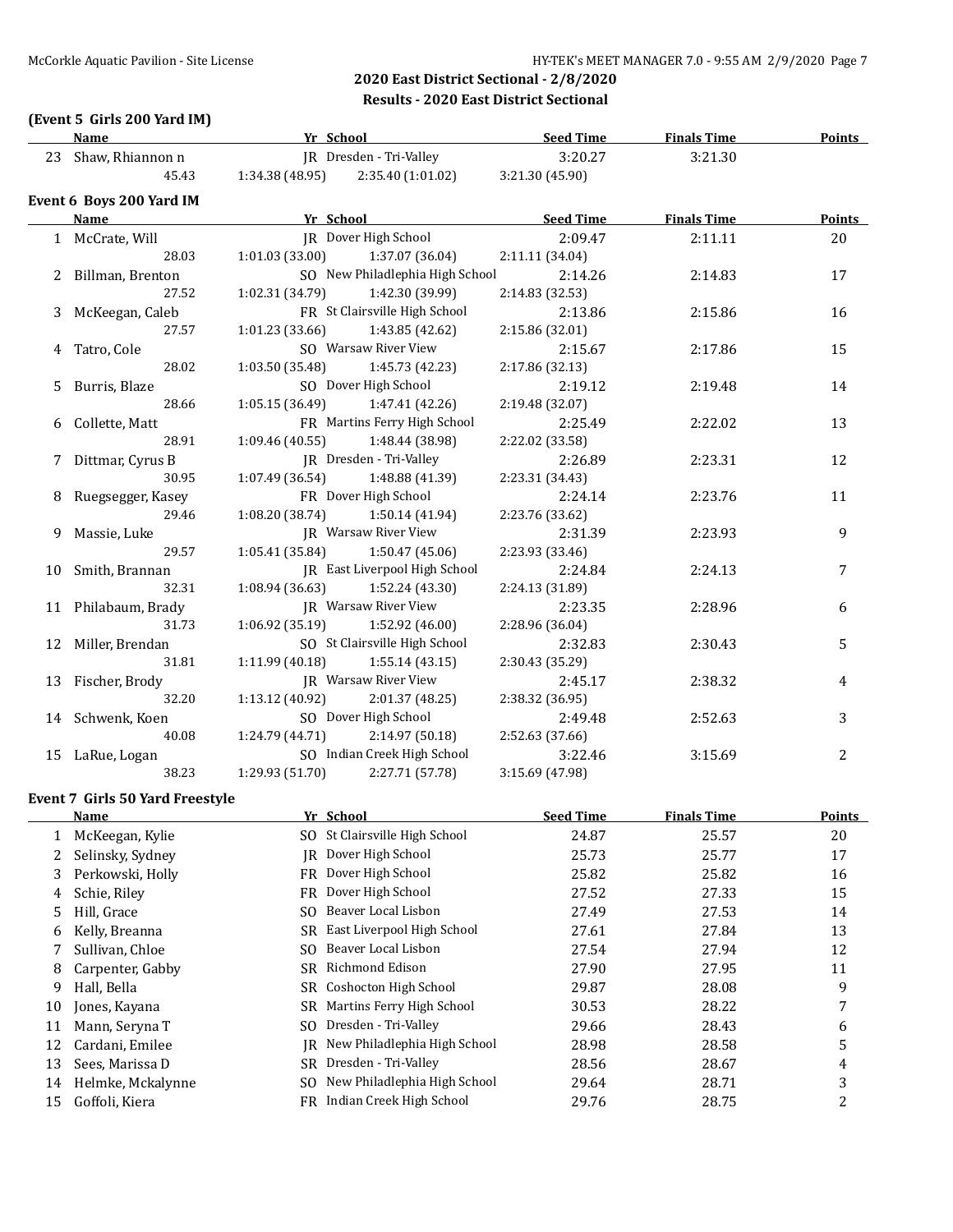## 2020 East District Sectional - 2/8/2020

### Results - 2020 East District Sectional

**(Event 5 Girls 200 Yard IM)**

| | Name | Yr | School | Seed Time | Finals Time | Points |
|---|---|---|---|---|---|---|
| 23 | Shaw, Rhiannon n | JR | Dresden - Tri-Valley | 3:20.27 | 3:21.30 | |
| | 45.43 | 1:34.38 (48.95) | 2:35.40 (1:01.02) | 3:21.30 (45.90) | | |

**Event 6 Boys 200 Yard IM**

| | Name | Yr | School | Seed Time | Finals Time | Points |
|---|---|---|---|---|---|---|
| 1 | McCrate, Will | JR | Dover High School | 2:09.47 | 2:11.11 | 20 |
| | 28.03 | 1:01.03 (33.00) | 1:37.07 (36.04) | 2:11.11 (34.04) | | |
| 2 | Billman, Brenton | SO | New Philadlephia High School | 2:14.26 | 2:14.83 | 17 |
| | 27.52 | 1:02.31 (34.79) | 1:42.30 (39.99) | 2:14.83 (32.53) | | |
| 3 | McKeegan, Caleb | FR | St Clairsville High School | 2:13.86 | 2:15.86 | 16 |
| | 27.57 | 1:01.23 (33.66) | 1:43.85 (42.62) | 2:15.86 (32.01) | | |
| 4 | Tatro, Cole | SO | Warsaw River View | 2:15.67 | 2:17.86 | 15 |
| | 28.02 | 1:03.50 (35.48) | 1:45.73 (42.23) | 2:17.86 (32.13) | | |
| 5 | Burris, Blaze | SO | Dover High School | 2:19.12 | 2:19.48 | 14 |
| | 28.66 | 1:05.15 (36.49) | 1:47.41 (42.26) | 2:19.48 (32.07) | | |
| 6 | Collette, Matt | FR | Martins Ferry High School | 2:25.49 | 2:22.02 | 13 |
| | 28.91 | 1:09.46 (40.55) | 1:48.44 (38.98) | 2:22.02 (33.58) | | |
| 7 | Dittmar, Cyrus B | JR | Dresden - Tri-Valley | 2:26.89 | 2:23.31 | 12 |
| | 30.95 | 1:07.49 (36.54) | 1:48.88 (41.39) | 2:23.31 (34.43) | | |
| 8 | Ruegsegger, Kasey | FR | Dover High School | 2:24.14 | 2:23.76 | 11 |
| | 29.46 | 1:08.20 (38.74) | 1:50.14 (41.94) | 2:23.76 (33.62) | | |
| 9 | Massie, Luke | JR | Warsaw River View | 2:31.39 | 2:23.93 | 9 |
| | 29.57 | 1:05.41 (35.84) | 1:50.47 (45.06) | 2:23.93 (33.46) | | |
| 10 | Smith, Brannan | JR | East Liverpool High School | 2:24.84 | 2:24.13 | 7 |
| | 32.31 | 1:08.94 (36.63) | 1:52.24 (43.30) | 2:24.13 (31.89) | | |
| 11 | Philabaum, Brady | JR | Warsaw River View | 2:23.35 | 2:28.96 | 6 |
| | 31.73 | 1:06.92 (35.19) | 1:52.92 (46.00) | 2:28.96 (36.04) | | |
| 12 | Miller, Brendan | SO | St Clairsville High School | 2:32.83 | 2:30.43 | 5 |
| | 31.81 | 1:11.99 (40.18) | 1:55.14 (43.15) | 2:30.43 (35.29) | | |
| 13 | Fischer, Brody | JR | Warsaw River View | 2:45.17 | 2:38.32 | 4 |
| | 32.20 | 1:13.12 (40.92) | 2:01.37 (48.25) | 2:38.32 (36.95) | | |
| 14 | Schwenk, Koen | SO | Dover High School | 2:49.48 | 2:52.63 | 3 |
| | 40.08 | 1:24.79 (44.71) | 2:14.97 (50.18) | 2:52.63 (37.66) | | |
| 15 | LaRue, Logan | SO | Indian Creek High School | 3:22.46 | 3:15.69 | 2 |
| | 38.23 | 1:29.93 (51.70) | 2:27.71 (57.78) | 3:15.69 (47.98) | | |

**Event 7 Girls 50 Yard Freestyle**

| | Name | Yr | School | Seed Time | Finals Time | Points |
|---|---|---|---|---|---|---|
| 1 | McKeegan, Kylie | SO | St Clairsville High School | 24.87 | 25.57 | 20 |
| 2 | Selinsky, Sydney | JR | Dover High School | 25.73 | 25.77 | 17 |
| 3 | Perkowski, Holly | FR | Dover High School | 25.82 | 25.82 | 16 |
| 4 | Schie, Riley | FR | Dover High School | 27.52 | 27.33 | 15 |
| 5 | Hill, Grace | SO | Beaver Local Lisbon | 27.49 | 27.53 | 14 |
| 6 | Kelly, Breanna | SR | East Liverpool High School | 27.61 | 27.84 | 13 |
| 7 | Sullivan, Chloe | SO | Beaver Local Lisbon | 27.54 | 27.94 | 12 |
| 8 | Carpenter, Gabby | SR | Richmond Edison | 27.90 | 27.95 | 11 |
| 9 | Hall, Bella | SR | Coshocton High School | 29.87 | 28.08 | 9 |
| 10 | Jones, Kayana | SR | Martins Ferry High School | 30.53 | 28.22 | 7 |
| 11 | Mann, Seryna T | SO | Dresden - Tri-Valley | 29.66 | 28.43 | 6 |
| 12 | Cardani, Emilee | JR | New Philadlephia High School | 28.98 | 28.58 | 5 |
| 13 | Sees, Marissa D | SR | Dresden - Tri-Valley | 28.56 | 28.67 | 4 |
| 14 | Helmke, Mckalynne | SO | New Philadlephia High School | 29.64 | 28.71 | 3 |
| 15 | Goffoli, Kiera | FR | Indian Creek High School | 29.76 | 28.75 | 2 |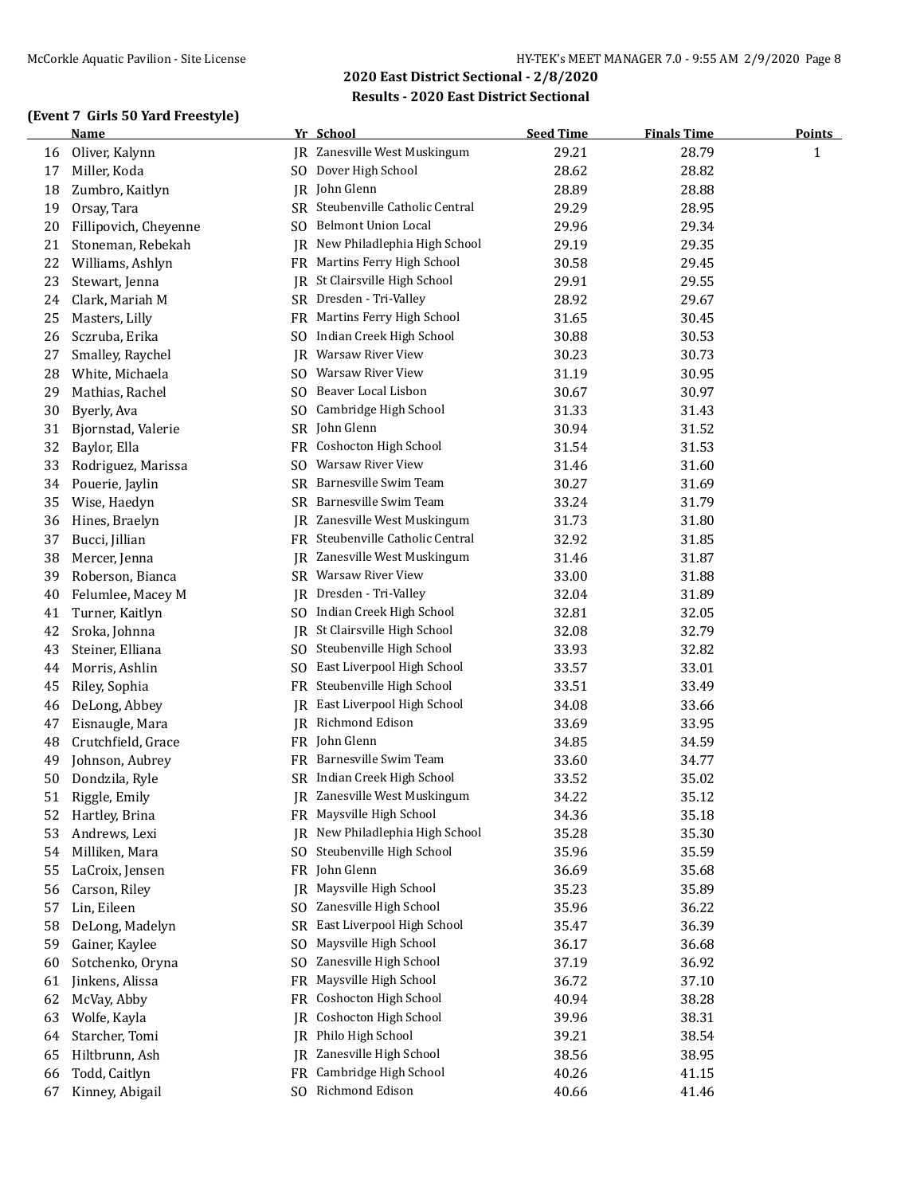## 2020 East District Sectional - 2/8/2020

### Results - 2020 East District Sectional

#### (Event 7 Girls 50 Yard Freestyle)

| | Name | Yr | School | Seed Time | Finals Time | Points |
|---|---|---|---|---|---|---|
| 16 | Oliver, Kalynn | JR | Zanesville West Muskingum | 29.21 | 28.79 | 1 |
| 17 | Miller, Koda | SO | Dover High School | 28.62 | 28.82 | |
| 18 | Zumbro, Kaitlyn | JR | John Glenn | 28.89 | 28.88 | |
| 19 | Orsay, Tara | SR | Steubenville Catholic Central | 29.29 | 28.95 | |
| 20 | Fillipovich, Cheyenne | SO | Belmont Union Local | 29.96 | 29.34 | |
| 21 | Stoneman, Rebekah | JR | New Philadelphia High School | 29.19 | 29.35 | |
| 22 | Williams, Ashlyn | FR | Martins Ferry High School | 30.58 | 29.45 | |
| 23 | Stewart, Jenna | JR | St Clairsville High School | 29.91 | 29.55 | |
| 24 | Clark, Mariah M | SR | Dresden - Tri-Valley | 28.92 | 29.67 | |
| 25 | Masters, Lilly | FR | Martins Ferry High School | 31.65 | 30.45 | |
| 26 | Sczruba, Erika | SO | Indian Creek High School | 30.88 | 30.53 | |
| 27 | Smalley, Raychel | JR | Warsaw River View | 30.23 | 30.73 | |
| 28 | White, Michaela | SO | Warsaw River View | 31.19 | 30.95 | |
| 29 | Mathias, Rachel | SO | Beaver Local Lisbon | 30.67 | 30.97 | |
| 30 | Byerly, Ava | SO | Cambridge High School | 31.33 | 31.43 | |
| 31 | Bjornstad, Valerie | SR | John Glenn | 30.94 | 31.52 | |
| 32 | Baylor, Ella | FR | Coshocton High School | 31.54 | 31.53 | |
| 33 | Rodriguez, Marissa | SO | Warsaw River View | 31.46 | 31.60 | |
| 34 | Pouerie, Jaylin | SR | Barnesville Swim Team | 30.27 | 31.69 | |
| 35 | Wise, Haedyn | SR | Barnesville Swim Team | 33.24 | 31.79 | |
| 36 | Hines, Braelyn | JR | Zanesville West Muskingum | 31.73 | 31.80 | |
| 37 | Bucci, Jillian | FR | Steubenville Catholic Central | 32.92 | 31.85 | |
| 38 | Mercer, Jenna | JR | Zanesville West Muskingum | 31.46 | 31.87 | |
| 39 | Roberson, Bianca | SR | Warsaw River View | 33.00 | 31.88 | |
| 40 | Felumlee, Macey M | JR | Dresden - Tri-Valley | 32.04 | 31.89 | |
| 41 | Turner, Kaitlyn | SO | Indian Creek High School | 32.81 | 32.05 | |
| 42 | Sroka, Johnna | JR | St Clairsville High School | 32.08 | 32.79 | |
| 43 | Steiner, Elliana | SO | Steubenville High School | 33.93 | 32.82 | |
| 44 | Morris, Ashlin | SO | East Liverpool High School | 33.57 | 33.01 | |
| 45 | Riley, Sophia | FR | Steubenville High School | 33.51 | 33.49 | |
| 46 | DeLong, Abbey | JR | East Liverpool High School | 34.08 | 33.66 | |
| 47 | Eisnaugle, Mara | JR | Richmond Edison | 33.69 | 33.95 | |
| 48 | Crutchfield, Grace | FR | John Glenn | 34.85 | 34.59 | |
| 49 | Johnson, Aubrey | FR | Barnesville Swim Team | 33.60 | 34.77 | |
| 50 | Dondzila, Ryle | SR | Indian Creek High School | 33.52 | 35.02 | |
| 51 | Riggle, Emily | JR | Zanesville West Muskingum | 34.22 | 35.12 | |
| 52 | Hartley, Brina | FR | Maysville High School | 34.36 | 35.18 | |
| 53 | Andrews, Lexi | JR | New Philadelphia High School | 35.28 | 35.30 | |
| 54 | Milliken, Mara | SO | Steubenville High School | 35.96 | 35.59 | |
| 55 | LaCroix, Jensen | FR | John Glenn | 36.69 | 35.68 | |
| 56 | Carson, Riley | JR | Maysville High School | 35.23 | 35.89 | |
| 57 | Lin, Eileen | SO | Zanesville High School | 35.96 | 36.22 | |
| 58 | DeLong, Madelyn | SR | East Liverpool High School | 35.47 | 36.39 | |
| 59 | Gainer, Kaylee | SO | Maysville High School | 36.17 | 36.68 | |
| 60 | Sotchenko, Oryna | SO | Zanesville High School | 37.19 | 36.92 | |
| 61 | Jinkens, Alissa | FR | Maysville High School | 36.72 | 37.10 | |
| 62 | McVay, Abby | FR | Coshocton High School | 40.94 | 38.28 | |
| 63 | Wolfe, Kayla | JR | Coshocton High School | 39.96 | 38.31 | |
| 64 | Starcher, Tomi | JR | Philo High School | 39.21 | 38.54 | |
| 65 | Hiltbrunn, Ash | JR | Zanesville High School | 38.56 | 38.95 | |
| 66 | Todd, Caitlyn | FR | Cambridge High School | 40.26 | 41.15 | |
| 67 | Kinney, Abigail | SO | Richmond Edison | 40.66 | 41.46 | |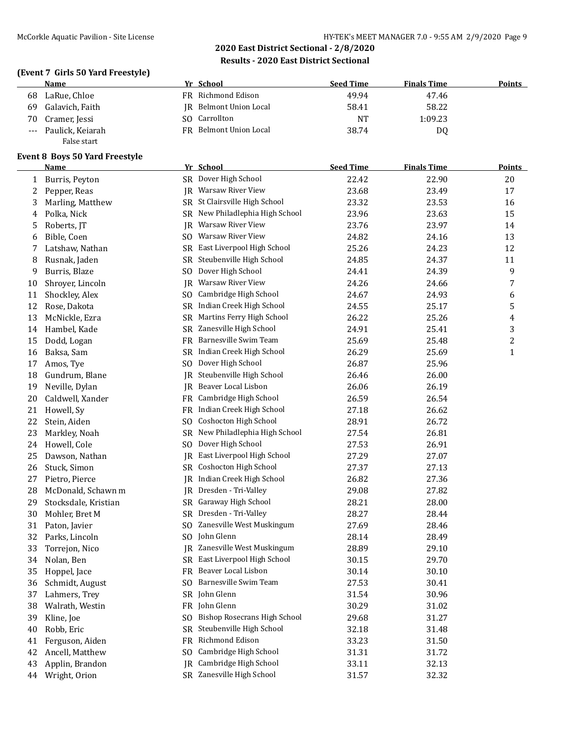## 2020 East District Sectional - 2/8/2020

## Results - 2020 East District Sectional

### (Event 7 Girls 50 Yard Freestyle)

| | Name | Yr | School | Seed Time | Finals Time | Points |
|---|---|---|---|---|---|---|
| 68 | LaRue, Chloe | FR | Richmond Edison | 49.94 | 47.46 | |
| 69 | Galavich, Faith | JR | Belmont Union Local | 58.41 | 58.22 | |
| 70 | Cramer, Jessi | SO | Carrollton | NT | 1:09.23 | |
| --- | Paulick, Keiarah | FR | Belmont Union Local | 38.74 | DQ | |
| | False start | | | | | |

### Event 8 Boys 50 Yard Freestyle

| | Name | Yr | School | Seed Time | Finals Time | Points |
|---|---|---|---|---|---|---|
| 1 | Burris, Peyton | SR | Dover High School | 22.42 | 22.90 | 20 |
| 2 | Pepper, Reas | JR | Warsaw River View | 23.68 | 23.49 | 17 |
| 3 | Marling, Matthew | SR | St Clairsville High School | 23.32 | 23.53 | 16 |
| 4 | Polka, Nick | SR | New Philadlephia High School | 23.96 | 23.63 | 15 |
| 5 | Roberts, JT | JR | Warsaw River View | 23.76 | 23.97 | 14 |
| 6 | Bible, Coen | SO | Warsaw River View | 24.82 | 24.16 | 13 |
| 7 | Latshaw, Nathan | SR | East Liverpool High School | 25.26 | 24.23 | 12 |
| 8 | Rusnak, Jaden | SR | Steubenville High School | 24.85 | 24.37 | 11 |
| 9 | Burris, Blaze | SO | Dover High School | 24.41 | 24.39 | 9 |
| 10 | Shroyer, Lincoln | JR | Warsaw River View | 24.26 | 24.66 | 7 |
| 11 | Shockley, Alex | SO | Cambridge High School | 24.67 | 24.93 | 6 |
| 12 | Rose, Dakota | SR | Indian Creek High School | 24.55 | 25.17 | 5 |
| 13 | McNickle, Ezra | SR | Martins Ferry High School | 26.22 | 25.26 | 4 |
| 14 | Hambel, Kade | SR | Zanesville High School | 24.91 | 25.41 | 3 |
| 15 | Dodd, Logan | FR | Barnesville Swim Team | 25.69 | 25.48 | 2 |
| 16 | Baksa, Sam | SR | Indian Creek High School | 26.29 | 25.69 | 1 |
| 17 | Amos, Tye | SO | Dover High School | 26.87 | 25.96 | |
| 18 | Gundrum, Blane | JR | Steubenville High School | 26.46 | 26.00 | |
| 19 | Neville, Dylan | JR | Beaver Local Lisbon | 26.06 | 26.19 | |
| 20 | Caldwell, Xander | FR | Cambridge High School | 26.59 | 26.54 | |
| 21 | Howell, Sy | FR | Indian Creek High School | 27.18 | 26.62 | |
| 22 | Stein, Aiden | SO | Coshocton High School | 28.91 | 26.72 | |
| 23 | Markley, Noah | SR | New Philadlephia High School | 27.54 | 26.81 | |
| 24 | Howell, Cole | SO | Dover High School | 27.53 | 26.91 | |
| 25 | Dawson, Nathan | JR | East Liverpool High School | 27.29 | 27.07 | |
| 26 | Stuck, Simon | SR | Coshocton High School | 27.37 | 27.13 | |
| 27 | Pietro, Pierce | JR | Indian Creek High School | 26.82 | 27.36 | |
| 28 | McDonald, Schawn m | JR | Dresden - Tri-Valley | 29.08 | 27.82 | |
| 29 | Stocksdale, Kristian | SR | Garaway High School | 28.21 | 28.00 | |
| 30 | Mohler, Bret M | SR | Dresden - Tri-Valley | 28.27 | 28.44 | |
| 31 | Paton, Javier | SO | Zanesville West Muskingum | 27.69 | 28.46 | |
| 32 | Parks, Lincoln | SO | John Glenn | 28.14 | 28.49 | |
| 33 | Torrejon, Nico | JR | Zanesville West Muskingum | 28.89 | 29.10 | |
| 34 | Nolan, Ben | SR | East Liverpool High School | 30.15 | 29.70 | |
| 35 | Hoppel, Jace | FR | Beaver Local Lisbon | 30.14 | 30.10 | |
| 36 | Schmidt, August | SO | Barnesville Swim Team | 27.53 | 30.41 | |
| 37 | Lahmers, Trey | SR | John Glenn | 31.54 | 30.96 | |
| 38 | Walrath, Westin | FR | John Glenn | 30.29 | 31.02 | |
| 39 | Kline, Joe | SO | Bishop Rosecrans High School | 29.68 | 31.27 | |
| 40 | Robb, Eric | SR | Steubenville High School | 32.18 | 31.48 | |
| 41 | Ferguson, Aiden | FR | Richmond Edison | 33.23 | 31.50 | |
| 42 | Ancell, Matthew | SO | Cambridge High School | 31.31 | 31.72 | |
| 43 | Applin, Brandon | JR | Cambridge High School | 33.11 | 32.13 | |
| 44 | Wright, Orion | SR | Zanesville High School | 31.57 | 32.32 | |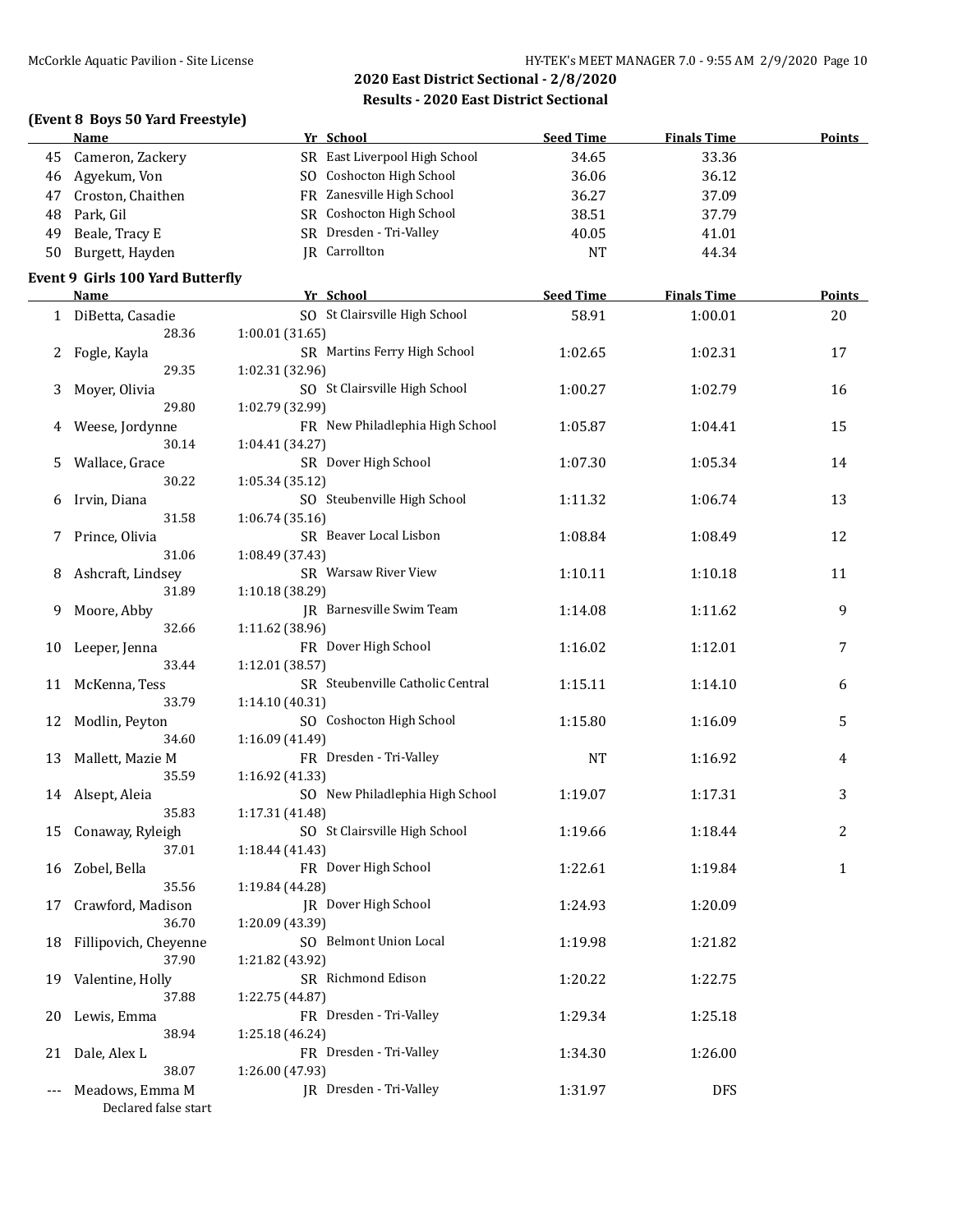## 2020 East District Sectional - 2/8/2020

### Results - 2020 East District Sectional

**(Event 8 Boys 50 Yard Freestyle)**

| | Name | Yr | School | Seed Time | Finals Time | Points |
|---|---|---|---|---|---|---|
| 45 | Cameron, Zackery | SR | East Liverpool High School | 34.65 | 33.36 | |
| 46 | Agyekum, Von | SO | Coshocton High School | 36.06 | 36.12 | |
| 47 | Croston, Chaithen | FR | Zanesville High School | 36.27 | 37.09 | |
| 48 | Park, Gil | SR | Coshocton High School | 38.51 | 37.79 | |
| 49 | Beale, Tracy E | SR | Dresden - Tri-Valley | 40.05 | 41.01 | |
| 50 | Burgett, Hayden | JR | Carrollton | NT | 44.34 | |

**Event 9 Girls 100 Yard Butterfly**

| | Name | Yr | School | Seed Time | Finals Time | Points |
|---|---|---|---|---|---|---|
| 1 | DiBetta, Casadie | SO | St Clairsville High School | 58.91 | 1:00.01 | 20 |
| | 28.36 | 1:00.01 (31.65) | | | | |
| 2 | Fogle, Kayla | SR | Martins Ferry High School | 1:02.65 | 1:02.31 | 17 |
| | 29.35 | 1:02.31 (32.96) | | | | |
| 3 | Moyer, Olivia | SO | St Clairsville High School | 1:00.27 | 1:02.79 | 16 |
| | 29.80 | 1:02.79 (32.99) | | | | |
| 4 | Weese, Jordynne | FR | New Philadlephia High School | 1:05.87 | 1:04.41 | 15 |
| | 30.14 | 1:04.41 (34.27) | | | | |
| 5 | Wallace, Grace | SR | Dover High School | 1:07.30 | 1:05.34 | 14 |
| | 30.22 | 1:05.34 (35.12) | | | | |
| 6 | Irvin, Diana | SO | Steubenville High School | 1:11.32 | 1:06.74 | 13 |
| | 31.58 | 1:06.74 (35.16) | | | | |
| 7 | Prince, Olivia | SR | Beaver Local Lisbon | 1:08.84 | 1:08.49 | 12 |
| | 31.06 | 1:08.49 (37.43) | | | | |
| 8 | Ashcraft, Lindsey | SR | Warsaw River View | 1:10.11 | 1:10.18 | 11 |
| | 31.89 | 1:10.18 (38.29) | | | | |
| 9 | Moore, Abby | JR | Barnesville Swim Team | 1:14.08 | 1:11.62 | 9 |
| | 32.66 | 1:11.62 (38.96) | | | | |
| 10 | Leeper, Jenna | FR | Dover High School | 1:16.02 | 1:12.01 | 7 |
| | 33.44 | 1:12.01 (38.57) | | | | |
| 11 | McKenna, Tess | SR | Steubenville Catholic Central | 1:15.11 | 1:14.10 | 6 |
| | 33.79 | 1:14.10 (40.31) | | | | |
| 12 | Modlin, Peyton | SO | Coshocton High School | 1:15.80 | 1:16.09 | 5 |
| | 34.60 | 1:16.09 (41.49) | | | | |
| 13 | Mallett, Mazie M | FR | Dresden - Tri-Valley | NT | 1:16.92 | 4 |
| | 35.59 | 1:16.92 (41.33) | | | | |
| 14 | Alsept, Aleia | SO | New Philadlephia High School | 1:19.07 | 1:17.31 | 3 |
| | 35.83 | 1:17.31 (41.48) | | | | |
| 15 | Conaway, Ryleigh | SO | St Clairsville High School | 1:19.66 | 1:18.44 | 2 |
| | 37.01 | 1:18.44 (41.43) | | | | |
| 16 | Zobel, Bella | FR | Dover High School | 1:22.61 | 1:19.84 | 1 |
| | 35.56 | 1:19.84 (44.28) | | | | |
| 17 | Crawford, Madison | JR | Dover High School | 1:24.93 | 1:20.09 | |
| | 36.70 | 1:20.09 (43.39) | | | | |
| 18 | Fillipovich, Cheyenne | SO | Belmont Union Local | 1:19.98 | 1:21.82 | |
| | 37.90 | 1:21.82 (43.92) | | | | |
| 19 | Valentine, Holly | SR | Richmond Edison | 1:20.22 | 1:22.75 | |
| | 37.88 | 1:22.75 (44.87) | | | | |
| 20 | Lewis, Emma | FR | Dresden - Tri-Valley | 1:29.34 | 1:25.18 | |
| | 38.94 | 1:25.18 (46.24) | | | | |
| 21 | Dale, Alex L | FR | Dresden - Tri-Valley | 1:34.30 | 1:26.00 | |
| | 38.07 | 1:26.00 (47.93) | | | | |
| --- | Meadows, Emma M | JR | Dresden - Tri-Valley | 1:31.97 | DFS | |
| | Declared false start | | | | | |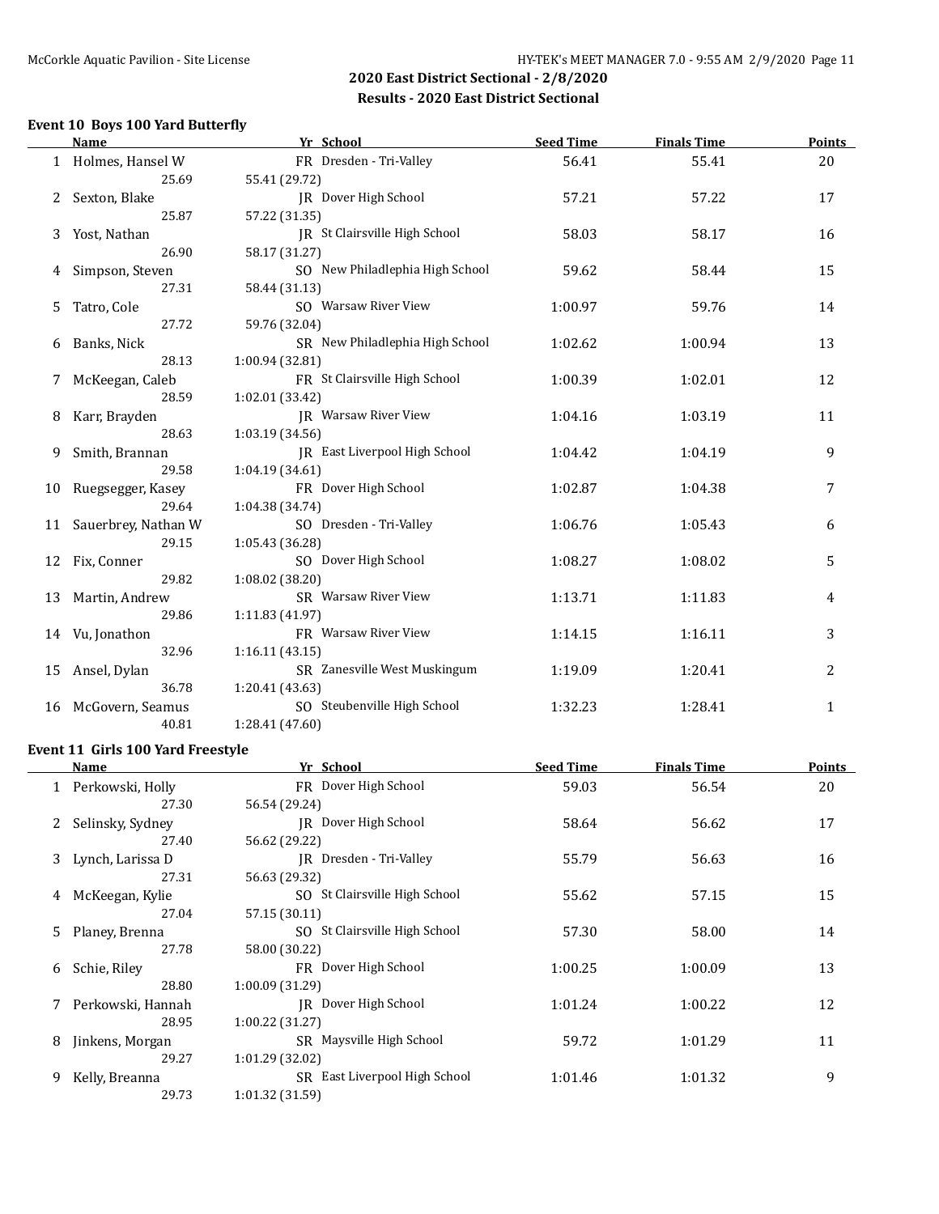## 2020 East District Sectional - 2/8/2020
### Results - 2020 East District Sectional

### Event 10 Boys 100 Yard Butterfly

| | Name | Yr | School | Seed Time | Finals Time | Points |
|---|---|---|---|---|---|---|
| 1 | Holmes, Hansel W | FR | Dresden - Tri-Valley | 56.41 | 55.41 | 20 |
| | 25.69 | 55.41 (29.72) | | | | |
| 2 | Sexton, Blake | JR | Dover High School | 57.21 | 57.22 | 17 |
| | 25.87 | 57.22 (31.35) | | | | |
| 3 | Yost, Nathan | JR | St Clairsville High School | 58.03 | 58.17 | 16 |
| | 26.90 | 58.17 (31.27) | | | | |
| 4 | Simpson, Steven | SO | New Philadelphia High School | 59.62 | 58.44 | 15 |
| | 27.31 | 58.44 (31.13) | | | | |
| 5 | Tatro, Cole | SO | Warsaw River View | 1:00.97 | 59.76 | 14 |
| | 27.72 | 59.76 (32.04) | | | | |
| 6 | Banks, Nick | SR | New Philadlephia High School | 1:02.62 | 1:00.94 | 13 |
| | 28.13 | 1:00.94 (32.81) | | | | |
| 7 | McKeegan, Caleb | FR | St Clairsville High School | 1:00.39 | 1:02.01 | 12 |
| | 28.59 | 1:02.01 (33.42) | | | | |
| 8 | Karr, Brayden | JR | Warsaw River View | 1:04.16 | 1:03.19 | 11 |
| | 28.63 | 1:03.19 (34.56) | | | | |
| 9 | Smith, Brannan | JR | East Liverpool High School | 1:04.42 | 1:04.19 | 9 |
| | 29.58 | 1:04.19 (34.61) | | | | |
| 10 | Ruegsegger, Kasey | FR | Dover High School | 1:02.87 | 1:04.38 | 7 |
| | 29.64 | 1:04.38 (34.74) | | | | |
| 11 | Sauerbrey, Nathan W | SO | Dresden - Tri-Valley | 1:06.76 | 1:05.43 | 6 |
| | 29.15 | 1:05.43 (36.28) | | | | |
| 12 | Fix, Conner | SO | Dover High School | 1:08.27 | 1:08.02 | 5 |
| | 29.82 | 1:08.02 (38.20) | | | | |
| 13 | Martin, Andrew | SR | Warsaw River View | 1:13.71 | 1:11.83 | 4 |
| | 29.86 | 1:11.83 (41.97) | | | | |
| 14 | Vu, Jonathon | FR | Warsaw River View | 1:14.15 | 1:16.11 | 3 |
| | 32.96 | 1:16.11 (43.15) | | | | |
| 15 | Ansel, Dylan | SR | Zanesville West Muskingum | 1:19.09 | 1:20.41 | 2 |
| | 36.78 | 1:20.41 (43.63) | | | | |
| 16 | McGovern, Seamus | SO | Steubenville High School | 1:32.23 | 1:28.41 | 1 |
| | 40.81 | 1:28.41 (47.60) | | | | |

### Event 11 Girls 100 Yard Freestyle

| | Name | Yr | School | Seed Time | Finals Time | Points |
|---|---|---|---|---|---|---|
| 1 | Perkowski, Holly | FR | Dover High School | 59.03 | 56.54 | 20 |
| | 27.30 | 56.54 (29.24) | | | | |
| 2 | Selinsky, Sydney | JR | Dover High School | 58.64 | 56.62 | 17 |
| | 27.40 | 56.62 (29.22) | | | | |
| 3 | Lynch, Larissa D | JR | Dresden - Tri-Valley | 55.79 | 56.63 | 16 |
| | 27.31 | 56.63 (29.32) | | | | |
| 4 | McKeegan, Kylie | SO | St Clairsville High School | 55.62 | 57.15 | 15 |
| | 27.04 | 57.15 (30.11) | | | | |
| 5 | Planey, Brenna | SO | St Clairsville High School | 57.30 | 58.00 | 14 |
| | 27.78 | 58.00 (30.22) | | | | |
| 6 | Schie, Riley | FR | Dover High School | 1:00.25 | 1:00.09 | 13 |
| | 28.80 | 1:00.09 (31.29) | | | | |
| 7 | Perkowski, Hannah | JR | Dover High School | 1:01.24 | 1:00.22 | 12 |
| | 28.95 | 1:00.22 (31.27) | | | | |
| 8 | Jinkens, Morgan | SR | Maysville High School | 59.72 | 1:01.29 | 11 |
| | 29.27 | 1:01.29 (32.02) | | | | |
| 9 | Kelly, Breanna | SR | East Liverpool High School | 1:01.46 | 1:01.32 | 9 |
| | 29.73 | 1:01.32 (31.59) | | | | |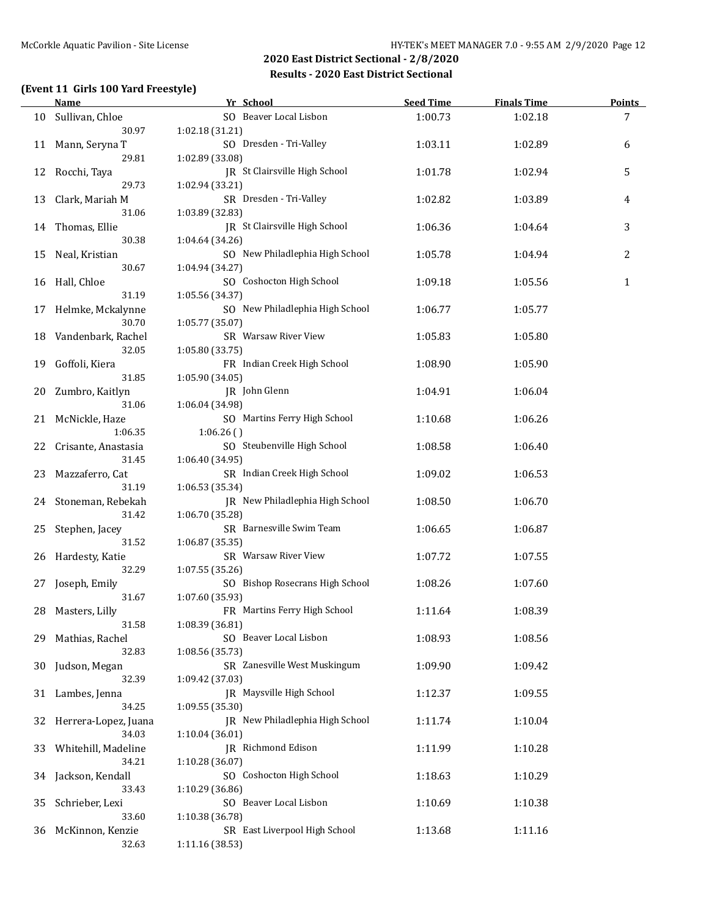## 2020 East District Sectional - 2/8/2020

### Results - 2020 East District Sectional

#### (Event 11 Girls 100 Yard Freestyle)

| | Name | Yr | School | Seed Time | Finals Time | Points |
|---|---|---|---|---|---|---|
| 10 | Sullivan, Chloe | SO | Beaver Local Lisbon | 1:00.73 | 1:02.18 | 7 |
| | 30.97 | 1:02.18 (31.21) | | | | |
| 11 | Mann, Seryna T | SO | Dresden - Tri-Valley | 1:03.11 | 1:02.89 | 6 |
| | 29.81 | 1:02.89 (33.08) | | | | |
| 12 | Rocchi, Taya | JR | St Clairsville High School | 1:01.78 | 1:02.94 | 5 |
| | 29.73 | 1:02.94 (33.21) | | | | |
| 13 | Clark, Mariah M | SR | Dresden - Tri-Valley | 1:02.82 | 1:03.89 | 4 |
| | 31.06 | 1:03.89 (32.83) | | | | |
| 14 | Thomas, Ellie | JR | St Clairsville High School | 1:06.36 | 1:04.64 | 3 |
| | 30.38 | 1:04.64 (34.26) | | | | |
| 15 | Neal, Kristian | SO | New Philadelphia High School | 1:05.78 | 1:04.94 | 2 |
| | 30.67 | 1:04.94 (34.27) | | | | |
| 16 | Hall, Chloe | SO | Coshocton High School | 1:09.18 | 1:05.56 | 1 |
| | 31.19 | 1:05.56 (34.37) | | | | |
| 17 | Helmke, Mckalynne | SO | New Philadelphia High School | 1:06.77 | 1:05.77 | |
| | 30.70 | 1:05.77 (35.07) | | | | |
| 18 | Vandenbark, Rachel | SR | Warsaw River View | 1:05.83 | 1:05.80 | |
| | 32.05 | 1:05.80 (33.75) | | | | |
| 19 | Goffoli, Kiera | FR | Indian Creek High School | 1:08.90 | 1:05.90 | |
| | 31.85 | 1:05.90 (34.05) | | | | |
| 20 | Zumbro, Kaitlyn | JR | John Glenn | 1:04.91 | 1:06.04 | |
| | 31.06 | 1:06.04 (34.98) | | | | |
| 21 | McNickle, Haze | SO | Martins Ferry High School | 1:10.68 | 1:06.26 | |
| | 1:06.35 | 1:06.26 ( ) | | | | |
| 22 | Crisante, Anastasia | SO | Steubenville High School | 1:08.58 | 1:06.40 | |
| | 31.45 | 1:06.40 (34.95) | | | | |
| 23 | Mazzaferro, Cat | SR | Indian Creek High School | 1:09.02 | 1:06.53 | |
| | 31.19 | 1:06.53 (35.34) | | | | |
| 24 | Stoneman, Rebekah | JR | New Philadelphia High School | 1:08.50 | 1:06.70 | |
| | 31.42 | 1:06.70 (35.28) | | | | |
| 25 | Stephen, Jacey | SR | Barnesville Swim Team | 1:06.65 | 1:06.87 | |
| | 31.52 | 1:06.87 (35.35) | | | | |
| 26 | Hardesty, Katie | SR | Warsaw River View | 1:07.72 | 1:07.55 | |
| | 32.29 | 1:07.55 (35.26) | | | | |
| 27 | Joseph, Emily | SO | Bishop Rosecrans High School | 1:08.26 | 1:07.60 | |
| | 31.67 | 1:07.60 (35.93) | | | | |
| 28 | Masters, Lilly | FR | Martins Ferry High School | 1:11.64 | 1:08.39 | |
| | 31.58 | 1:08.39 (36.81) | | | | |
| 29 | Mathias, Rachel | SO | Beaver Local Lisbon | 1:08.93 | 1:08.56 | |
| | 32.83 | 1:08.56 (35.73) | | | | |
| 30 | Judson, Megan | SR | Zanesville West Muskingum | 1:09.90 | 1:09.42 | |
| | 32.39 | 1:09.42 (37.03) | | | | |
| 31 | Lambes, Jenna | JR | Maysville High School | 1:12.37 | 1:09.55 | |
| | 34.25 | 1:09.55 (35.30) | | | | |
| 32 | Herrera-Lopez, Juana | JR | New Philadelphia High School | 1:11.74 | 1:10.04 | |
| | 34.03 | 1:10.04 (36.01) | | | | |
| 33 | Whitehill, Madeline | JR | Richmond Edison | 1:11.99 | 1:10.28 | |
| | 34.21 | 1:10.28 (36.07) | | | | |
| 34 | Jackson, Kendall | SO | Coshocton High School | 1:18.63 | 1:10.29 | |
| | 33.43 | 1:10.29 (36.86) | | | | |
| 35 | Schrieber, Lexi | SO | Beaver Local Lisbon | 1:10.69 | 1:10.38 | |
| | 33.60 | 1:10.38 (36.78) | | | | |
| 36 | McKinnon, Kenzie | SR | East Liverpool High School | 1:13.68 | 1:11.16 | |
| | 32.63 | 1:11.16 (38.53) | | | | |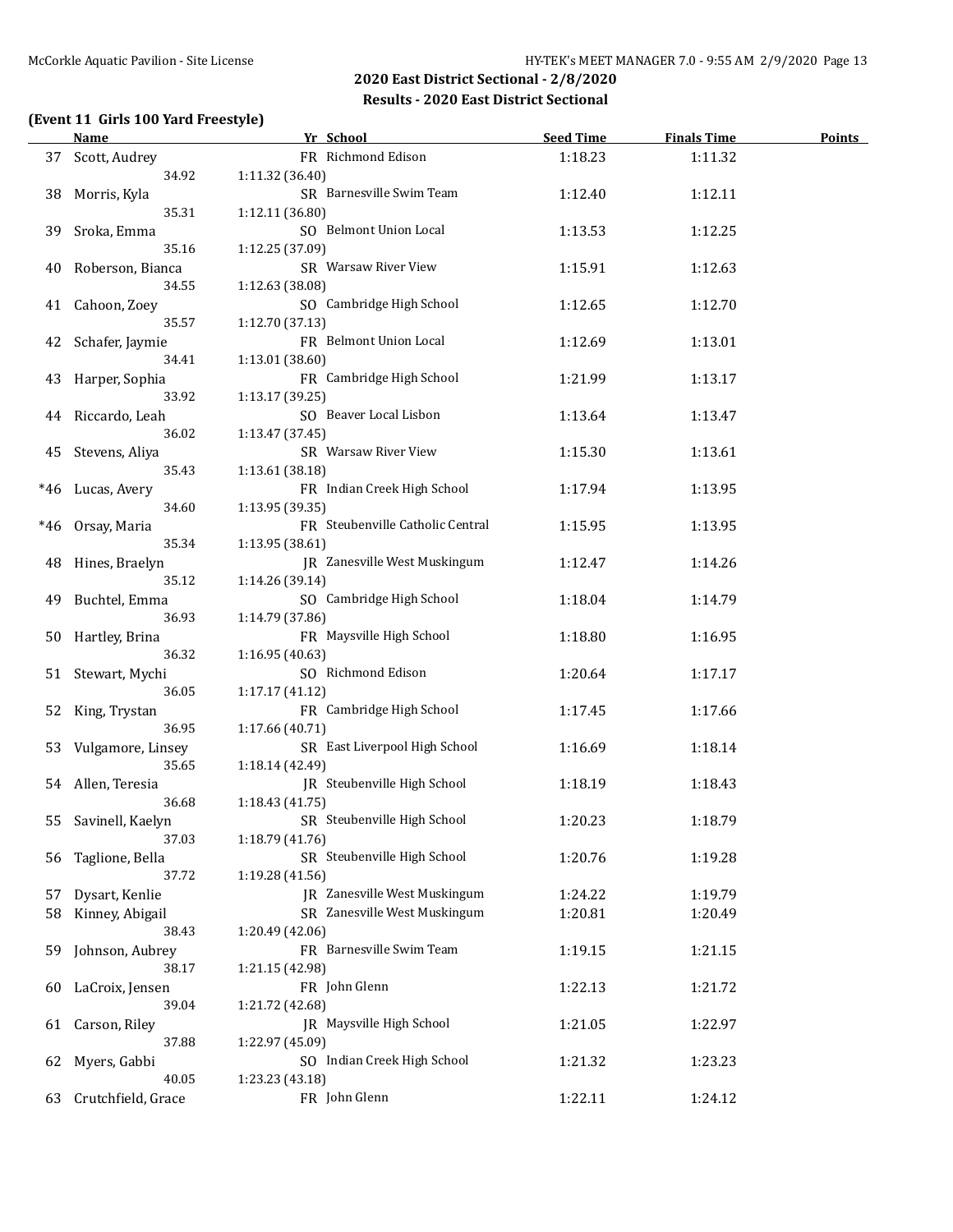## 2020 East District Sectional - 2/8/2020

### Results - 2020 East District Sectional

#### (Event 11 Girls 100 Yard Freestyle)

| | Name | Yr | School | Seed Time | Finals Time | Points |
|---|---|---|---|---|---|---|
| 37 | Scott, Audrey | FR | Richmond Edison | 1:18.23 | 1:11.32 | |
| | 34.92 | | 1:11.32 (36.40) | | | |
| 38 | Morris, Kyla | SR | Barnesville Swim Team | 1:12.40 | 1:12.11 | |
| | 35.31 | | 1:12.11 (36.80) | | | |
| 39 | Sroka, Emma | SO | Belmont Union Local | 1:13.53 | 1:12.25 | |
| | 35.16 | | 1:12.25 (37.09) | | | |
| 40 | Roberson, Bianca | SR | Warsaw River View | 1:15.91 | 1:12.63 | |
| | 34.55 | | 1:12.63 (38.08) | | | |
| 41 | Cahoon, Zoey | SO | Cambridge High School | 1:12.65 | 1:12.70 | |
| | 35.57 | | 1:12.70 (37.13) | | | |
| 42 | Schafer, Jaymie | FR | Belmont Union Local | 1:12.69 | 1:13.01 | |
| | 34.41 | | 1:13.01 (38.60) | | | |
| 43 | Harper, Sophia | FR | Cambridge High School | 1:21.99 | 1:13.17 | |
| | 33.92 | | 1:13.17 (39.25) | | | |
| 44 | Riccardo, Leah | SO | Beaver Local Lisbon | 1:13.64 | 1:13.47 | |
| | 36.02 | | 1:13.47 (37.45) | | | |
| 45 | Stevens, Aliya | SR | Warsaw River View | 1:15.30 | 1:13.61 | |
| | 35.43 | | 1:13.61 (38.18) | | | |
| *46 | Lucas, Avery | FR | Indian Creek High School | 1:17.94 | 1:13.95 | |
| | 34.60 | | 1:13.95 (39.35) | | | |
| *46 | Orsay, Maria | FR | Steubenville Catholic Central | 1:15.95 | 1:13.95 | |
| | 35.34 | | 1:13.95 (38.61) | | | |
| 48 | Hines, Braelyn | JR | Zanesville West Muskingum | 1:12.47 | 1:14.26 | |
| | 35.12 | | 1:14.26 (39.14) | | | |
| 49 | Buchtel, Emma | SO | Cambridge High School | 1:18.04 | 1:14.79 | |
| | 36.93 | | 1:14.79 (37.86) | | | |
| 50 | Hartley, Brina | FR | Maysville High School | 1:18.80 | 1:16.95 | |
| | 36.32 | | 1:16.95 (40.63) | | | |
| 51 | Stewart, Mychi | SO | Richmond Edison | 1:20.64 | 1:17.17 | |
| | 36.05 | | 1:17.17 (41.12) | | | |
| 52 | King, Trystan | FR | Cambridge High School | 1:17.45 | 1:17.66 | |
| | 36.95 | | 1:17.66 (40.71) | | | |
| 53 | Vulgamore, Linsey | SR | East Liverpool High School | 1:16.69 | 1:18.14 | |
| | 35.65 | | 1:18.14 (42.49) | | | |
| 54 | Allen, Teresia | JR | Steubenville High School | 1:18.19 | 1:18.43 | |
| | 36.68 | | 1:18.43 (41.75) | | | |
| 55 | Savinell, Kaelyn | SR | Steubenville High School | 1:20.23 | 1:18.79 | |
| | 37.03 | | 1:18.79 (41.76) | | | |
| 56 | Taglione, Bella | SR | Steubenville High School | 1:20.76 | 1:19.28 | |
| | 37.72 | | 1:19.28 (41.56) | | | |
| 57 | Dysart, Kenlie | JR | Zanesville West Muskingum | 1:24.22 | 1:19.79 | |
| 58 | Kinney, Abigail | SR | Zanesville West Muskingum | 1:20.81 | 1:20.49 | |
| | 38.43 | | 1:20.49 (42.06) | | | |
| 59 | Johnson, Aubrey | FR | Barnesville Swim Team | 1:19.15 | 1:21.15 | |
| | 38.17 | | 1:21.15 (42.98) | | | |
| 60 | LaCroix, Jensen | FR | John Glenn | 1:22.13 | 1:21.72 | |
| | 39.04 | | 1:21.72 (42.68) | | | |
| 61 | Carson, Riley | JR | Maysville High School | 1:21.05 | 1:22.97 | |
| | 37.88 | | 1:22.97 (45.09) | | | |
| 62 | Myers, Gabbi | SO | Indian Creek High School | 1:21.32 | 1:23.23 | |
| | 40.05 | | 1:23.23 (43.18) | | | |
| 63 | Crutchfield, Grace | FR | John Glenn | 1:22.11 | 1:24.12 | |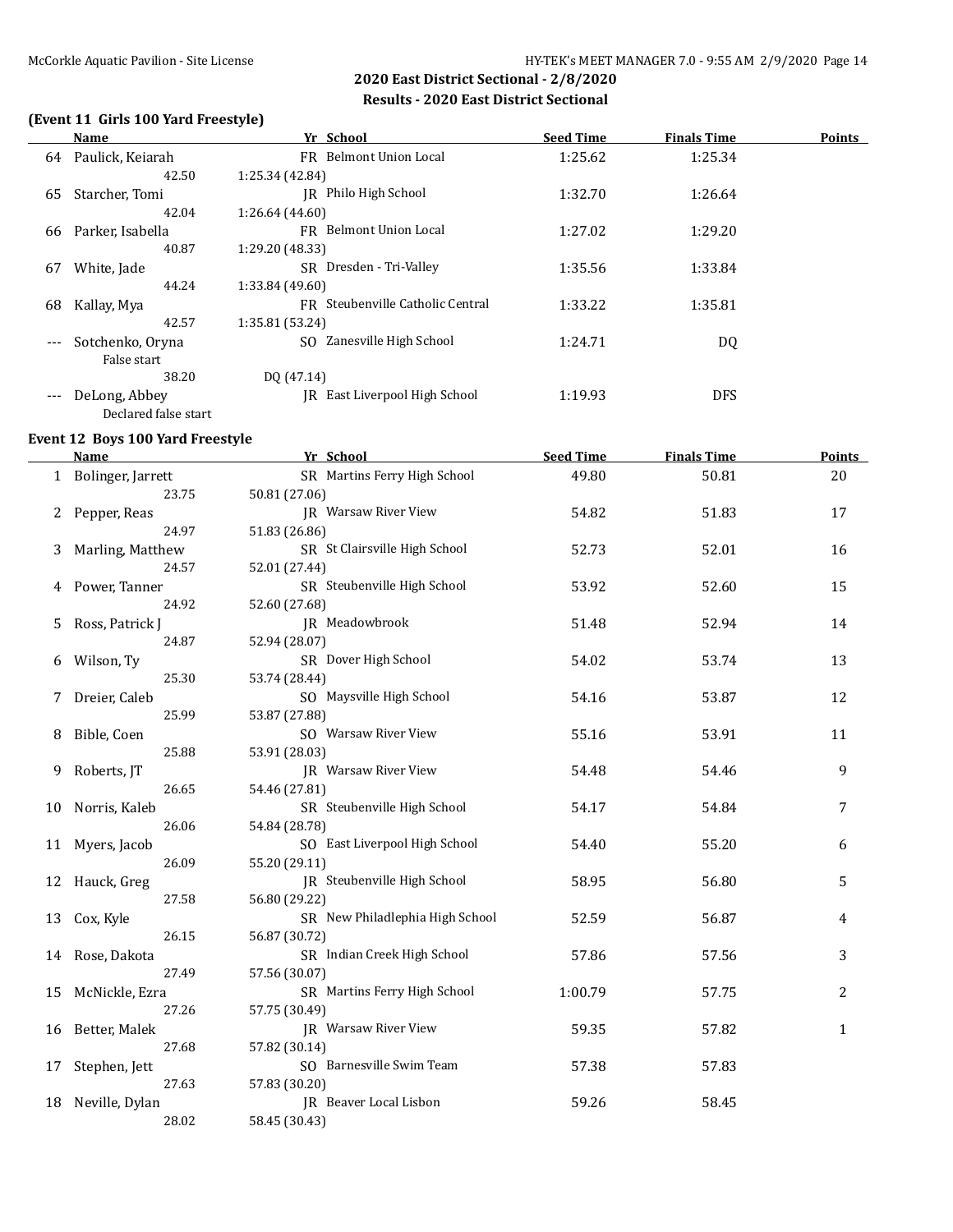## 2020 East District Sectional - 2/8/2020

### Results - 2020 East District Sectional

#### (Event 11 Girls 100 Yard Freestyle)

| | Name | Yr | School | Seed Time | Finals Time | Points |
|---|---|---|---|---|---|---|
| 64 | Paulick, Keiarah | FR | Belmont Union Local | 1:25.62 | 1:25.34 | |
| | 42.50 | 1:25.34 (42.84) | | | | |
| 65 | Starcher, Tomi | JR | Philo High School | 1:32.70 | 1:26.64 | |
| | 42.04 | 1:26.64 (44.60) | | | | |
| 66 | Parker, Isabella | FR | Belmont Union Local | 1:27.02 | 1:29.20 | |
| | 40.87 | 1:29.20 (48.33) | | | | |
| 67 | White, Jade | SR | Dresden - Tri-Valley | 1:35.56 | 1:33.84 | |
| | 44.24 | 1:33.84 (49.60) | | | | |
| 68 | Kallay, Mya | FR | Steubenville Catholic Central | 1:33.22 | 1:35.81 | |
| | 42.57 | 1:35.81 (53.24) | | | | |
| --- | Sotchenko, Oryna | SO | Zanesville High School | 1:24.71 | DQ | |
| | False start | | | | | |
| | 38.20 | DQ (47.14) | | | | |
| --- | DeLong, Abbey | JR | East Liverpool High School | 1:19.93 | DFS | |
| | Declared false start | | | | | |

#### Event 12 Boys 100 Yard Freestyle

| | Name | Yr | School | Seed Time | Finals Time | Points |
|---|---|---|---|---|---|---|
| 1 | Bolinger, Jarrett | SR | Martins Ferry High School | 49.80 | 50.81 | 20 |
| | 23.75 | 50.81 (27.06) | | | | |
| 2 | Pepper, Reas | JR | Warsaw River View | 54.82 | 51.83 | 17 |
| | 24.97 | 51.83 (26.86) | | | | |
| 3 | Marling, Matthew | SR | St Clairsville High School | 52.73 | 52.01 | 16 |
| | 24.57 | 52.01 (27.44) | | | | |
| 4 | Power, Tanner | SR | Steubenville High School | 53.92 | 52.60 | 15 |
| | 24.92 | 52.60 (27.68) | | | | |
| 5 | Ross, Patrick J | JR | Meadowbrook | 51.48 | 52.94 | 14 |
| | 24.87 | 52.94 (28.07) | | | | |
| 6 | Wilson, Ty | SR | Dover High School | 54.02 | 53.74 | 13 |
| | 25.30 | 53.74 (28.44) | | | | |
| 7 | Dreier, Caleb | SO | Maysville High School | 54.16 | 53.87 | 12 |
| | 25.99 | 53.87 (27.88) | | | | |
| 8 | Bible, Coen | SO | Warsaw River View | 55.16 | 53.91 | 11 |
| | 25.88 | 53.91 (28.03) | | | | |
| 9 | Roberts, JT | JR | Warsaw River View | 54.48 | 54.46 | 9 |
| | 26.65 | 54.46 (27.81) | | | | |
| 10 | Norris, Kaleb | SR | Steubenville High School | 54.17 | 54.84 | 7 |
| | 26.06 | 54.84 (28.78) | | | | |
| 11 | Myers, Jacob | SO | East Liverpool High School | 54.40 | 55.20 | 6 |
| | 26.09 | 55.20 (29.11) | | | | |
| 12 | Hauck, Greg | JR | Steubenville High School | 58.95 | 56.80 | 5 |
| | 27.58 | 56.80 (29.22) | | | | |
| 13 | Cox, Kyle | SR | New Philadlephia High School | 52.59 | 56.87 | 4 |
| | 26.15 | 56.87 (30.72) | | | | |
| 14 | Rose, Dakota | SR | Indian Creek High School | 57.86 | 57.56 | 3 |
| | 27.49 | 57.56 (30.07) | | | | |
| 15 | McNickle, Ezra | SR | Martins Ferry High School | 1:00.79 | 57.75 | 2 |
| | 27.26 | 57.75 (30.49) | | | | |
| 16 | Better, Malek | JR | Warsaw River View | 59.35 | 57.82 | 1 |
| | 27.68 | 57.82 (30.14) | | | | |
| 17 | Stephen, Jett | SO | Barnesville Swim Team | 57.38 | 57.83 | |
| | 27.63 | 57.83 (30.20) | | | | |
| 18 | Neville, Dylan | JR | Beaver Local Lisbon | 59.26 | 58.45 | |
| | 28.02 | 58.45 (30.43) | | | | |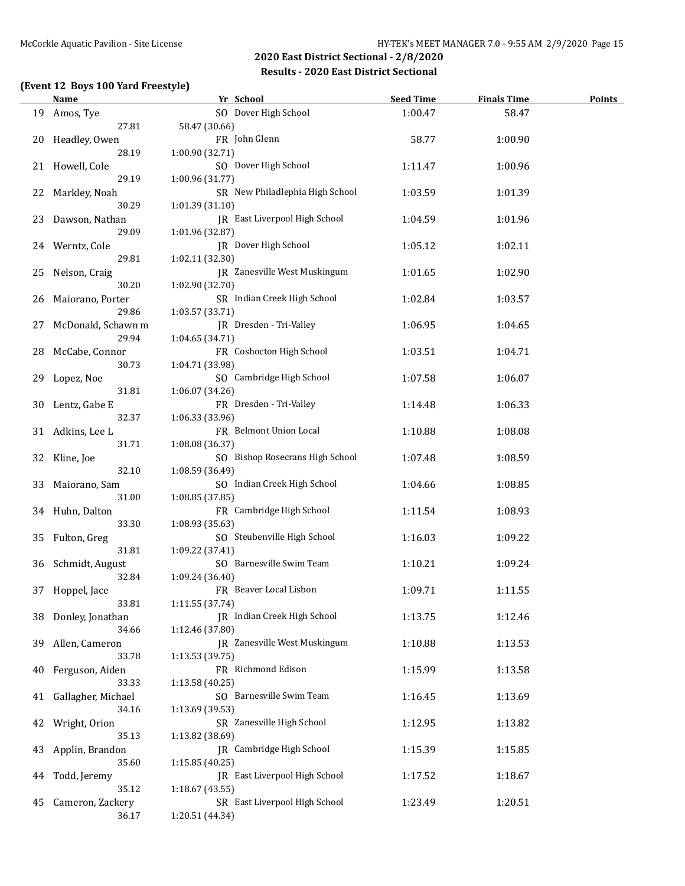## 2020 East District Sectional - 2/8/2020

### Results - 2020 East District Sectional

**(Event 12 Boys 100 Yard Freestyle)**

| | Name | Yr | School | Seed Time | Finals Time | Points |
|---|---|---|---|---|---|---|
| 19 | Amos, Tye | SO | Dover High School | 1:00.47 | 58.47 | |
| | 27.81 | 58.47 (30.66) | | | | |
| 20 | Headley, Owen | FR | John Glenn | 58.77 | 1:00.90 | |
| | 28.19 | 1:00.90 (32.71) | | | | |
| 21 | Howell, Cole | SO | Dover High School | 1:11.47 | 1:00.96 | |
| | 29.19 | 1:00.96 (31.77) | | | | |
| 22 | Markley, Noah | SR | New Philadlephia High School | 1:03.59 | 1:01.39 | |
| | 30.29 | 1:01.39 (31.10) | | | | |
| 23 | Dawson, Nathan | JR | East Liverpool High School | 1:04.59 | 1:01.96 | |
| | 29.09 | 1:01.96 (32.87) | | | | |
| 24 | Werntz, Cole | JR | Dover High School | 1:05.12 | 1:02.11 | |
| | 29.81 | 1:02.11 (32.30) | | | | |
| 25 | Nelson, Craig | JR | Zanesville West Muskingum | 1:01.65 | 1:02.90 | |
| | 30.20 | 1:02.90 (32.70) | | | | |
| 26 | Maiorano, Porter | SR | Indian Creek High School | 1:02.84 | 1:03.57 | |
| | 29.86 | 1:03.57 (33.71) | | | | |
| 27 | McDonald, Schawn m | JR | Dresden - Tri-Valley | 1:06.95 | 1:04.65 | |
| | 29.94 | 1:04.65 (34.71) | | | | |
| 28 | McCabe, Connor | FR | Coshocton High School | 1:03.51 | 1:04.71 | |
| | 30.73 | 1:04.71 (33.98) | | | | |
| 29 | Lopez, Noe | SO | Cambridge High School | 1:07.58 | 1:06.07 | |
| | 31.81 | 1:06.07 (34.26) | | | | |
| 30 | Lentz, Gabe E | FR | Dresden - Tri-Valley | 1:14.48 | 1:06.33 | |
| | 32.37 | 1:06.33 (33.96) | | | | |
| 31 | Adkins, Lee L | FR | Belmont Union Local | 1:10.88 | 1:08.08 | |
| | 31.71 | 1:08.08 (36.37) | | | | |
| 32 | Kline, Joe | SO | Bishop Rosecrans High School | 1:07.48 | 1:08.59 | |
| | 32.10 | 1:08.59 (36.49) | | | | |
| 33 | Maiorano, Sam | SO | Indian Creek High School | 1:04.66 | 1:08.85 | |
| | 31.00 | 1:08.85 (37.85) | | | | |
| 34 | Huhn, Dalton | FR | Cambridge High School | 1:11.54 | 1:08.93 | |
| | 33.30 | 1:08.93 (35.63) | | | | |
| 35 | Fulton, Greg | SO | Steubenville High School | 1:16.03 | 1:09.22 | |
| | 31.81 | 1:09.22 (37.41) | | | | |
| 36 | Schmidt, August | SO | Barnesville Swim Team | 1:10.21 | 1:09.24 | |
| | 32.84 | 1:09.24 (36.40) | | | | |
| 37 | Hoppel, Jace | FR | Beaver Local Lisbon | 1:09.71 | 1:11.55 | |
| | 33.81 | 1:11.55 (37.74) | | | | |
| 38 | Donley, Jonathan | JR | Indian Creek High School | 1:13.75 | 1:12.46 | |
| | 34.66 | 1:12.46 (37.80) | | | | |
| 39 | Allen, Cameron | JR | Zanesville West Muskingum | 1:10.88 | 1:13.53 | |
| | 33.78 | 1:13.53 (39.75) | | | | |
| 40 | Ferguson, Aiden | FR | Richmond Edison | 1:15.99 | 1:13.58 | |
| | 33.33 | 1:13.58 (40.25) | | | | |
| 41 | Gallagher, Michael | SO | Barnesville Swim Team | 1:16.45 | 1:13.69 | |
| | 34.16 | 1:13.69 (39.53) | | | | |
| 42 | Wright, Orion | SR | Zanesville High School | 1:12.95 | 1:13.82 | |
| | 35.13 | 1:13.82 (38.69) | | | | |
| 43 | Applin, Brandon | JR | Cambridge High School | 1:15.39 | 1:15.85 | |
| | 35.60 | 1:15.85 (40.25) | | | | |
| 44 | Todd, Jeremy | JR | East Liverpool High School | 1:17.52 | 1:18.67 | |
| | 35.12 | 1:18.67 (43.55) | | | | |
| 45 | Cameron, Zackery | SR | East Liverpool High School | 1:23.49 | 1:20.51 | |
| | 36.17 | 1:20.51 (44.34) | | | | |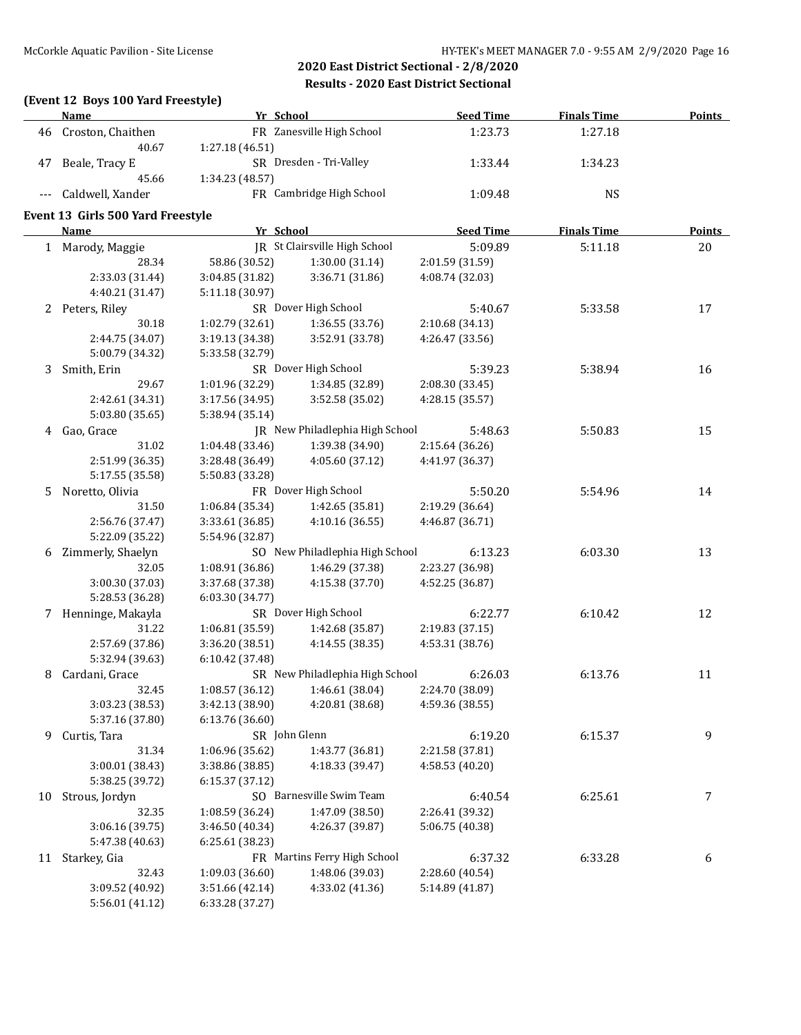## 2020 East District Sectional - 2/8/2020

### Results - 2020 East District Sectional

**(Event 12 Boys 100 Yard Freestyle)**

| | Name | Yr | School | Seed Time | Finals Time | Points |
|---|---|---|---|---|---|---|
| 46 | Croston, Chaithen | FR | Zanesville High School | 1:23.73 | 1:27.18 | |
| | 40.67 | 1:27.18 (46.51) | | | | |
| 47 | Beale, Tracy E | SR | Dresden - Tri-Valley | 1:33.44 | 1:34.23 | |
| | 45.66 | 1:34.23 (48.57) | | | | |
| --- | Caldwell, Xander | FR | Cambridge High School | 1:09.48 | NS | |

**Event 13 Girls 500 Yard Freestyle**

| | Name | Yr | School | Seed Time | Finals Time | Points |
|---|---|---|---|---|---|---|
| 1 | Marody, Maggie | JR | St Clairsville High School | 5:09.89 | 5:11.18 | 20 |
| | 28.34 | 58.86 (30.52) | 1:30.00 (31.14) | 2:01.59 (31.59) | | |
| | 2:33.03 (31.44) | 3:04.85 (31.82) | 3:36.71 (31.86) | 4:08.74 (32.03) | | |
| | 4:40.21 (31.47) | 5:11.18 (30.97) | | | | |
| 2 | Peters, Riley | SR | Dover High School | 5:40.67 | 5:33.58 | 17 |
| | 30.18 | 1:02.79 (32.61) | 1:36.55 (33.76) | 2:10.68 (34.13) | | |
| | 2:44.75 (34.07) | 3:19.13 (34.38) | 3:52.91 (33.78) | 4:26.47 (33.56) | | |
| | 5:00.79 (34.32) | 5:33.58 (32.79) | | | | |
| 3 | Smith, Erin | SR | Dover High School | 5:39.23 | 5:38.94 | 16 |
| | 29.67 | 1:01.96 (32.29) | 1:34.85 (32.89) | 2:08.30 (33.45) | | |
| | 2:42.61 (34.31) | 3:17.56 (34.95) | 3:52.58 (35.02) | 4:28.15 (35.57) | | |
| | 5:03.80 (35.65) | 5:38.94 (35.14) | | | | |
| 4 | Gao, Grace | JR | New Philadlephia High School | 5:48.63 | 5:50.83 | 15 |
| | 31.02 | 1:04.48 (33.46) | 1:39.38 (34.90) | 2:15.64 (36.26) | | |
| | 2:51.99 (36.35) | 3:28.48 (36.49) | 4:05.60 (37.12) | 4:41.97 (36.37) | | |
| | 5:17.55 (35.58) | 5:50.83 (33.28) | | | | |
| 5 | Noretto, Olivia | FR | Dover High School | 5:50.20 | 5:54.96 | 14 |
| | 31.50 | 1:06.84 (35.34) | 1:42.65 (35.81) | 2:19.29 (36.64) | | |
| | 2:56.76 (37.47) | 3:33.61 (36.85) | 4:10.16 (36.55) | 4:46.87 (36.71) | | |
| | 5:22.09 (35.22) | 5:54.96 (32.87) | | | | |
| 6 | Zimmerly, Shaelyn | SO | New Philadlephia High School | 6:13.23 | 6:03.30 | 13 |
| | 32.05 | 1:08.91 (36.86) | 1:46.29 (37.38) | 2:23.27 (36.98) | | |
| | 3:00.30 (37.03) | 3:37.68 (37.38) | 4:15.38 (37.70) | 4:52.25 (36.87) | | |
| | 5:28.53 (36.28) | 6:03.30 (34.77) | | | | |
| 7 | Henninge, Makayla | SR | Dover High School | 6:22.77 | 6:10.42 | 12 |
| | 31.22 | 1:06.81 (35.59) | 1:42.68 (35.87) | 2:19.83 (37.15) | | |
| | 2:57.69 (37.86) | 3:36.20 (38.51) | 4:14.55 (38.35) | 4:53.31 (38.76) | | |
| | 5:32.94 (39.63) | 6:10.42 (37.48) | | | | |
| 8 | Cardani, Grace | SR | New Philadlephia High School | 6:26.03 | 6:13.76 | 11 |
| | 32.45 | 1:08.57 (36.12) | 1:46.61 (38.04) | 2:24.70 (38.09) | | |
| | 3:03.23 (38.53) | 3:42.13 (38.90) | 4:20.81 (38.68) | 4:59.36 (38.55) | | |
| | 5:37.16 (37.80) | 6:13.76 (36.60) | | | | |
| 9 | Curtis, Tara | SR | John Glenn | 6:19.20 | 6:15.37 | 9 |
| | 31.34 | 1:06.96 (35.62) | 1:43.77 (36.81) | 2:21.58 (37.81) | | |
| | 3:00.01 (38.43) | 3:38.86 (38.85) | 4:18.33 (39.47) | 4:58.53 (40.20) | | |
| | 5:38.25 (39.72) | 6:15.37 (37.12) | | | | |
| 10 | Strous, Jordyn | SO | Barnesville Swim Team | 6:40.54 | 6:25.61 | 7 |
| | 32.35 | 1:08.59 (36.24) | 1:47.09 (38.50) | 2:26.41 (39.32) | | |
| | 3:06.16 (39.75) | 3:46.50 (40.34) | 4:26.37 (39.87) | 5:06.75 (40.38) | | |
| | 5:47.38 (40.63) | 6:25.61 (38.23) | | | | |
| 11 | Starkey, Gia | FR | Martins Ferry High School | 6:37.32 | 6:33.28 | 6 |
| | 32.43 | 1:09.03 (36.60) | 1:48.06 (39.03) | 2:28.60 (40.54) | | |
| | 3:09.52 (40.92) | 3:51.66 (42.14) | 4:33.02 (41.36) | 5:14.89 (41.87) | | |
| | 5:56.01 (41.12) | 6:33.28 (37.27) | | | | |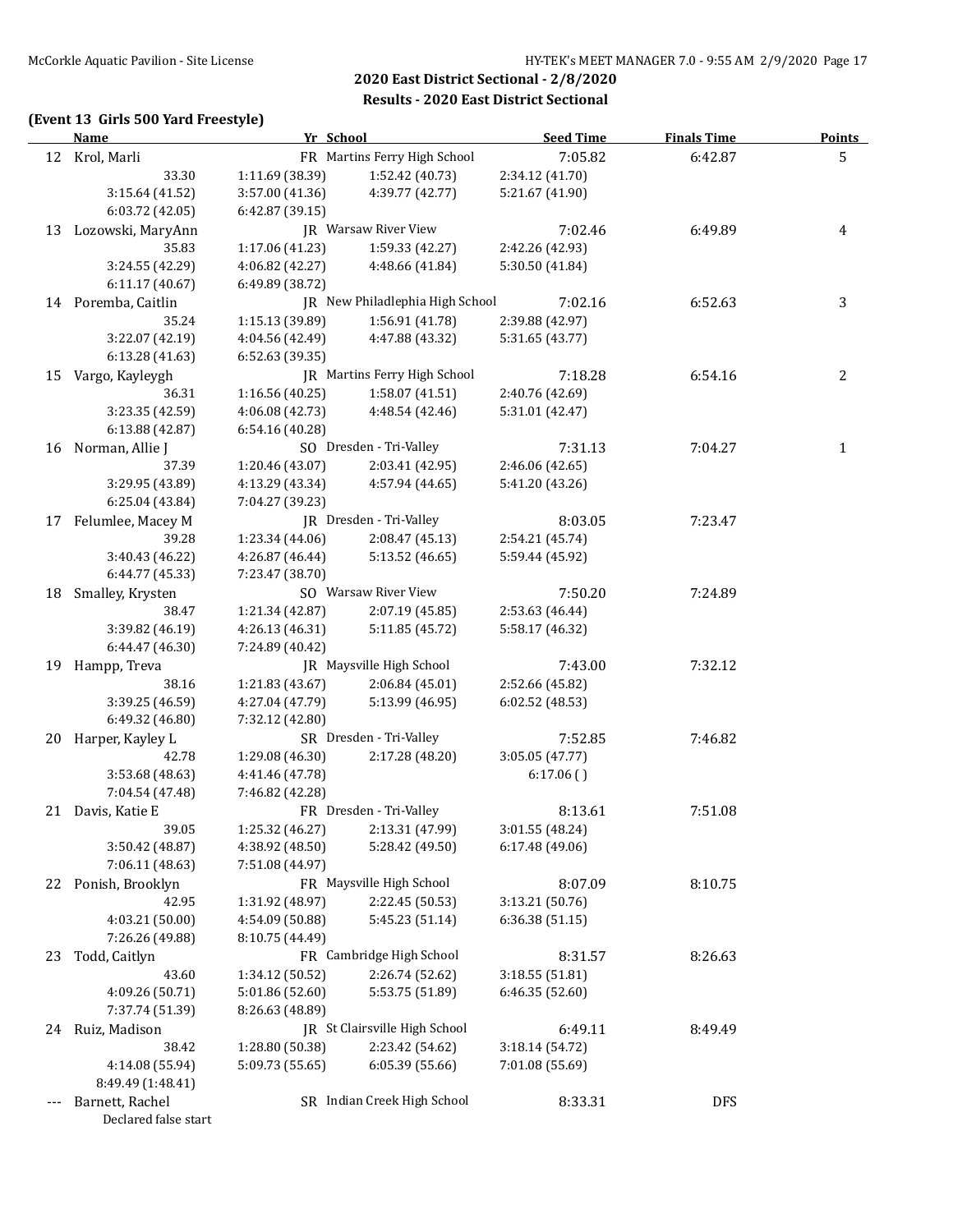## 2020 East District Sectional - 2/8/2020

## Results - 2020 East District Sectional

### (Event 13 Girls 500 Yard Freestyle)

| | Name | Yr | School | Seed Time | Finals Time | Points |
|---|---|---|---|---|---|---|
| 12 | Krol, Marli | FR | Martins Ferry High School | 7:05.82 | 6:42.87 | 5 |
| | 33.30 | 1:11.69 (38.39) | 1:52.42 (40.73) | 2:34.12 (41.70) | | |
| | 3:15.64 (41.52) | 3:57.00 (41.36) | 4:39.77 (42.77) | 5:21.67 (41.90) | | |
| | 6:03.72 (42.05) | 6:42.87 (39.15) | | | | |
| 13 | Lozowski, MaryAnn | JR | Warsaw River View | 7:02.46 | 6:49.89 | 4 |
| | 35.83 | 1:17.06 (41.23) | 1:59.33 (42.27) | 2:42.26 (42.93) | | |
| | 3:24.55 (42.29) | 4:06.82 (42.27) | 4:48.66 (41.84) | 5:30.50 (41.84) | | |
| | 6:11.17 (40.67) | 6:49.89 (38.72) | | | | |
| 14 | Poremba, Caitlin | JR | New Philadelphia High School | 7:02.16 | 6:52.63 | 3 |
| | 35.24 | 1:15.13 (39.89) | 1:56.91 (41.78) | 2:39.88 (42.97) | | |
| | 3:22.07 (42.19) | 4:04.56 (42.49) | 4:47.88 (43.32) | 5:31.65 (43.77) | | |
| | 6:13.28 (41.63) | 6:52.63 (39.35) | | | | |
| 15 | Vargo, Kayleygh | JR | Martins Ferry High School | 7:18.28 | 6:54.16 | 2 |
| | 36.31 | 1:16.56 (40.25) | 1:58.07 (41.51) | 2:40.76 (42.69) | | |
| | 3:23.35 (42.59) | 4:06.08 (42.73) | 4:48.54 (42.46) | 5:31.01 (42.47) | | |
| | 6:13.88 (42.87) | 6:54.16 (40.28) | | | | |
| 16 | Norman, Allie J | SO | Dresden - Tri-Valley | 7:31.13 | 7:04.27 | 1 |
| | 37.39 | 1:20.46 (43.07) | 2:03.41 (42.95) | 2:46.06 (42.65) | | |
| | 3:29.95 (43.89) | 4:13.29 (43.34) | 4:57.94 (44.65) | 5:41.20 (43.26) | | |
| | 6:25.04 (43.84) | 7:04.27 (39.23) | | | | |
| 17 | Felumlee, Macey M | JR | Dresden - Tri-Valley | 8:03.05 | 7:23.47 | |
| | 39.28 | 1:23.34 (44.06) | 2:08.47 (45.13) | 2:54.21 (45.74) | | |
| | 3:40.43 (46.22) | 4:26.87 (46.44) | 5:13.52 (46.65) | 5:59.44 (45.92) | | |
| | 6:44.77 (45.33) | 7:23.47 (38.70) | | | | |
| 18 | Smalley, Krysten | SO | Warsaw River View | 7:50.20 | 7:24.89 | |
| | 38.47 | 1:21.34 (42.87) | 2:07.19 (45.85) | 2:53.63 (46.44) | | |
| | 3:39.82 (46.19) | 4:26.13 (46.31) | 5:11.85 (45.72) | 5:58.17 (46.32) | | |
| | 6:44.47 (46.30) | 7:24.89 (40.42) | | | | |
| 19 | Hampp, Treva | JR | Maysville High School | 7:43.00 | 7:32.12 | |
| | 38.16 | 1:21.83 (43.67) | 2:06.84 (45.01) | 2:52.66 (45.82) | | |
| | 3:39.25 (46.59) | 4:27.04 (47.79) | 5:13.99 (46.95) | 6:02.52 (48.53) | | |
| | 6:49.32 (46.80) | 7:32.12 (42.80) | | | | |
| 20 | Harper, Kayley L | SR | Dresden - Tri-Valley | 7:52.85 | 7:46.82 | |
| | 42.78 | 1:29.08 (46.30) | 2:17.28 (48.20) | 3:05.05 (47.77) | | |
| | 3:53.68 (48.63) | 4:41.46 (47.78) | | 6:17.06 ( ) | | |
| | 7:04.54 (47.48) | 7:46.82 (42.28) | | | | |
| 21 | Davis, Katie E | FR | Dresden - Tri-Valley | 8:13.61 | 7:51.08 | |
| | 39.05 | 1:25.32 (46.27) | 2:13.31 (47.99) | 3:01.55 (48.24) | | |
| | 3:50.42 (48.87) | 4:38.92 (48.50) | 5:28.42 (49.50) | 6:17.48 (49.06) | | |
| | 7:06.11 (48.63) | 7:51.08 (44.97) | | | | |
| 22 | Ponish, Brooklyn | FR | Maysville High School | 8:07.09 | 8:10.75 | |
| | 42.95 | 1:31.92 (48.97) | 2:22.45 (50.53) | 3:13.21 (50.76) | | |
| | 4:03.21 (50.00) | 4:54.09 (50.88) | 5:45.23 (51.14) | 6:36.38 (51.15) | | |
| | 7:26.26 (49.88) | 8:10.75 (44.49) | | | | |
| 23 | Todd, Caitlyn | FR | Cambridge High School | 8:31.57 | 8:26.63 | |
| | 43.60 | 1:34.12 (50.52) | 2:26.74 (52.62) | 3:18.55 (51.81) | | |
| | 4:09.26 (50.71) | 5:01.86 (52.60) | 5:53.75 (51.89) | 6:46.35 (52.60) | | |
| | 7:37.74 (51.39) | 8:26.63 (48.89) | | | | |
| 24 | Ruiz, Madison | JR | St Clairsville High School | 6:49.11 | 8:49.49 | |
| | 38.42 | 1:28.80 (50.38) | 2:23.42 (54.62) | 3:18.14 (54.72) | | |
| | 4:14.08 (55.94) | 5:09.73 (55.65) | 6:05.39 (55.66) | 7:01.08 (55.69) | | |
| | 8:49.49 (1:48.41) | | | | | |
| --- | Barnett, Rachel | SR | Indian Creek High School | 8:33.31 | DFS | |
| | Declared false start | | | | | |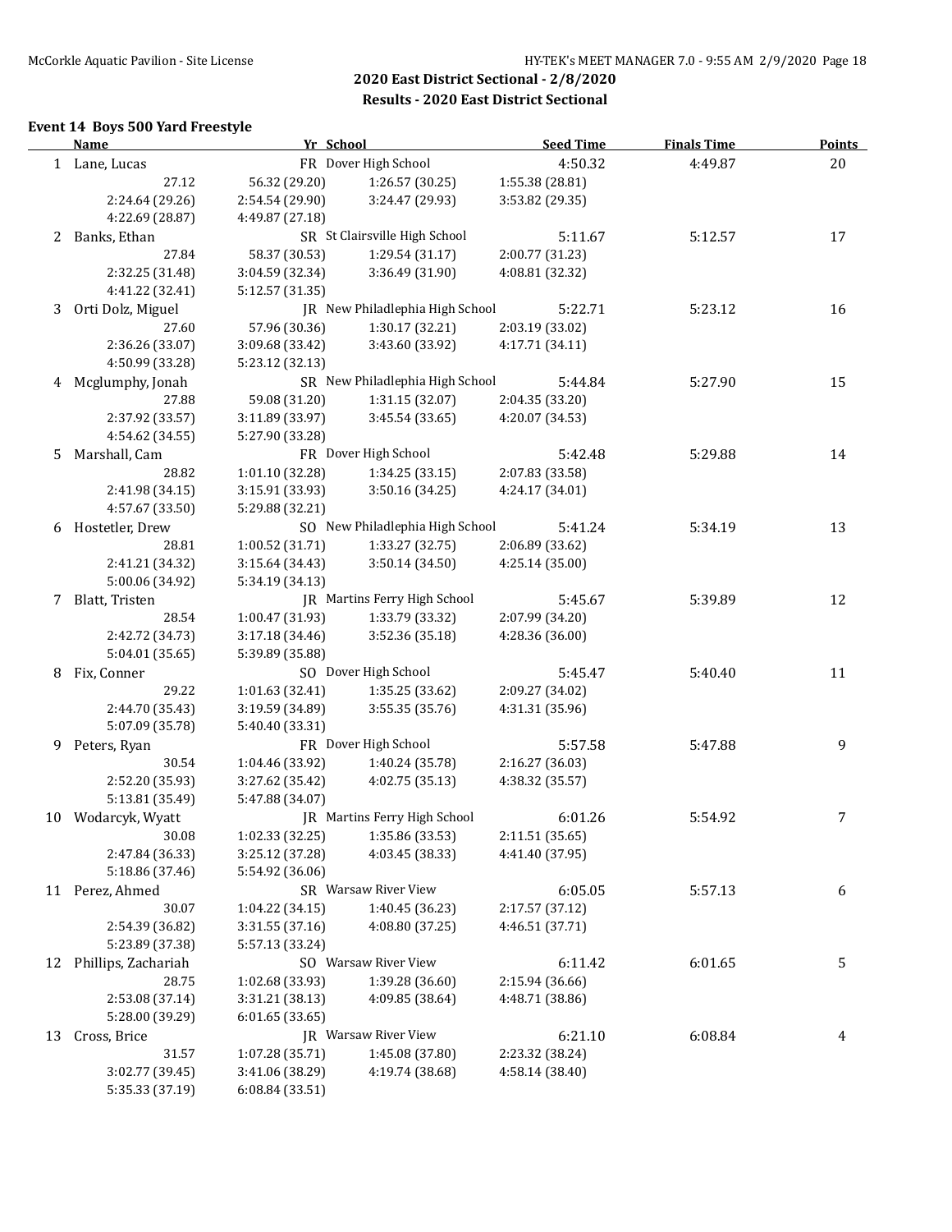## 2020 East District Sectional - 2/8/2020
### Results - 2020 East District Sectional

**Event 14 Boys 500 Yard Freestyle**

| | Name | Yr | School | Seed Time | Finals Time | Points |
|---|---|---|---|---|---|---|
| 1 | Lane, Lucas | FR | Dover High School | 4:50.32 | 4:49.87 | 20 |
| | 27.12 | 56.32 (29.20) | 1:26.57 (30.25) | 1:55.38 (28.81) | | |
| | 2:24.64 (29.26) | 2:54.54 (29.90) | 3:24.47 (29.93) | 3:53.82 (29.35) | | |
| | 4:22.69 (28.87) | 4:49.87 (27.18) | | | | |
| 2 | Banks, Ethan | SR | St Clairsville High School | 5:11.67 | 5:12.57 | 17 |
| | 27.84 | 58.37 (30.53) | 1:29.54 (31.17) | 2:00.77 (31.23) | | |
| | 2:32.25 (31.48) | 3:04.59 (32.34) | 3:36.49 (31.90) | 4:08.81 (32.32) | | |
| | 4:41.22 (32.41) | 5:12.57 (31.35) | | | | |
| 3 | Orti Dolz, Miguel | JR | New Philadelphia High School | 5:22.71 | 5:23.12 | 16 |
| | 27.60 | 57.96 (30.36) | 1:30.17 (32.21) | 2:03.19 (33.02) | | |
| | 2:36.26 (33.07) | 3:09.68 (33.42) | 3:43.60 (33.92) | 4:17.71 (34.11) | | |
| | 4:50.99 (33.28) | 5:23.12 (32.13) | | | | |
| 4 | Mcglumphy, Jonah | SR | New Philadelphia High School | 5:44.84 | 5:27.90 | 15 |
| | 27.88 | 59.08 (31.20) | 1:31.15 (32.07) | 2:04.35 (33.20) | | |
| | 2:37.92 (33.57) | 3:11.89 (33.97) | 3:45.54 (33.65) | 4:20.07 (34.53) | | |
| | 4:54.62 (34.55) | 5:27.90 (33.28) | | | | |
| 5 | Marshall, Cam | FR | Dover High School | 5:42.48 | 5:29.88 | 14 |
| | 28.82 | 1:01.10 (32.28) | 1:34.25 (33.15) | 2:07.83 (33.58) | | |
| | 2:41.98 (34.15) | 3:15.91 (33.93) | 3:50.16 (34.25) | 4:24.17 (34.01) | | |
| | 4:57.67 (33.50) | 5:29.88 (32.21) | | | | |
| 6 | Hostetler, Drew | SO | New Philadelphia High School | 5:41.24 | 5:34.19 | 13 |
| | 28.81 | 1:00.52 (31.71) | 1:33.27 (32.75) | 2:06.89 (33.62) | | |
| | 2:41.21 (34.32) | 3:15.64 (34.43) | 3:50.14 (34.50) | 4:25.14 (35.00) | | |
| | 5:00.06 (34.92) | 5:34.19 (34.13) | | | | |
| 7 | Blatt, Tristen | JR | Martins Ferry High School | 5:45.67 | 5:39.89 | 12 |
| | 28.54 | 1:00.47 (31.93) | 1:33.79 (33.32) | 2:07.99 (34.20) | | |
| | 2:42.72 (34.73) | 3:17.18 (34.46) | 3:52.36 (35.18) | 4:28.36 (36.00) | | |
| | 5:04.01 (35.65) | 5:39.89 (35.88) | | | | |
| 8 | Fix, Conner | SO | Dover High School | 5:45.47 | 5:40.40 | 11 |
| | 29.22 | 1:01.63 (32.41) | 1:35.25 (33.62) | 2:09.27 (34.02) | | |
| | 2:44.70 (35.43) | 3:19.59 (34.89) | 3:55.35 (35.76) | 4:31.31 (35.96) | | |
| | 5:07.09 (35.78) | 5:40.40 (33.31) | | | | |
| 9 | Peters, Ryan | FR | Dover High School | 5:57.58 | 5:47.88 | 9 |
| | 30.54 | 1:04.46 (33.92) | 1:40.24 (35.78) | 2:16.27 (36.03) | | |
| | 2:52.20 (35.93) | 3:27.62 (35.42) | 4:02.75 (35.13) | 4:38.32 (35.57) | | |
| | 5:13.81 (35.49) | 5:47.88 (34.07) | | | | |
| 10 | Wodarcyk, Wyatt | JR | Martins Ferry High School | 6:01.26 | 5:54.92 | 7 |
| | 30.08 | 1:02.33 (32.25) | 1:35.86 (33.53) | 2:11.51 (35.65) | | |
| | 2:47.84 (36.33) | 3:25.12 (37.28) | 4:03.45 (38.33) | 4:41.40 (37.95) | | |
| | 5:18.86 (37.46) | 5:54.92 (36.06) | | | | |
| 11 | Perez, Ahmed | SR | Warsaw River View | 6:05.05 | 5:57.13 | 6 |
| | 30.07 | 1:04.22 (34.15) | 1:40.45 (36.23) | 2:17.57 (37.12) | | |
| | 2:54.39 (36.82) | 3:31.55 (37.16) | 4:08.80 (37.25) | 4:46.51 (37.71) | | |
| | 5:23.89 (37.38) | 5:57.13 (33.24) | | | | |
| 12 | Phillips, Zachariah | SO | Warsaw River View | 6:11.42 | 6:01.65 | 5 |
| | 28.75 | 1:02.68 (33.93) | 1:39.28 (36.60) | 2:15.94 (36.66) | | |
| | 2:53.08 (37.14) | 3:31.21 (38.13) | 4:09.85 (38.64) | 4:48.71 (38.86) | | |
| | 5:28.00 (39.29) | 6:01.65 (33.65) | | | | |
| 13 | Cross, Brice | JR | Warsaw River View | 6:21.10 | 6:08.84 | 4 |
| | 31.57 | 1:07.28 (35.71) | 1:45.08 (37.80) | 2:23.32 (38.24) | | |
| | 3:02.77 (39.45) | 3:41.06 (38.29) | 4:19.74 (38.68) | 4:58.14 (38.40) | | |
| | 5:35.33 (37.19) | 6:08.84 (33.51) | | | | |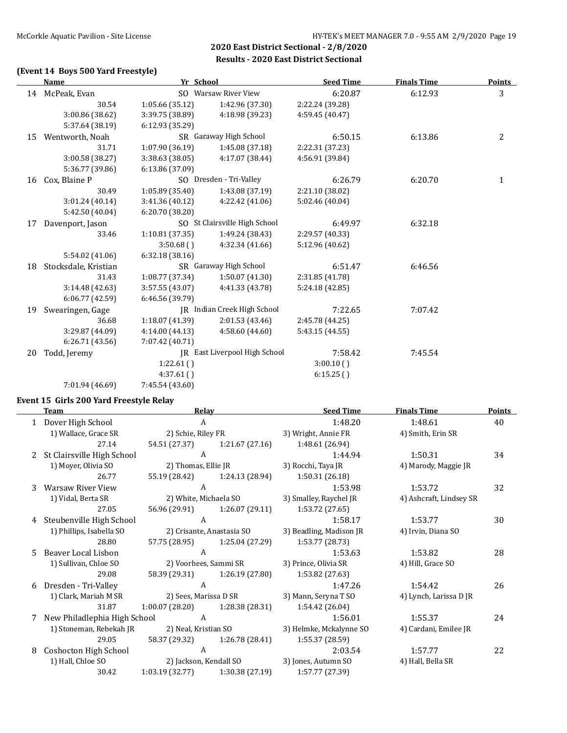## 2020 East District Sectional - 2/8/2020

## Results - 2020 East District Sectional

### (Event 14 Boys 500 Yard Freestyle)

| | Name | Yr | School | Seed Time | Finals Time | Points |
|---|---|---|---|---|---|---|
| 14 | McPeak, Evan | SO | Warsaw River View | 6:20.87 | 6:12.93 | 3 |
| | 30.54 | 1:05.66 (35.12) | 1:42.96 (37.30) | 2:22.24 (39.28) | | |
| | 3:00.86 (38.62) | 3:39.75 (38.89) | 4:18.98 (39.23) | 4:59.45 (40.47) | | |
| | 5:37.64 (38.19) | 6:12.93 (35.29) | | | | |
| 15 | Wentworth, Noah | SR | Garaway High School | 6:50.15 | 6:13.86 | 2 |
| | 31.71 | 1:07.90 (36.19) | 1:45.08 (37.18) | 2:22.31 (37.23) | | |
| | 3:00.58 (38.27) | 3:38.63 (38.05) | 4:17.07 (38.44) | 4:56.91 (39.84) | | |
| | 5:36.77 (39.86) | 6:13.86 (37.09) | | | | |
| 16 | Cox, Blaine P | SO | Dresden - Tri-Valley | 6:26.79 | 6:20.70 | 1 |
| | 30.49 | 1:05.89 (35.40) | 1:43.08 (37.19) | 2:21.10 (38.02) | | |
| | 3:01.24 (40.14) | 3:41.36 (40.12) | 4:22.42 (41.06) | 5:02.46 (40.04) | | |
| | 5:42.50 (40.04) | 6:20.70 (38.20) | | | | |
| 17 | Davenport, Jason | SO | St Clairsville High School | 6:49.97 | 6:32.18 | |
| | 33.46 | 1:10.81 (37.35) | 1:49.24 (38.43) | 2:29.57 (40.33) | | |
| | | 3:50.68 ( ) | 4:32.34 (41.66) | 5:12.96 (40.62) | | |
| | 5:54.02 (41.06) | 6:32.18 (38.16) | | | | |
| 18 | Stocksdale, Kristian | SR | Garaway High School | 6:51.47 | 6:46.56 | |
| | 31.43 | 1:08.77 (37.34) | 1:50.07 (41.30) | 2:31.85 (41.78) | | |
| | 3:14.48 (42.63) | 3:57.55 (43.07) | 4:41.33 (43.78) | 5:24.18 (42.85) | | |
| | 6:06.77 (42.59) | 6:46.56 (39.79) | | | | |
| 19 | Swearingen, Gage | JR | Indian Creek High School | 7:22.65 | 7:07.42 | |
| | 36.68 | 1:18.07 (41.39) | 2:01.53 (43.46) | 2:45.78 (44.25) | | |
| | 3:29.87 (44.09) | 4:14.00 (44.13) | 4:58.60 (44.60) | 5:43.15 (44.55) | | |
| | 6:26.71 (43.56) | 7:07.42 (40.71) | | | | |
| 20 | Todd, Jeremy | JR | East Liverpool High School | 7:58.42 | 7:45.54 | |
| | | 1:22.61 ( ) | | 3:00.10 ( ) | | |
| | | 4:37.61 ( ) | | 6:15.25 ( ) | | |
| | 7:01.94 (46.69) | 7:45.54 (43.60) | | | | |

### Event 15 Girls 200 Yard Freestyle Relay

| | Team | Relay | | Seed Time | Finals Time | Points |
|---|---|---|---|---|---|---|
| 1 | Dover High School | A | | 1:48.20 | 1:48.61 | 40 |
| | 1) Wallace, Grace SR | 2) Schie, Riley FR | | 3) Wright, Annie FR | 4) Smith, Erin SR | |
| | 27.14 | 54.51 (27.37) | 1:21.67 (27.16) | 1:48.61 (26.94) | | |
| 2 | St Clairsville High School | A | | 1:44.94 | 1:50.31 | 34 |
| | 1) Moyer, Olivia SO | 2) Thomas, Ellie JR | | 3) Rocchi, Taya JR | 4) Marody, Maggie JR | |
| | 26.77 | 55.19 (28.42) | 1:24.13 (28.94) | 1:50.31 (26.18) | | |
| 3 | Warsaw River View | A | | 1:53.98 | 1:53.72 | 32 |
| | 1) Vidal, Berta SR | 2) White, Michaela SO | | 3) Smalley, Raychel JR | 4) Ashcraft, Lindsey SR | |
| | 27.05 | 56.96 (29.91) | 1:26.07 (29.11) | 1:53.72 (27.65) | | |
| 4 | Steubenville High School | A | | 1:58.17 | 1:53.77 | 30 |
| | 1) Phillips, Isabella SO | 2) Crisante, Anastasia SO | | 3) Beadling, Madison JR | 4) Irvin, Diana SO | |
| | 28.80 | 57.75 (28.95) | 1:25.04 (27.29) | 1:53.77 (28.73) | | |
| 5 | Beaver Local Lisbon | A | | 1:53.63 | 1:53.82 | 28 |
| | 1) Sullivan, Chloe SO | 2) Voorhees, Sammi SR | | 3) Prince, Olivia SR | 4) Hill, Grace SO | |
| | 29.08 | 58.39 (29.31) | 1:26.19 (27.80) | 1:53.82 (27.63) | | |
| 6 | Dresden - Tri-Valley | A | | 1:47.26 | 1:54.42 | 26 |
| | 1) Clark, Mariah M SR | 2) Sees, Marissa D SR | | 3) Mann, Seryna T SO | 4) Lynch, Larissa D JR | |
| | 31.87 | 1:00.07 (28.20) | 1:28.38 (28.31) | 1:54.42 (26.04) | | |
| 7 | New Philadlephia High School | A | | 1:56.01 | 1:55.37 | 24 |
| | 1) Stoneman, Rebekah JR | 2) Neal, Kristian SO | | 3) Helmke, Mckalynne SO | 4) Cardani, Emilee JR | |
| | 29.05 | 58.37 (29.32) | 1:26.78 (28.41) | 1:55.37 (28.59) | | |
| 8 | Coshocton High School | A | | 2:03.54 | 1:57.77 | 22 |
| | 1) Hall, Chloe SO | 2) Jackson, Kendall SO | | 3) Jones, Autumn SO | 4) Hall, Bella SR | |
| | 30.42 | 1:03.19 (32.77) | 1:30.38 (27.19) | 1:57.77 (27.39) | | |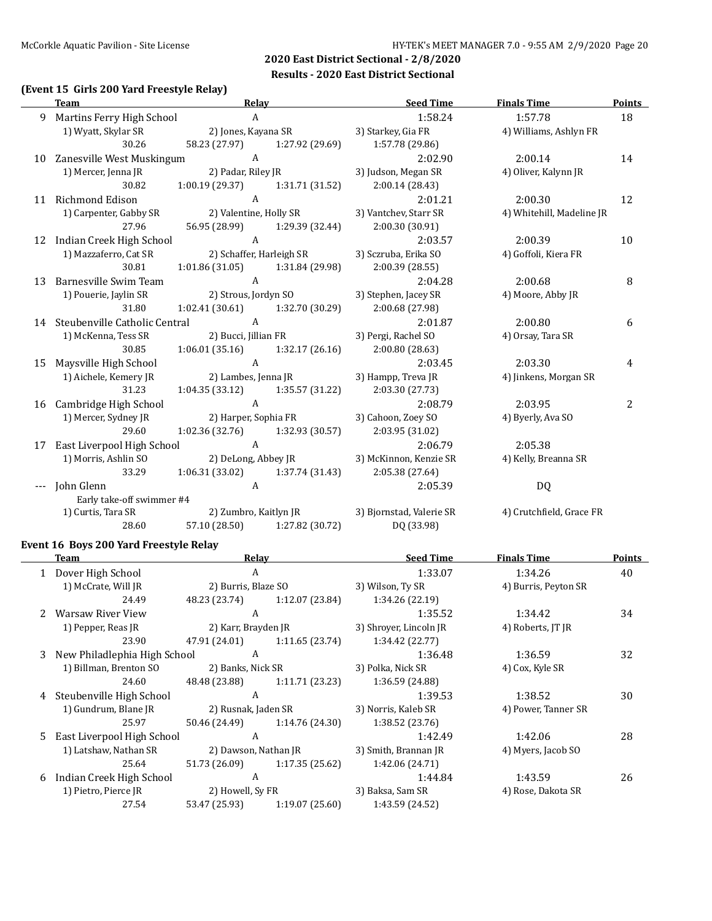## 2020 East District Sectional - 2/8/2020

### Results - 2020 East District Sectional

### (Event 15 Girls 200 Yard Freestyle Relay)

| | Team | Relay | | Seed Time | Finals Time | Points |
|---|---|---|---|---|---|---|
| 9 | Martins Ferry High School | A | | 1:58.24 | 1:57.78 | 18 |
| | 1) Wyatt, Skylar SR | 2) Jones, Kayana SR | | 3) Starkey, Gia FR | 4) Williams, Ashlyn FR | |
| | 30.26 | 58.23 (27.97) | 1:27.92 (29.69) | 1:57.78 (29.86) | | |
| 10 | Zanesville West Muskingum | A | | 2:02.90 | 2:00.14 | 14 |
| | 1) Mercer, Jenna JR | 2) Padar, Riley JR | | 3) Judson, Megan SR | 4) Oliver, Kalynn JR | |
| | 30.82 | 1:00.19 (29.37) | 1:31.71 (31.52) | 2:00.14 (28.43) | | |
| 11 | Richmond Edison | A | | 2:01.21 | 2:00.30 | 12 |
| | 1) Carpenter, Gabby SR | 2) Valentine, Holly SR | | 3) Vantchev, Starr SR | 4) Whitehill, Madeline JR | |
| | 27.96 | 56.95 (28.99) | 1:29.39 (32.44) | 2:00.30 (30.91) | | |
| 12 | Indian Creek High School | A | | 2:03.57 | 2:00.39 | 10 |
| | 1) Mazzaferro, Cat SR | 2) Schaffer, Harleigh SR | | 3) Sczruba, Erika SO | 4) Goffoli, Kiera FR | |
| | 30.81 | 1:01.86 (31.05) | 1:31.84 (29.98) | 2:00.39 (28.55) | | |
| 13 | Barnesville Swim Team | A | | 2:04.28 | 2:00.68 | 8 |
| | 1) Pouerie, Jaylin SR | 2) Strous, Jordyn SO | | 3) Stephen, Jacey SR | 4) Moore, Abby JR | |
| | 31.80 | 1:02.41 (30.61) | 1:32.70 (30.29) | 2:00.68 (27.98) | | |
| 14 | Steubenville Catholic Central | A | | 2:01.87 | 2:00.80 | 6 |
| | 1) McKenna, Tess SR | 2) Bucci, Jillian FR | | 3) Pergi, Rachel SO | 4) Orsay, Tara SR | |
| | 30.85 | 1:06.01 (35.16) | 1:32.17 (26.16) | 2:00.80 (28.63) | | |
| 15 | Maysville High School | A | | 2:03.45 | 2:03.30 | 4 |
| | 1) Aichele, Kemery JR | 2) Lambes, Jenna JR | | 3) Hampp, Treva JR | 4) Jinkens, Morgan SR | |
| | 31.23 | 1:04.35 (33.12) | 1:35.57 (31.22) | 2:03.30 (27.73) | | |
| 16 | Cambridge High School | A | | 2:08.79 | 2:03.95 | 2 |
| | 1) Mercer, Sydney JR | 2) Harper, Sophia FR | | 3) Cahoon, Zoey SO | 4) Byerly, Ava SO | |
| | 29.60 | 1:02.36 (32.76) | 1:32.93 (30.57) | 2:03.95 (31.02) | | |
| 17 | East Liverpool High School | A | | 2:06.79 | 2:05.38 | |
| | 1) Morris, Ashlin SO | 2) DeLong, Abbey JR | | 3) McKinnon, Kenzie SR | 4) Kelly, Breanna SR | |
| | 33.29 | 1:06.31 (33.02) | 1:37.74 (31.43) | 2:05.38 (27.64) | | |
| --- | John Glenn | A | | 2:05.39 | DQ | |
| | Early take-off swimmer #4 | | | | | |
| | 1) Curtis, Tara SR | 2) Zumbro, Kaitlyn JR | | 3) Bjornstad, Valerie SR | 4) Crutchfield, Grace FR | |
| | 28.60 | 57.10 (28.50) | 1:27.82 (30.72) | DQ (33.98) | | |

### Event 16 Boys 200 Yard Freestyle Relay

| | Team | Relay | | Seed Time | Finals Time | Points |
|---|---|---|---|---|---|---|
| 1 | Dover High School | A | | 1:33.07 | 1:34.26 | 40 |
| | 1) McCrate, Will JR | 2) Burris, Blaze SO | | 3) Wilson, Ty SR | 4) Burris, Peyton SR | |
| | 24.49 | 48.23 (23.74) | 1:12.07 (23.84) | 1:34.26 (22.19) | | |
| 2 | Warsaw River View | A | | 1:35.52 | 1:34.42 | 34 |
| | 1) Pepper, Reas JR | 2) Karr, Brayden JR | | 3) Shroyer, Lincoln JR | 4) Roberts, JT JR | |
| | 23.90 | 47.91 (24.01) | 1:11.65 (23.74) | 1:34.42 (22.77) | | |
| 3 | New Philadlephia High School | A | | 1:36.48 | 1:36.59 | 32 |
| | 1) Billman, Brenton SO | 2) Banks, Nick SR | | 3) Polka, Nick SR | 4) Cox, Kyle SR | |
| | 24.60 | 48.48 (23.88) | 1:11.71 (23.23) | 1:36.59 (24.88) | | |
| 4 | Steubenville High School | A | | 1:39.53 | 1:38.52 | 30 |
| | 1) Gundrum, Blane JR | 2) Rusnak, Jaden SR | | 3) Norris, Kaleb SR | 4) Power, Tanner SR | |
| | 25.97 | 50.46 (24.49) | 1:14.76 (24.30) | 1:38.52 (23.76) | | |
| 5 | East Liverpool High School | A | | 1:42.49 | 1:42.06 | 28 |
| | 1) Latshaw, Nathan SR | 2) Dawson, Nathan JR | | 3) Smith, Brannan JR | 4) Myers, Jacob SO | |
| | 25.64 | 51.73 (26.09) | 1:17.35 (25.62) | 1:42.06 (24.71) | | |
| 6 | Indian Creek High School | A | | 1:44.84 | 1:43.59 | 26 |
| | 1) Pietro, Pierce JR | 2) Howell, Sy FR | | 3) Baksa, Sam SR | 4) Rose, Dakota SR | |
| | 27.54 | 53.47 (25.93) | 1:19.07 (25.60) | 1:43.59 (24.52) | | |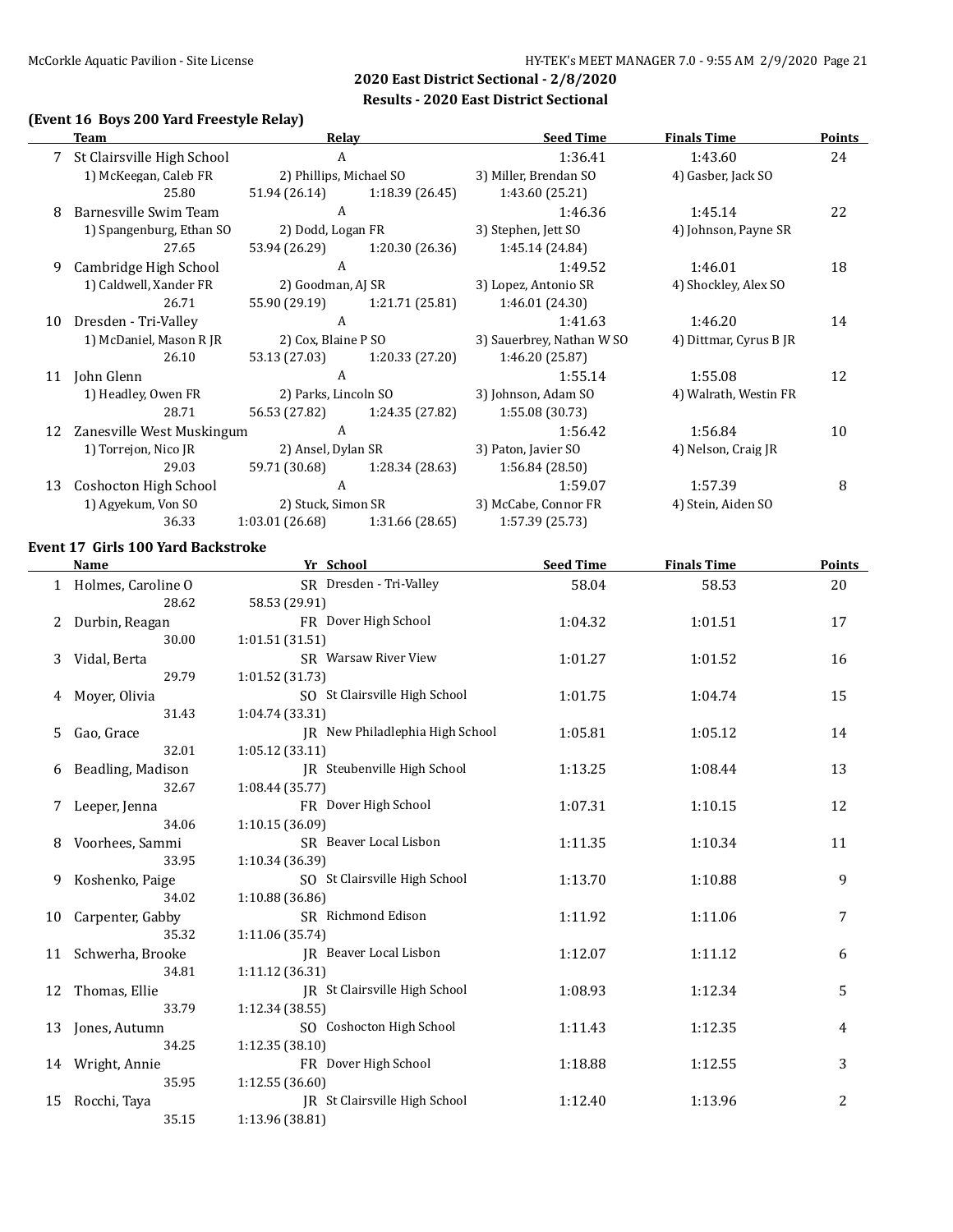## 2020 East District Sectional - 2/8/2020

### Results - 2020 East District Sectional

### (Event 16 Boys 200 Yard Freestyle Relay)

| | Team | Relay | | Seed Time | Finals Time | Points |
|---|---|---|---|---|---|---|
| 7 | St Clairsville High School | A | | 1:36.41 | 1:43.60 | 24 |
| | 1) McKeegan, Caleb FR | 2) Phillips, Michael SO | | 3) Miller, Brendan SO | 4) Gasber, Jack SO | |
| | 25.80 | 51.94 (26.14) | 1:18.39 (26.45) | 1:43.60 (25.21) | | |
| 8 | Barnesville Swim Team | A | | 1:46.36 | 1:45.14 | 22 |
| | 1) Spangenburg, Ethan SO | 2) Dodd, Logan FR | | 3) Stephen, Jett SO | 4) Johnson, Payne SR | |
| | 27.65 | 53.94 (26.29) | 1:20.30 (26.36) | 1:45.14 (24.84) | | |
| 9 | Cambridge High School | A | | 1:49.52 | 1:46.01 | 18 |
| | 1) Caldwell, Xander FR | 2) Goodman, AJ SR | | 3) Lopez, Antonio SR | 4) Shockley, Alex SO | |
| | 26.71 | 55.90 (29.19) | 1:21.71 (25.81) | 1:46.01 (24.30) | | |
| 10 | Dresden - Tri-Valley | A | | 1:41.63 | 1:46.20 | 14 |
| | 1) McDaniel, Mason R JR | 2) Cox, Blaine P SO | | 3) Sauerbrey, Nathan W SO | 4) Dittmar, Cyrus B JR | |
| | 26.10 | 53.13 (27.03) | 1:20.33 (27.20) | 1:46.20 (25.87) | | |
| 11 | John Glenn | A | | 1:55.14 | 1:55.08 | 12 |
| | 1) Headley, Owen FR | 2) Parks, Lincoln SO | | 3) Johnson, Adam SO | 4) Walrath, Westin FR | |
| | 28.71 | 56.53 (27.82) | 1:24.35 (27.82) | 1:55.08 (30.73) | | |
| 12 | Zanesville West Muskingum | A | | 1:56.42 | 1:56.84 | 10 |
| | 1) Torrejon, Nico JR | 2) Ansel, Dylan SR | | 3) Paton, Javier SO | 4) Nelson, Craig JR | |
| | 29.03 | 59.71 (30.68) | 1:28.34 (28.63) | 1:56.84 (28.50) | | |
| 13 | Coshocton High School | A | | 1:59.07 | 1:57.39 | 8 |
| | 1) Agyekum, Von SO | 2) Stuck, Simon SR | | 3) McCabe, Connor FR | 4) Stein, Aiden SO | |
| | 36.33 | 1:03.01 (26.68) | 1:31.66 (28.65) | 1:57.39 (25.73) | | |

### Event 17 Girls 100 Yard Backstroke

| | Name | Yr | School | Seed Time | Finals Time | Points |
|---|---|---|---|---|---|---|
| 1 | Holmes, Caroline O | SR | Dresden - Tri-Valley | 58.04 | 58.53 | 20 |
| | 28.62 | 58.53 (29.91) | | | | |
| 2 | Durbin, Reagan | FR | Dover High School | 1:04.32 | 1:01.51 | 17 |
| | 30.00 | 1:01.51 (31.51) | | | | |
| 3 | Vidal, Berta | SR | Warsaw River View | 1:01.27 | 1:01.52 | 16 |
| | 29.79 | 1:01.52 (31.73) | | | | |
| 4 | Moyer, Olivia | SO | St Clairsville High School | 1:01.75 | 1:04.74 | 15 |
| | 31.43 | 1:04.74 (33.31) | | | | |
| 5 | Gao, Grace | JR | New Philadlephia High School | 1:05.81 | 1:05.12 | 14 |
| | 32.01 | 1:05.12 (33.11) | | | | |
| 6 | Beadling, Madison | JR | Steubenville High School | 1:13.25 | 1:08.44 | 13 |
| | 32.67 | 1:08.44 (35.77) | | | | |
| 7 | Leeper, Jenna | FR | Dover High School | 1:07.31 | 1:10.15 | 12 |
| | 34.06 | 1:10.15 (36.09) | | | | |
| 8 | Voorhees, Sammi | SR | Beaver Local Lisbon | 1:11.35 | 1:10.34 | 11 |
| | 33.95 | 1:10.34 (36.39) | | | | |
| 9 | Koshenko, Paige | SO | St Clairsville High School | 1:13.70 | 1:10.88 | 9 |
| | 34.02 | 1:10.88 (36.86) | | | | |
| 10 | Carpenter, Gabby | SR | Richmond Edison | 1:11.92 | 1:11.06 | 7 |
| | 35.32 | 1:11.06 (35.74) | | | | |
| 11 | Schwerha, Brooke | JR | Beaver Local Lisbon | 1:12.07 | 1:11.12 | 6 |
| | 34.81 | 1:11.12 (36.31) | | | | |
| 12 | Thomas, Ellie | JR | St Clairsville High School | 1:08.93 | 1:12.34 | 5 |
| | 33.79 | 1:12.34 (38.55) | | | | |
| 13 | Jones, Autumn | SO | Coshocton High School | 1:11.43 | 1:12.35 | 4 |
| | 34.25 | 1:12.35 (38.10) | | | | |
| 14 | Wright, Annie | FR | Dover High School | 1:18.88 | 1:12.55 | 3 |
| | 35.95 | 1:12.55 (36.60) | | | | |
| 15 | Rocchi, Taya | JR | St Clairsville High School | 1:12.40 | 1:13.96 | 2 |
| | 35.15 | 1:13.96 (38.81) | | | | |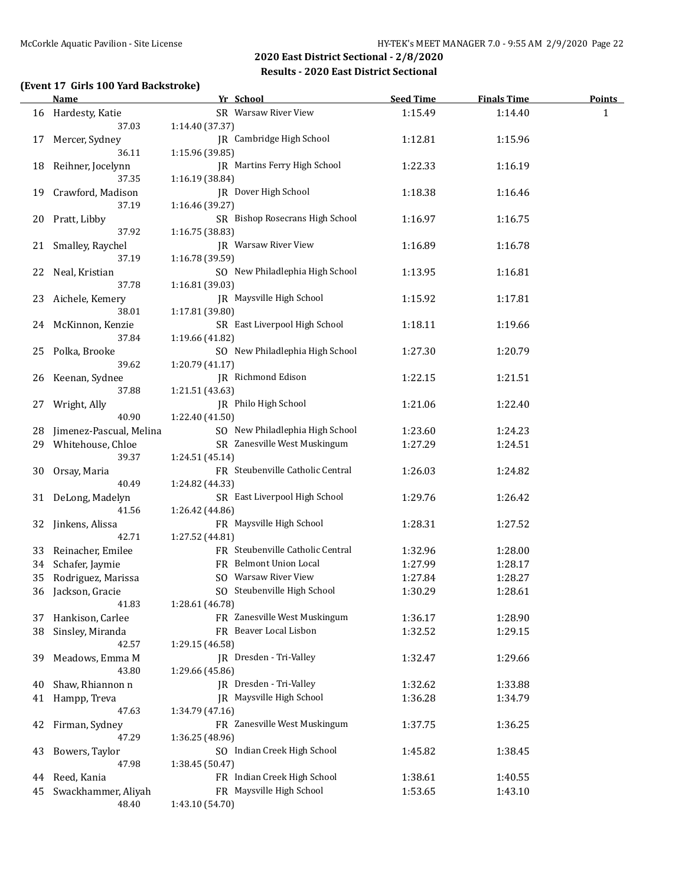## 2020 East District Sectional - 2/8/2020

### Results - 2020 East District Sectional

#### (Event 17 Girls 100 Yard Backstroke)

| | Name | Yr | School | Seed Time | Finals Time | Points |
|---|---|---|---|---|---|---|
| 16 | Hardesty, Katie | SR | Warsaw River View | 1:15.49 | 1:14.40 | 1 |
| | 37.03 | 1:14.40 (37.37) | | | | |
| 17 | Mercer, Sydney | JR | Cambridge High School | 1:12.81 | 1:15.96 | |
| | 36.11 | 1:15.96 (39.85) | | | | |
| 18 | Reihner, Jocelynn | JR | Martins Ferry High School | 1:22.33 | 1:16.19 | |
| | 37.35 | 1:16.19 (38.84) | | | | |
| 19 | Crawford, Madison | JR | Dover High School | 1:18.38 | 1:16.46 | |
| | 37.19 | 1:16.46 (39.27) | | | | |
| 20 | Pratt, Libby | SR | Bishop Rosecrans High School | 1:16.97 | 1:16.75 | |
| | 37.92 | 1:16.75 (38.83) | | | | |
| 21 | Smalley, Raychel | JR | Warsaw River View | 1:16.89 | 1:16.78 | |
| | 37.19 | 1:16.78 (39.59) | | | | |
| 22 | Neal, Kristian | SO | New Philadelphia High School | 1:13.95 | 1:16.81 | |
| | 37.78 | 1:16.81 (39.03) | | | | |
| 23 | Aichele, Kemery | JR | Maysville High School | 1:15.92 | 1:17.81 | |
| | 38.01 | 1:17.81 (39.80) | | | | |
| 24 | McKinnon, Kenzie | SR | East Liverpool High School | 1:18.11 | 1:19.66 | |
| | 37.84 | 1:19.66 (41.82) | | | | |
| 25 | Polka, Brooke | SO | New Philadelphia High School | 1:27.30 | 1:20.79 | |
| | 39.62 | 1:20.79 (41.17) | | | | |
| 26 | Keenan, Sydnee | JR | Richmond Edison | 1:22.15 | 1:21.51 | |
| | 37.88 | 1:21.51 (43.63) | | | | |
| 27 | Wright, Ally | JR | Philo High School | 1:21.06 | 1:22.40 | |
| | 40.90 | 1:22.40 (41.50) | | | | |
| 28 | Jimenez-Pascual, Melina | SO | New Philadelphia High School | 1:23.60 | 1:24.23 | |
| 29 | Whitehouse, Chloe | SR | Zanesville West Muskingum | 1:27.29 | 1:24.51 | |
| | 39.37 | 1:24.51 (45.14) | | | | |
| 30 | Orsay, Maria | FR | Steubenville Catholic Central | 1:26.03 | 1:24.82 | |
| | 40.49 | 1:24.82 (44.33) | | | | |
| 31 | DeLong, Madelyn | SR | East Liverpool High School | 1:29.76 | 1:26.42 | |
| | 41.56 | 1:26.42 (44.86) | | | | |
| 32 | Jinkens, Alissa | FR | Maysville High School | 1:28.31 | 1:27.52 | |
| | 42.71 | 1:27.52 (44.81) | | | | |
| 33 | Reinacher, Emilee | FR | Steubenville Catholic Central | 1:32.96 | 1:28.00 | |
| 34 | Schafer, Jaymie | FR | Belmont Union Local | 1:27.99 | 1:28.17 | |
| 35 | Rodriguez, Marissa | SO | Warsaw River View | 1:27.84 | 1:28.27 | |
| 36 | Jackson, Gracie | SO | Steubenville High School | 1:30.29 | 1:28.61 | |
| | 41.83 | 1:28.61 (46.78) | | | | |
| 37 | Hankison, Carlee | FR | Zanesville West Muskingum | 1:36.17 | 1:28.90 | |
| 38 | Sinsley, Miranda | FR | Beaver Local Lisbon | 1:32.52 | 1:29.15 | |
| | 42.57 | 1:29.15 (46.58) | | | | |
| 39 | Meadows, Emma M | JR | Dresden - Tri-Valley | 1:32.47 | 1:29.66 | |
| | 43.80 | 1:29.66 (45.86) | | | | |
| 40 | Shaw, Rhiannon n | JR | Dresden - Tri-Valley | 1:32.62 | 1:33.88 | |
| 41 | Hampp, Treva | JR | Maysville High School | 1:36.28 | 1:34.79 | |
| | 47.63 | 1:34.79 (47.16) | | | | |
| 42 | Firman, Sydney | FR | Zanesville West Muskingum | 1:37.75 | 1:36.25 | |
| | 47.29 | 1:36.25 (48.96) | | | | |
| 43 | Bowers, Taylor | SO | Indian Creek High School | 1:45.82 | 1:38.45 | |
| | 47.98 | 1:38.45 (50.47) | | | | |
| 44 | Reed, Kania | FR | Indian Creek High School | 1:38.61 | 1:40.55 | |
| 45 | Swackhammer, Aliyah | FR | Maysville High School | 1:53.65 | 1:43.10 | |
| | 48.40 | 1:43.10 (54.70) | | | | |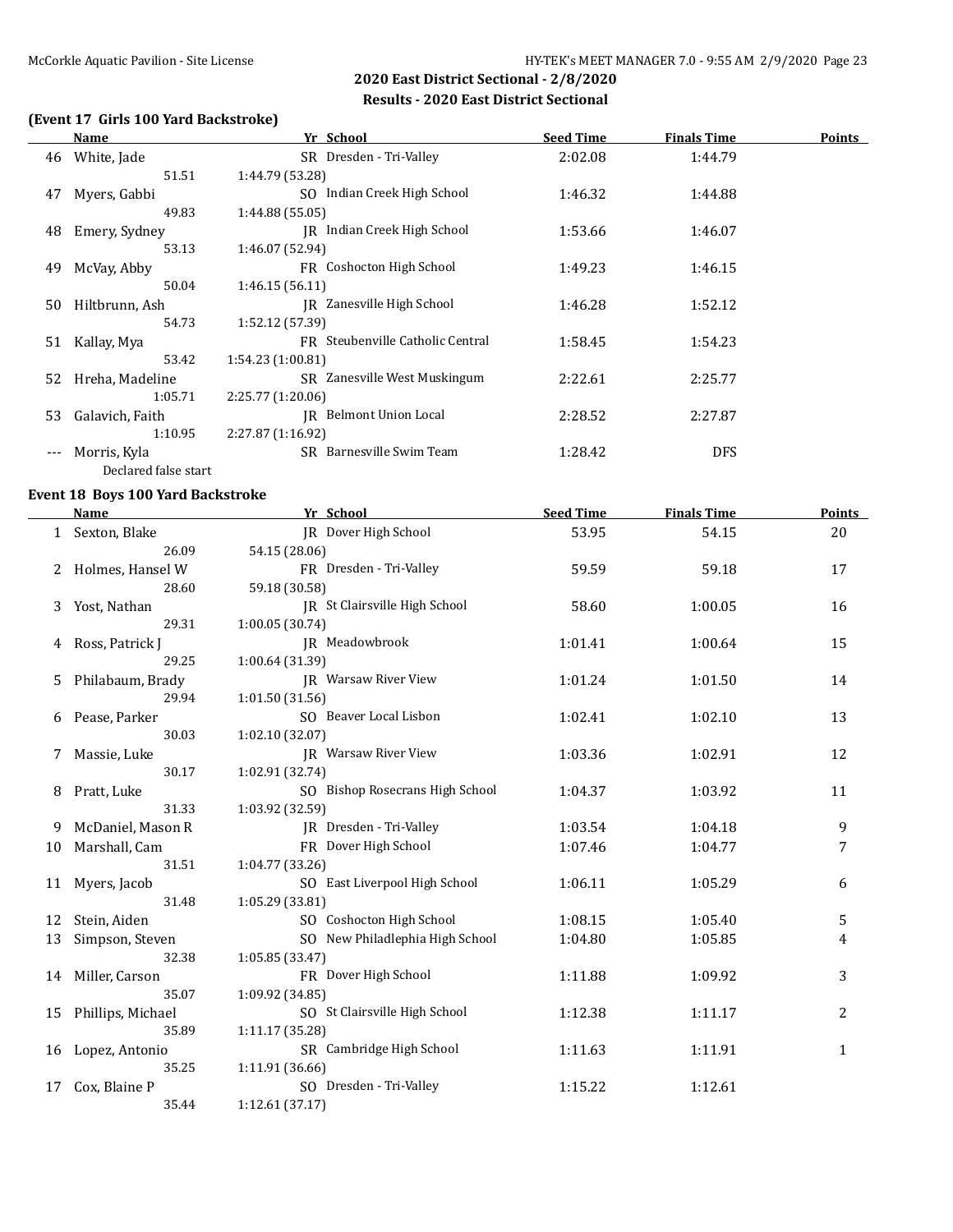## 2020 East District Sectional - 2/8/2020

### Results - 2020 East District Sectional

#### (Event 17 Girls 100 Yard Backstroke)

| | Name | Yr | School | Seed Time | Finals Time | Points |
|---|---|---|---|---|---|---|
| 46 | White, Jade | SR | Dresden - Tri-Valley | 2:02.08 | 1:44.79 | |
| | 51.51 | 1:44.79 (53.28) | | | | |
| 47 | Myers, Gabbi | SO | Indian Creek High School | 1:46.32 | 1:44.88 | |
| | 49.83 | 1:44.88 (55.05) | | | | |
| 48 | Emery, Sydney | JR | Indian Creek High School | 1:53.66 | 1:46.07 | |
| | 53.13 | 1:46.07 (52.94) | | | | |
| 49 | McVay, Abby | FR | Coshocton High School | 1:49.23 | 1:46.15 | |
| | 50.04 | 1:46.15 (56.11) | | | | |
| 50 | Hiltbrunn, Ash | JR | Zanesville High School | 1:46.28 | 1:52.12 | |
| | 54.73 | 1:52.12 (57.39) | | | | |
| 51 | Kallay, Mya | FR | Steubenville Catholic Central | 1:58.45 | 1:54.23 | |
| | 53.42 | 1:54.23 (1:00.81) | | | | |
| 52 | Hreha, Madeline | SR | Zanesville West Muskingum | 2:22.61 | 2:25.77 | |
| | 1:05.71 | 2:25.77 (1:20.06) | | | | |
| 53 | Galavich, Faith | JR | Belmont Union Local | 2:28.52 | 2:27.87 | |
| | 1:10.95 | 2:27.87 (1:16.92) | | | | |
| --- | Morris, Kyla | SR | Barnesville Swim Team | 1:28.42 | DFS | |
| | Declared false start | | | | | |

#### Event 18 Boys 100 Yard Backstroke

| | Name | Yr | School | Seed Time | Finals Time | Points |
|---|---|---|---|---|---|---|
| 1 | Sexton, Blake | JR | Dover High School | 53.95 | 54.15 | 20 |
| | 26.09 | 54.15 (28.06) | | | | |
| 2 | Holmes, Hansel W | FR | Dresden - Tri-Valley | 59.59 | 59.18 | 17 |
| | 28.60 | 59.18 (30.58) | | | | |
| 3 | Yost, Nathan | JR | St Clairsville High School | 58.60 | 1:00.05 | 16 |
| | 29.31 | 1:00.05 (30.74) | | | | |
| 4 | Ross, Patrick J | JR | Meadowbrook | 1:01.41 | 1:00.64 | 15 |
| | 29.25 | 1:00.64 (31.39) | | | | |
| 5 | Philabaum, Brady | JR | Warsaw River View | 1:01.24 | 1:01.50 | 14 |
| | 29.94 | 1:01.50 (31.56) | | | | |
| 6 | Pease, Parker | SO | Beaver Local Lisbon | 1:02.41 | 1:02.10 | 13 |
| | 30.03 | 1:02.10 (32.07) | | | | |
| 7 | Massie, Luke | JR | Warsaw River View | 1:03.36 | 1:02.91 | 12 |
| | 30.17 | 1:02.91 (32.74) | | | | |
| 8 | Pratt, Luke | SO | Bishop Rosecrans High School | 1:04.37 | 1:03.92 | 11 |
| | 31.33 | 1:03.92 (32.59) | | | | |
| 9 | McDaniel, Mason R | JR | Dresden - Tri-Valley | 1:03.54 | 1:04.18 | 9 |
| 10 | Marshall, Cam | FR | Dover High School | 1:07.46 | 1:04.77 | 7 |
| | 31.51 | 1:04.77 (33.26) | | | | |
| 11 | Myers, Jacob | SO | East Liverpool High School | 1:06.11 | 1:05.29 | 6 |
| | 31.48 | 1:05.29 (33.81) | | | | |
| 12 | Stein, Aiden | SO | Coshocton High School | 1:08.15 | 1:05.40 | 5 |
| 13 | Simpson, Steven | SO | New Philadlephia High School | 1:04.80 | 1:05.85 | 4 |
| | 32.38 | 1:05.85 (33.47) | | | | |
| 14 | Miller, Carson | FR | Dover High School | 1:11.88 | 1:09.92 | 3 |
| | 35.07 | 1:09.92 (34.85) | | | | |
| 15 | Phillips, Michael | SO | St Clairsville High School | 1:12.38 | 1:11.17 | 2 |
| | 35.89 | 1:11.17 (35.28) | | | | |
| 16 | Lopez, Antonio | SR | Cambridge High School | 1:11.63 | 1:11.91 | 1 |
| | 35.25 | 1:11.91 (36.66) | | | | |
| 17 | Cox, Blaine P | SO | Dresden - Tri-Valley | 1:15.22 | 1:12.61 | |
| | 35.44 | 1:12.61 (37.17) | | | | |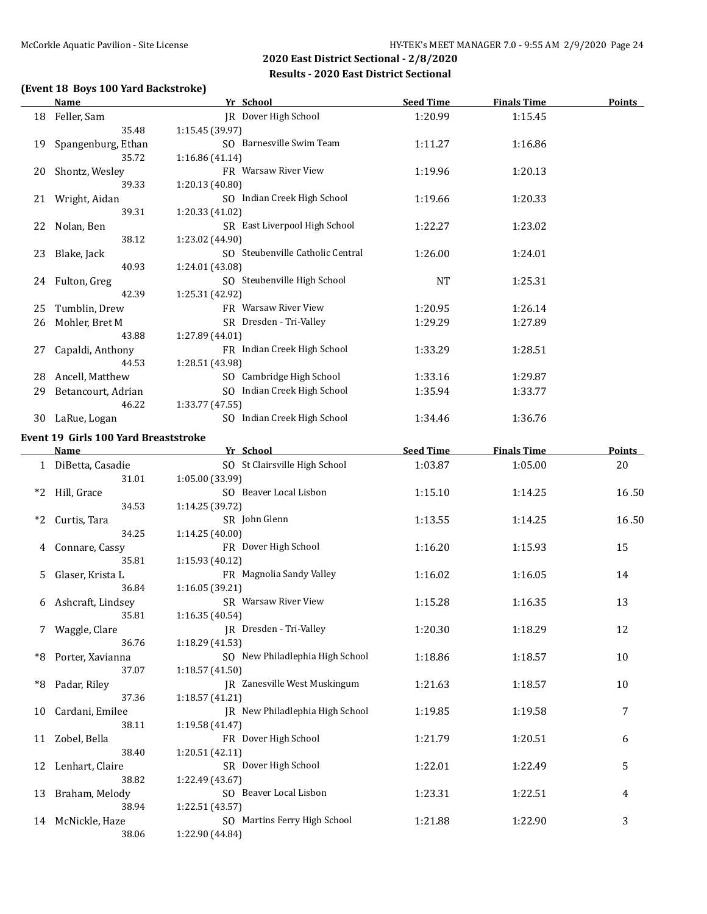## 2020 East District Sectional - 2/8/2020

### Results - 2020 East District Sectional

#### (Event 18 Boys 100 Yard Backstroke)

| | Name | Yr | School | Seed Time | Finals Time | Points |
|---|---|---|---|---|---|---|
| 18 | Feller, Sam | JR | Dover High School | 1:20.99 | 1:15.45 | |
| | 35.48 | 1:15.45 (39.97) | | | | |
| 19 | Spangenburg, Ethan | SO | Barnesville Swim Team | 1:11.27 | 1:16.86 | |
| | 35.72 | 1:16.86 (41.14) | | | | |
| 20 | Shontz, Wesley | FR | Warsaw River View | 1:19.96 | 1:20.13 | |
| | 39.33 | 1:20.13 (40.80) | | | | |
| 21 | Wright, Aidan | SO | Indian Creek High School | 1:19.66 | 1:20.33 | |
| | 39.31 | 1:20.33 (41.02) | | | | |
| 22 | Nolan, Ben | SR | East Liverpool High School | 1:22.27 | 1:23.02 | |
| | 38.12 | 1:23.02 (44.90) | | | | |
| 23 | Blake, Jack | SO | Steubenville Catholic Central | 1:26.00 | 1:24.01 | |
| | 40.93 | 1:24.01 (43.08) | | | | |
| 24 | Fulton, Greg | SO | Steubenville High School | NT | 1:25.31 | |
| | 42.39 | 1:25.31 (42.92) | | | | |
| 25 | Tumblin, Drew | FR | Warsaw River View | 1:20.95 | 1:26.14 | |
| 26 | Mohler, Bret M | SR | Dresden - Tri-Valley | 1:29.29 | 1:27.89 | |
| | 43.88 | 1:27.89 (44.01) | | | | |
| 27 | Capaldi, Anthony | FR | Indian Creek High School | 1:33.29 | 1:28.51 | |
| | 44.53 | 1:28.51 (43.98) | | | | |
| 28 | Ancell, Matthew | SO | Cambridge High School | 1:33.16 | 1:29.87 | |
| 29 | Betancourt, Adrian | SO | Indian Creek High School | 1:35.94 | 1:33.77 | |
| | 46.22 | 1:33.77 (47.55) | | | | |
| 30 | LaRue, Logan | SO | Indian Creek High School | 1:34.46 | 1:36.76 | |

#### Event 19 Girls 100 Yard Breaststroke

| | Name | Yr | School | Seed Time | Finals Time | Points |
|---|---|---|---|---|---|---|
| 1 | DiBetta, Casadie | SO | St Clairsville High School | 1:03.87 | 1:05.00 | 20 |
| | 31.01 | 1:05.00 (33.99) | | | | |
| *2 | Hill, Grace | SO | Beaver Local Lisbon | 1:15.10 | 1:14.25 | 16.50 |
| | 34.53 | 1:14.25 (39.72) | | | | |
| *2 | Curtis, Tara | SR | John Glenn | 1:13.55 | 1:14.25 | 16.50 |
| | 34.25 | 1:14.25 (40.00) | | | | |
| 4 | Connare, Cassy | FR | Dover High School | 1:16.20 | 1:15.93 | 15 |
| | 35.81 | 1:15.93 (40.12) | | | | |
| 5 | Glaser, Krista L | FR | Magnolia Sandy Valley | 1:16.02 | 1:16.05 | 14 |
| | 36.84 | 1:16.05 (39.21) | | | | |
| 6 | Ashcraft, Lindsey | SR | Warsaw River View | 1:15.28 | 1:16.35 | 13 |
| | 35.81 | 1:16.35 (40.54) | | | | |
| 7 | Waggle, Clare | JR | Dresden - Tri-Valley | 1:20.30 | 1:18.29 | 12 |
| | 36.76 | 1:18.29 (41.53) | | | | |
| *8 | Porter, Xavianna | SO | New Philadelphia High School | 1:18.86 | 1:18.57 | 10 |
| | 37.07 | 1:18.57 (41.50) | | | | |
| *8 | Padar, Riley | JR | Zanesville West Muskingum | 1:21.63 | 1:18.57 | 10 |
| | 37.36 | 1:18.57 (41.21) | | | | |
| 10 | Cardani, Emilee | JR | New Philadelphia High School | 1:19.85 | 1:19.58 | 7 |
| | 38.11 | 1:19.58 (41.47) | | | | |
| 11 | Zobel, Bella | FR | Dover High School | 1:21.79 | 1:20.51 | 6 |
| | 38.40 | 1:20.51 (42.11) | | | | |
| 12 | Lenhart, Claire | SR | Dover High School | 1:22.01 | 1:22.49 | 5 |
| | 38.82 | 1:22.49 (43.67) | | | | |
| 13 | Braham, Melody | SO | Beaver Local Lisbon | 1:23.31 | 1:22.51 | 4 |
| | 38.94 | 1:22.51 (43.57) | | | | |
| 14 | McNickle, Haze | SO | Martins Ferry High School | 1:21.88 | 1:22.90 | 3 |
| | 38.06 | 1:22.90 (44.84) | | | | |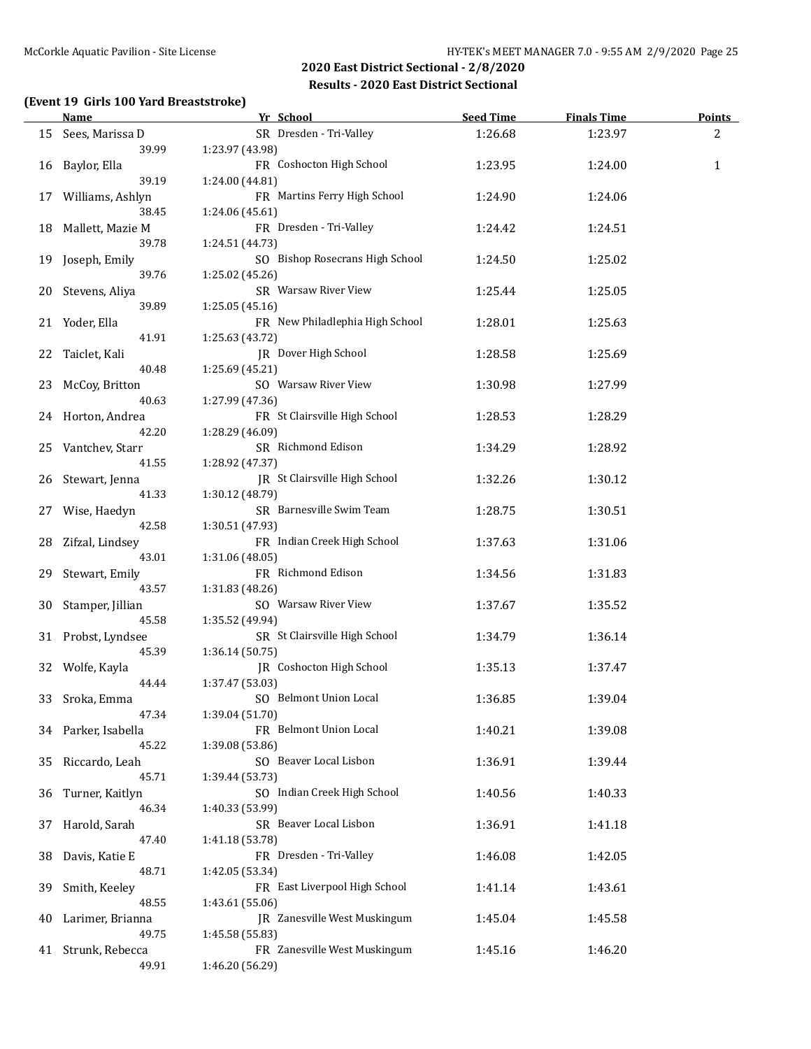## 2020 East District Sectional - 2/8/2020

### Results - 2020 East District Sectional

**(Event 19 Girls 100 Yard Breaststroke)**

| | Name | Yr | School | Seed Time | Finals Time | Points |
|---|---|---|---|---|---|---|
| 15 | Sees, Marissa D | SR | Dresden - Tri-Valley | 1:26.68 | 1:23.97 | 2 |
| | 39.99 | | 1:23.97 (43.98) | | | |
| 16 | Baylor, Ella | FR | Coshocton High School | 1:23.95 | 1:24.00 | 1 |
| | 39.19 | | 1:24.00 (44.81) | | | |
| 17 | Williams, Ashlyn | FR | Martins Ferry High School | 1:24.90 | 1:24.06 | |
| | 38.45 | | 1:24.06 (45.61) | | | |
| 18 | Mallett, Mazie M | FR | Dresden - Tri-Valley | 1:24.42 | 1:24.51 | |
| | 39.78 | | 1:24.51 (44.73) | | | |
| 19 | Joseph, Emily | SO | Bishop Rosecrans High School | 1:24.50 | 1:25.02 | |
| | 39.76 | | 1:25.02 (45.26) | | | |
| 20 | Stevens, Aliya | SR | Warsaw River View | 1:25.44 | 1:25.05 | |
| | 39.89 | | 1:25.05 (45.16) | | | |
| 21 | Yoder, Ella | FR | New Philadelphia High School | 1:28.01 | 1:25.63 | |
| | 41.91 | | 1:25.63 (43.72) | | | |
| 22 | Taiclet, Kali | JR | Dover High School | 1:28.58 | 1:25.69 | |
| | 40.48 | | 1:25.69 (45.21) | | | |
| 23 | McCoy, Britton | SO | Warsaw River View | 1:30.98 | 1:27.99 | |
| | 40.63 | | 1:27.99 (47.36) | | | |
| 24 | Horton, Andrea | FR | St Clairsville High School | 1:28.53 | 1:28.29 | |
| | 42.20 | | 1:28.29 (46.09) | | | |
| 25 | Vantchev, Starr | SR | Richmond Edison | 1:34.29 | 1:28.92 | |
| | 41.55 | | 1:28.92 (47.37) | | | |
| 26 | Stewart, Jenna | JR | St Clairsville High School | 1:32.26 | 1:30.12 | |
| | 41.33 | | 1:30.12 (48.79) | | | |
| 27 | Wise, Haedyn | SR | Barnesville Swim Team | 1:28.75 | 1:30.51 | |
| | 42.58 | | 1:30.51 (47.93) | | | |
| 28 | Zifzal, Lindsey | FR | Indian Creek High School | 1:37.63 | 1:31.06 | |
| | 43.01 | | 1:31.06 (48.05) | | | |
| 29 | Stewart, Emily | FR | Richmond Edison | 1:34.56 | 1:31.83 | |
| | 43.57 | | 1:31.83 (48.26) | | | |
| 30 | Stamper, Jillian | SO | Warsaw River View | 1:37.67 | 1:35.52 | |
| | 45.58 | | 1:35.52 (49.94) | | | |
| 31 | Probst, Lyndsee | SR | St Clairsville High School | 1:34.79 | 1:36.14 | |
| | 45.39 | | 1:36.14 (50.75) | | | |
| 32 | Wolfe, Kayla | JR | Coshocton High School | 1:35.13 | 1:37.47 | |
| | 44.44 | | 1:37.47 (53.03) | | | |
| 33 | Sroka, Emma | SO | Belmont Union Local | 1:36.85 | 1:39.04 | |
| | 47.34 | | 1:39.04 (51.70) | | | |
| 34 | Parker, Isabella | FR | Belmont Union Local | 1:40.21 | 1:39.08 | |
| | 45.22 | | 1:39.08 (53.86) | | | |
| 35 | Riccardo, Leah | SO | Beaver Local Lisbon | 1:36.91 | 1:39.44 | |
| | 45.71 | | 1:39.44 (53.73) | | | |
| 36 | Turner, Kaitlyn | SO | Indian Creek High School | 1:40.56 | 1:40.33 | |
| | 46.34 | | 1:40.33 (53.99) | | | |
| 37 | Harold, Sarah | SR | Beaver Local Lisbon | 1:36.91 | 1:41.18 | |
| | 47.40 | | 1:41.18 (53.78) | | | |
| 38 | Davis, Katie E | FR | Dresden - Tri-Valley | 1:46.08 | 1:42.05 | |
| | 48.71 | | 1:42.05 (53.34) | | | |
| 39 | Smith, Keeley | FR | East Liverpool High School | 1:41.14 | 1:43.61 | |
| | 48.55 | | 1:43.61 (55.06) | | | |
| 40 | Larimer, Brianna | JR | Zanesville West Muskingum | 1:45.04 | 1:45.58 | |
| | 49.75 | | 1:45.58 (55.83) | | | |
| 41 | Strunk, Rebecca | FR | Zanesville West Muskingum | 1:45.16 | 1:46.20 | |
| | 49.91 | | 1:46.20 (56.29) | | | |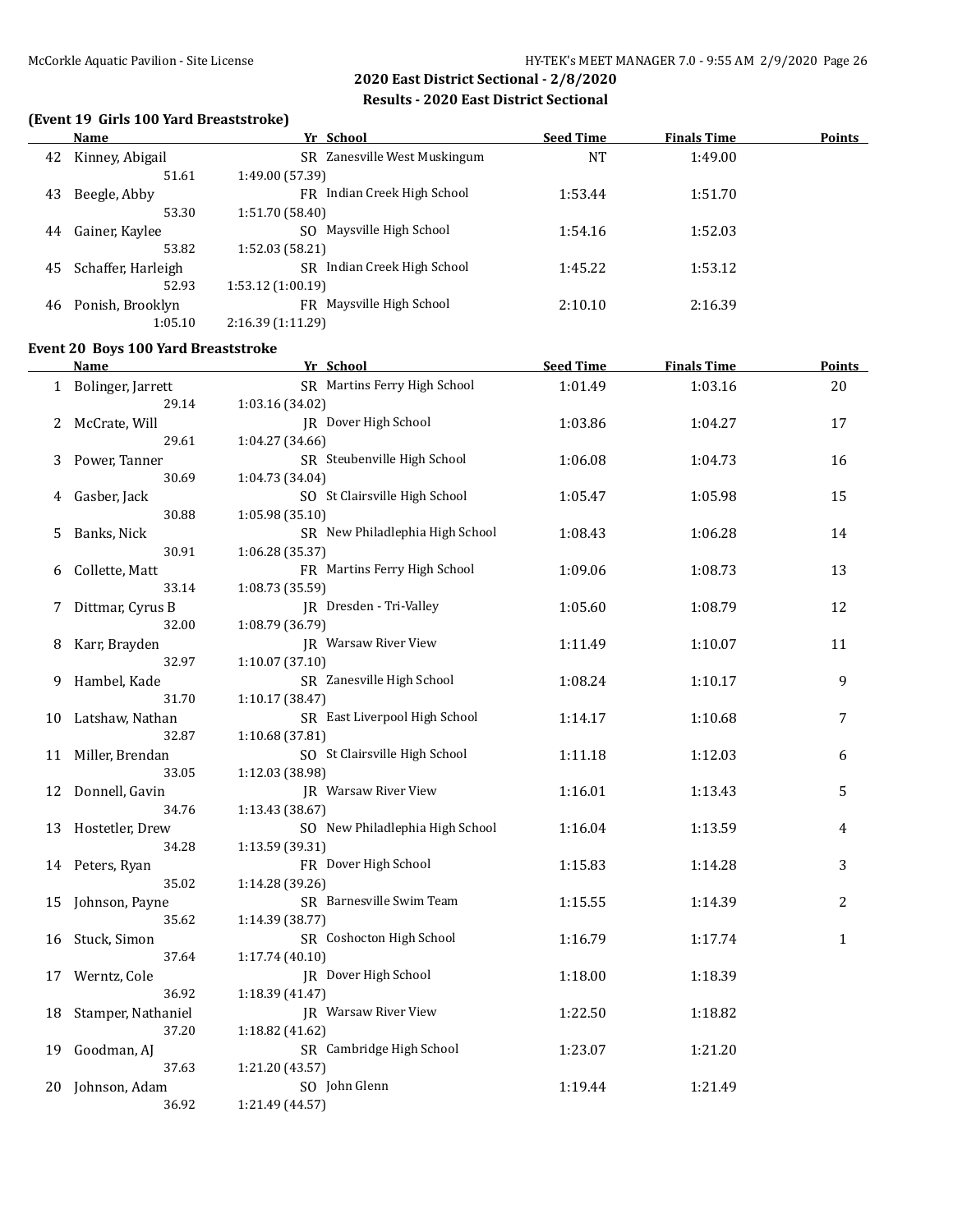## 2020 East District Sectional - 2/8/2020

### Results - 2020 East District Sectional

**(Event 19 Girls 100 Yard Breaststroke)**

| | Name | Yr | School | Seed Time | Finals Time | Points |
|---|---|---|---|---|---|---|
| 42 | Kinney, Abigail | SR | Zanesville West Muskingum | NT | 1:49.00 | |
| | 51.61 | 1:49.00 (57.39) | | | | |
| 43 | Beegle, Abby | FR | Indian Creek High School | 1:53.44 | 1:51.70 | |
| | 53.30 | 1:51.70 (58.40) | | | | |
| 44 | Gainer, Kaylee | SO | Maysville High School | 1:54.16 | 1:52.03 | |
| | 53.82 | 1:52.03 (58.21) | | | | |
| 45 | Schaffer, Harleigh | SR | Indian Creek High School | 1:45.22 | 1:53.12 | |
| | 52.93 | 1:53.12 (1:00.19) | | | | |
| 46 | Ponish, Brooklyn | FR | Maysville High School | 2:10.10 | 2:16.39 | |
| | 1:05.10 | 2:16.39 (1:11.29) | | | | |

**Event 20 Boys 100 Yard Breaststroke**

| | Name | Yr | School | Seed Time | Finals Time | Points |
|---|---|---|---|---|---|---|
| 1 | Bolinger, Jarrett | SR | Martins Ferry High School | 1:01.49 | 1:03.16 | 20 |
| | 29.14 | 1:03.16 (34.02) | | | | |
| 2 | McCrate, Will | JR | Dover High School | 1:03.86 | 1:04.27 | 17 |
| | 29.61 | 1:04.27 (34.66) | | | | |
| 3 | Power, Tanner | SR | Steubenville High School | 1:06.08 | 1:04.73 | 16 |
| | 30.69 | 1:04.73 (34.04) | | | | |
| 4 | Gasber, Jack | SO | St Clairsville High School | 1:05.47 | 1:05.98 | 15 |
| | 30.88 | 1:05.98 (35.10) | | | | |
| 5 | Banks, Nick | SR | New Philadlephia High School | 1:08.43 | 1:06.28 | 14 |
| | 30.91 | 1:06.28 (35.37) | | | | |
| 6 | Collette, Matt | FR | Martins Ferry High School | 1:09.06 | 1:08.73 | 13 |
| | 33.14 | 1:08.73 (35.59) | | | | |
| 7 | Dittmar, Cyrus B | JR | Dresden - Tri-Valley | 1:05.60 | 1:08.79 | 12 |
| | 32.00 | 1:08.79 (36.79) | | | | |
| 8 | Karr, Brayden | JR | Warsaw River View | 1:11.49 | 1:10.07 | 11 |
| | 32.97 | 1:10.07 (37.10) | | | | |
| 9 | Hambel, Kade | SR | Zanesville High School | 1:08.24 | 1:10.17 | 9 |
| | 31.70 | 1:10.17 (38.47) | | | | |
| 10 | Latshaw, Nathan | SR | East Liverpool High School | 1:14.17 | 1:10.68 | 7 |
| | 32.87 | 1:10.68 (37.81) | | | | |
| 11 | Miller, Brendan | SO | St Clairsville High School | 1:11.18 | 1:12.03 | 6 |
| | 33.05 | 1:12.03 (38.98) | | | | |
| 12 | Donnell, Gavin | JR | Warsaw River View | 1:16.01 | 1:13.43 | 5 |
| | 34.76 | 1:13.43 (38.67) | | | | |
| 13 | Hostetler, Drew | SO | New Philadlephia High School | 1:16.04 | 1:13.59 | 4 |
| | 34.28 | 1:13.59 (39.31) | | | | |
| 14 | Peters, Ryan | FR | Dover High School | 1:15.83 | 1:14.28 | 3 |
| | 35.02 | 1:14.28 (39.26) | | | | |
| 15 | Johnson, Payne | SR | Barnesville Swim Team | 1:15.55 | 1:14.39 | 2 |
| | 35.62 | 1:14.39 (38.77) | | | | |
| 16 | Stuck, Simon | SR | Coshocton High School | 1:16.79 | 1:17.74 | 1 |
| | 37.64 | 1:17.74 (40.10) | | | | |
| 17 | Werntz, Cole | JR | Dover High School | 1:18.00 | 1:18.39 | |
| | 36.92 | 1:18.39 (41.47) | | | | |
| 18 | Stamper, Nathaniel | JR | Warsaw River View | 1:22.50 | 1:18.82 | |
| | 37.20 | 1:18.82 (41.62) | | | | |
| 19 | Goodman, AJ | SR | Cambridge High School | 1:23.07 | 1:21.20 | |
| | 37.63 | 1:21.20 (43.57) | | | | |
| 20 | Johnson, Adam | SO | John Glenn | 1:19.44 | 1:21.49 | |
| | 36.92 | 1:21.49 (44.57) | | | | |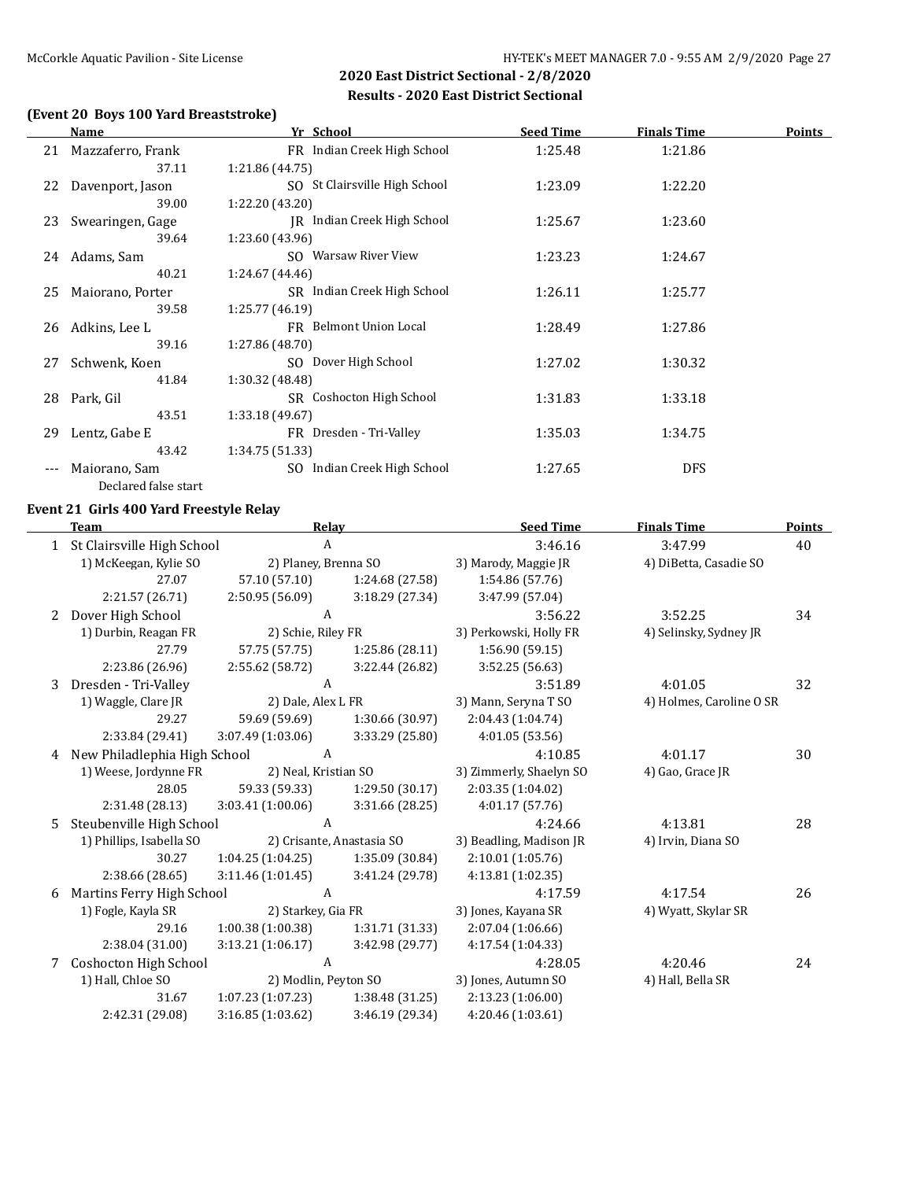## 2020 East District Sectional - 2/8/2020

### Results - 2020 East District Sectional

### (Event 20 Boys 100 Yard Breaststroke)

| | Name | Yr | School | Seed Time | Finals Time | Points |
|---|---|---|---|---|---|---|
| 21 | Mazzaferro, Frank | FR | Indian Creek High School | 1:25.48 | 1:21.86 | |
| | 37.11 | 1:21.86 (44.75) | | | | |
| 22 | Davenport, Jason | SO | St Clairsville High School | 1:23.09 | 1:22.20 | |
| | 39.00 | 1:22.20 (43.20) | | | | |
| 23 | Swearingen, Gage | JR | Indian Creek High School | 1:25.67 | 1:23.60 | |
| | 39.64 | 1:23.60 (43.96) | | | | |
| 24 | Adams, Sam | SO | Warsaw River View | 1:23.23 | 1:24.67 | |
| | 40.21 | 1:24.67 (44.46) | | | | |
| 25 | Maiorano, Porter | SR | Indian Creek High School | 1:26.11 | 1:25.77 | |
| | 39.58 | 1:25.77 (46.19) | | | | |
| 26 | Adkins, Lee L | FR | Belmont Union Local | 1:28.49 | 1:27.86 | |
| | 39.16 | 1:27.86 (48.70) | | | | |
| 27 | Schwenk, Koen | SO | Dover High School | 1:27.02 | 1:30.32 | |
| | 41.84 | 1:30.32 (48.48) | | | | |
| 28 | Park, Gil | SR | Coshocton High School | 1:31.83 | 1:33.18 | |
| | 43.51 | 1:33.18 (49.67) | | | | |
| 29 | Lentz, Gabe E | FR | Dresden - Tri-Valley | 1:35.03 | 1:34.75 | |
| | 43.42 | 1:34.75 (51.33) | | | | |
| --- | Maiorano, Sam | SO | Indian Creek High School | 1:27.65 | DFS | |
| | Declared false start | | | | | |

### Event 21 Girls 400 Yard Freestyle Relay

| | Team | Relay | | Seed Time | Finals Time | Points |
|---|---|---|---|---|---|---|
| 1 | St Clairsville High School | A | | 3:46.16 | 3:47.99 | 40 |
| | 1) McKeegan, Kylie SO | 2) Planey, Brenna SO | | 3) Marody, Maggie JR | 4) DiBetta, Casadie SO | |
| | 27.07 | 57.10 (57.10) | 1:24.68 (27.58) | 1:54.86 (57.76) | | |
| | 2:21.57 (26.71) | 2:50.95 (56.09) | 3:18.29 (27.34) | 3:47.99 (57.04) | | |
| 2 | Dover High School | A | | 3:56.22 | 3:52.25 | 34 |
| | 1) Durbin, Reagan FR | 2) Schie, Riley FR | | 3) Perkowski, Holly FR | 4) Selinsky, Sydney JR | |
| | 27.79 | 57.75 (57.75) | 1:25.86 (28.11) | 1:56.90 (59.15) | | |
| | 2:23.86 (26.96) | 2:55.62 (58.72) | 3:22.44 (26.82) | 3:52.25 (56.63) | | |
| 3 | Dresden - Tri-Valley | A | | 3:51.89 | 4:01.05 | 32 |
| | 1) Waggle, Clare JR | 2) Dale, Alex L FR | | 3) Mann, Seryna T SO | 4) Holmes, Caroline O SR | |
| | 29.27 | 59.69 (59.69) | 1:30.66 (30.97) | 2:04.43 (1:04.74) | | |
| | 2:33.84 (29.41) | 3:07.49 (1:03.06) | 3:33.29 (25.80) | 4:01.05 (53.56) | | |
| 4 | New Philadelphia High School | A | | 4:10.85 | 4:01.17 | 30 |
| | 1) Weese, Jordynne FR | 2) Neal, Kristian SO | | 3) Zimmerly, Shaelyn SO | 4) Gao, Grace JR | |
| | 28.05 | 59.33 (59.33) | 1:29.50 (30.17) | 2:03.35 (1:04.02) | | |
| | 2:31.48 (28.13) | 3:03.41 (1:00.06) | 3:31.66 (28.25) | 4:01.17 (57.76) | | |
| 5 | Steubenville High School | A | | 4:24.66 | 4:13.81 | 28 |
| | 1) Phillips, Isabella SO | 2) Crisante, Anastasia SO | | 3) Beadling, Madison JR | 4) Irvin, Diana SO | |
| | 30.27 | 1:04.25 (1:04.25) | 1:35.09 (30.84) | 2:10.01 (1:05.76) | | |
| | 2:38.66 (28.65) | 3:11.46 (1:01.45) | 3:41.24 (29.78) | 4:13.81 (1:02.35) | | |
| 6 | Martins Ferry High School | A | | 4:17.59 | 4:17.54 | 26 |
| | 1) Fogle, Kayla SR | 2) Starkey, Gia FR | | 3) Jones, Kayana SR | 4) Wyatt, Skylar SR | |
| | 29.16 | 1:00.38 (1:00.38) | 1:31.71 (31.33) | 2:07.04 (1:06.66) | | |
| | 2:38.04 (31.00) | 3:13.21 (1:06.17) | 3:42.98 (29.77) | 4:17.54 (1:04.33) | | |
| 7 | Coshocton High School | A | | 4:28.05 | 4:20.46 | 24 |
| | 1) Hall, Chloe SO | 2) Modlin, Peyton SO | | 3) Jones, Autumn SO | 4) Hall, Bella SR | |
| | 31.67 | 1:07.23 (1:07.23) | 1:38.48 (31.25) | 2:13.23 (1:06.00) | | |
| | 2:42.31 (29.08) | 3:16.85 (1:03.62) | 3:46.19 (29.34) | 4:20.46 (1:03.61) | | |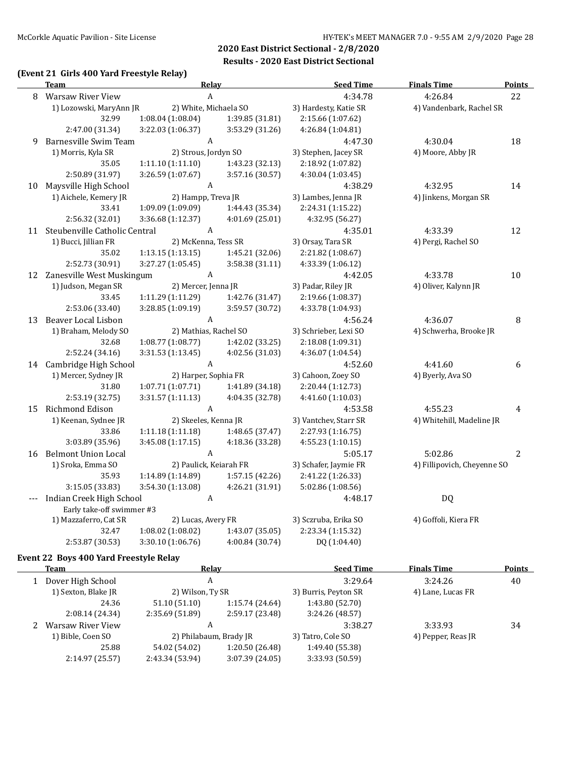## 2020 East District Sectional - 2/8/2020

### Results - 2020 East District Sectional

#### (Event 21 Girls 400 Yard Freestyle Relay)

| | Team | Relay | | Seed Time | Finals Time | Points |
|---|---|---|---|---|---|---|
| 8 | Warsaw River View | A | | 4:34.78 | 4:26.84 | 22 |
| | 1) Lozowski, MaryAnn JR | 2) White, Michaela SO | | 3) Hardesty, Katie SR | 4) Vandenbark, Rachel SR | |
| | 32.99 | 1:08.04 (1:08.04) | 1:39.85 (31.81) | 2:15.66 (1:07.62) | | |
| | 2:47.00 (31.34) | 3:22.03 (1:06.37) | 3:53.29 (31.26) | 4:26.84 (1:04.81) | | |
| 9 | Barnesville Swim Team | A | | 4:47.30 | 4:30.04 | 18 |
| | 1) Morris, Kyla SR | 2) Strous, Jordyn SO | | 3) Stephen, Jacey SR | 4) Moore, Abby JR | |
| | 35.05 | 1:11.10 (1:11.10) | 1:43.23 (32.13) | 2:18.92 (1:07.82) | | |
| | 2:50.89 (31.97) | 3:26.59 (1:07.67) | 3:57.16 (30.57) | 4:30.04 (1:03.45) | | |
| 10 | Maysville High School | A | | 4:38.29 | 4:32.95 | 14 |
| | 1) Aichele, Kemery JR | 2) Hampp, Treva JR | | 3) Lambes, Jenna JR | 4) Jinkens, Morgan SR | |
| | 33.41 | 1:09.09 (1:09.09) | 1:44.43 (35.34) | 2:24.31 (1:15.22) | | |
| | 2:56.32 (32.01) | 3:36.68 (1:12.37) | 4:01.69 (25.01) | 4:32.95 (56.27) | | |
| 11 | Steubenville Catholic Central | A | | 4:35.01 | 4:33.39 | 12 |
| | 1) Bucci, Jillian FR | 2) McKenna, Tess SR | | 3) Orsay, Tara SR | 4) Pergi, Rachel SO | |
| | 35.02 | 1:13.15 (1:13.15) | 1:45.21 (32.06) | 2:21.82 (1:08.67) | | |
| | 2:52.73 (30.91) | 3:27.27 (1:05.45) | 3:58.38 (31.11) | 4:33.39 (1:06.12) | | |
| 12 | Zanesville West Muskingum | A | | 4:42.05 | 4:33.78 | 10 |
| | 1) Judson, Megan SR | 2) Mercer, Jenna JR | | 3) Padar, Riley JR | 4) Oliver, Kalynn JR | |
| | 33.45 | 1:11.29 (1:11.29) | 1:42.76 (31.47) | 2:19.66 (1:08.37) | | |
| | 2:53.06 (33.40) | 3:28.85 (1:09.19) | 3:59.57 (30.72) | 4:33.78 (1:04.93) | | |
| 13 | Beaver Local Lisbon | A | | 4:56.24 | 4:36.07 | 8 |
| | 1) Braham, Melody SO | 2) Mathias, Rachel SO | | 3) Schrieber, Lexi SO | 4) Schwerha, Brooke JR | |
| | 32.68 | 1:08.77 (1:08.77) | 1:42.02 (33.25) | 2:18.08 (1:09.31) | | |
| | 2:52.24 (34.16) | 3:31.53 (1:13.45) | 4:02.56 (31.03) | 4:36.07 (1:04.54) | | |
| 14 | Cambridge High School | A | | 4:52.60 | 4:41.60 | 6 |
| | 1) Mercer, Sydney JR | 2) Harper, Sophia FR | | 3) Cahoon, Zoey SO | 4) Byerly, Ava SO | |
| | 31.80 | 1:07.71 (1:07.71) | 1:41.89 (34.18) | 2:20.44 (1:12.73) | | |
| | 2:53.19 (32.75) | 3:31.57 (1:11.13) | 4:04.35 (32.78) | 4:41.60 (1:10.03) | | |
| 15 | Richmond Edison | A | | 4:53.58 | 4:55.23 | 4 |
| | 1) Keenan, Sydnee JR | 2) Skeeles, Kenna JR | | 3) Vantchev, Starr SR | 4) Whitehill, Madeline JR | |
| | 33.86 | 1:11.18 (1:11.18) | 1:48.65 (37.47) | 2:27.93 (1:16.75) | | |
| | 3:03.89 (35.96) | 3:45.08 (1:17.15) | 4:18.36 (33.28) | 4:55.23 (1:10.15) | | |
| 16 | Belmont Union Local | A | | 5:05.17 | 5:02.86 | 2 |
| | 1) Sroka, Emma SO | 2) Paulick, Keiarah FR | | 3) Schafer, Jaymie FR | 4) Fillipovich, Cheyenne SO | |
| | 35.93 | 1:14.89 (1:14.89) | 1:57.15 (42.26) | 2:41.22 (1:26.33) | | |
| | 3:15.05 (33.83) | 3:54.30 (1:13.08) | 4:26.21 (31.91) | 5:02.86 (1:08.56) | | |
| --- | Indian Creek High School | A | | 4:48.17 | DQ | |
| | Early take-off swimmer #3 | | | | | |
| | 1) Mazzaferro, Cat SR | 2) Lucas, Avery FR | | 3) Sczruba, Erika SO | 4) Goffoli, Kiera FR | |
| | 32.47 | 1:08.02 (1:08.02) | 1:43.07 (35.05) | 2:23.34 (1:15.32) | | |
| | 2:53.87 (30.53) | 3:30.10 (1:06.76) | 4:00.84 (30.74) | DQ (1:04.40) | | |

#### Event 22 Boys 400 Yard Freestyle Relay

| | Team | Relay | | Seed Time | Finals Time | Points |
|---|---|---|---|---|---|---|
| 1 | Dover High School | A | | 3:29.64 | 3:24.26 | 40 |
| | 1) Sexton, Blake JR | 2) Wilson, Ty SR | | 3) Burris, Peyton SR | 4) Lane, Lucas FR | |
| | 24.36 | 51.10 (51.10) | 1:15.74 (24.64) | 1:43.80 (52.70) | | |
| | 2:08.14 (24.34) | 2:35.69 (51.89) | 2:59.17 (23.48) | 3:24.26 (48.57) | | |
| 2 | Warsaw River View | A | | 3:38.27 | 3:33.93 | 34 |
| | 1) Bible, Coen SO | 2) Philabaum, Brady JR | | 3) Tatro, Cole SO | 4) Pepper, Reas JR | |
| | 25.88 | 54.02 (54.02) | 1:20.50 (26.48) | 1:49.40 (55.38) | | |
| | 2:14.97 (25.57) | 2:43.34 (53.94) | 3:07.39 (24.05) | 3:33.93 (50.59) | | |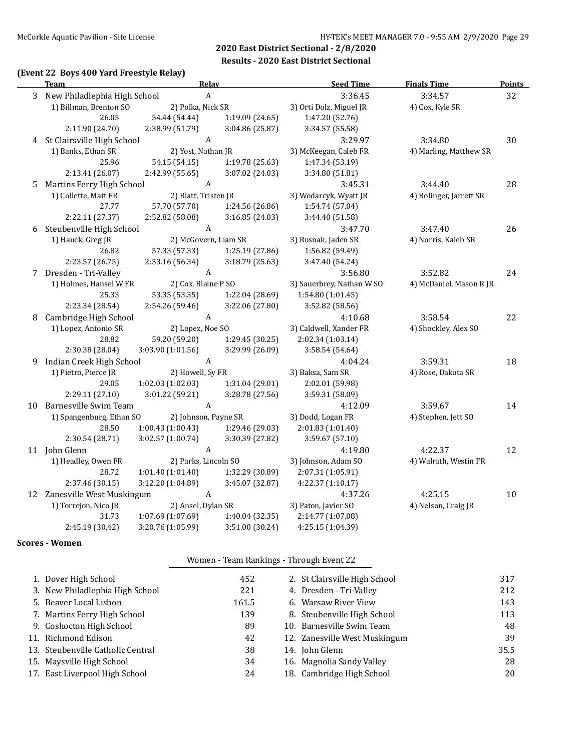## 2020 East District Sectional - 2/8/2020

### Results - 2020 East District Sectional

**(Event 22 Boys 400 Yard Freestyle Relay)**

| | Team | Relay | | Seed Time | Finals Time | Points |
|---|---|---|---|---|---|---|
| 3 | New Philadelphia High School | A | | 3:36.45 | 3:34.57 | 32 |
| | 1) Billman, Brenton SO | 2) Polka, Nick SR | | 3) Orti Dolz, Miguel JR | 4) Cox, Kyle SR | |
| | 26.05 | 54.44 (54.44) | 1:19.09 (24.65) | 1:47.20 (52.76) | | |
| | 2:11.90 (24.70) | 2:38.99 (51.79) | 3:04.86 (25.87) | 3:34.57 (55.58) | | |
| 4 | St Clairsville High School | A | | 3:29.97 | 3:34.80 | 30 |
| | 1) Banks, Ethan SR | 2) Yost, Nathan JR | | 3) McKeegan, Caleb FR | 4) Marling, Matthew SR | |
| | 25.96 | 54.15 (54.15) | 1:19.78 (25.63) | 1:47.34 (53.19) | | |
| | 2:13.41 (26.07) | 2:42.99 (55.65) | 3:07.02 (24.03) | 3:34.80 (51.81) | | |
| 5 | Martins Ferry High School | A | | 3:45.31 | 3:44.40 | 28 |
| | 1) Collette, Matt FR | 2) Blatt, Tristen JR | | 3) Wodarcyk, Wyatt JR | 4) Bolinger, Jarrett SR | |
| | 27.77 | 57.70 (57.70) | 1:24.56 (26.86) | 1:54.74 (57.04) | | |
| | 2:22.11 (27.37) | 2:52.82 (58.08) | 3:16.85 (24.03) | 3:44.40 (51.58) | | |
| 6 | Steubenville High School | A | | 3:47.70 | 3:47.40 | 26 |
| | 1) Hauck, Greg JR | 2) McGovern, Liam SR | | 3) Rusnak, Jaden SR | 4) Norris, Kaleb SR | |
| | 26.82 | 57.33 (57.33) | 1:25.19 (27.86) | 1:56.82 (59.49) | | |
| | 2:23.57 (26.75) | 2:53.16 (56.34) | 3:18.79 (25.63) | 3:47.40 (54.24) | | |
| 7 | Dresden - Tri-Valley | A | | 3:56.80 | 3:52.82 | 24 |
| | 1) Holmes, Hansel W FR | 2) Cox, Blaine P SO | | 3) Sauerbrey, Nathan W SO | 4) McDaniel, Mason R JR | |
| | 25.33 | 53.35 (53.35) | 1:22.04 (28.69) | 1:54.80 (1:01.45) | | |
| | 2:23.34 (28.54) | 2:54.26 (59.46) | 3:22.06 (27.80) | 3:52.82 (58.56) | | |
| 8 | Cambridge High School | A | | 4:10.68 | 3:58.54 | 22 |
| | 1) Lopez, Antonio SR | 2) Lopez, Noe SO | | 3) Caldwell, Xander FR | 4) Shockley, Alex SO | |
| | 28.82 | 59.20 (59.20) | 1:29.45 (30.25) | 2:02.34 (1:03.14) | | |
| | 2:30.38 (28.04) | 3:03.90 (1:01.56) | 3:29.99 (26.09) | 3:58.54 (54.64) | | |
| 9 | Indian Creek High School | A | | 4:04.24 | 3:59.31 | 18 |
| | 1) Pietro, Pierce JR | 2) Howell, Sy FR | | 3) Baksa, Sam SR | 4) Rose, Dakota SR | |
| | 29.05 | 1:02.03 (1:02.03) | 1:31.04 (29.01) | 2:02.01 (59.98) | | |
| | 2:29.11 (27.10) | 3:01.22 (59.21) | 3:28.78 (27.56) | 3:59.31 (58.09) | | |
| 10 | Barnesville Swim Team | A | | 4:12.09 | 3:59.67 | 14 |
| | 1) Spangenburg, Ethan SO | 2) Johnson, Payne SR | | 3) Dodd, Logan FR | 4) Stephen, Jett SO | |
| | 28.50 | 1:00.43 (1:00.43) | 1:29.46 (29.03) | 2:01.83 (1:01.40) | | |
| | 2:30.54 (28.71) | 3:02.57 (1:00.74) | 3:30.39 (27.82) | 3:59.67 (57.10) | | |
| 11 | John Glenn | A | | 4:19.80 | 4:22.37 | 12 |
| | 1) Headley, Owen FR | 2) Parks, Lincoln SO | | 3) Johnson, Adam SO | 4) Walrath, Westin FR | |
| | 28.72 | 1:01.40 (1:01.40) | 1:32.29 (30.89) | 2:07.31 (1:05.91) | | |
| | 2:37.46 (30.15) | 3:12.20 (1:04.89) | 3:45.07 (32.87) | 4:22.37 (1:10.17) | | |
| 12 | Zanesville West Muskingum | A | | 4:37.26 | 4:25.15 | 10 |
| | 1) Torrejon, Nico JR | 2) Ansel, Dylan SR | | 3) Paton, Javier SO | 4) Nelson, Craig JR | |
| | 31.73 | 1:07.69 (1:07.69) | 1:40.04 (32.35) | 2:14.77 (1:07.08) | | |
| | 2:45.19 (30.42) | 3:20.76 (1:05.99) | 3:51.00 (30.24) | 4:25.15 (1:04.39) | | |

### Scores - Women

**Women - Team Rankings - Through Event 22**

| Rank | Team | Points | Rank | Team | Points |
|---|---|---|---|---|---|
| 1. | Dover High School | 452 | 2. | St Clairsville High School | 317 |
| 3. | New Philadelphia High School | 221 | 4. | Dresden - Tri-Valley | 212 |
| 5. | Beaver Local Lisbon | 161.5 | 6. | Warsaw River View | 143 |
| 7. | Martins Ferry High School | 139 | 8. | Steubenville High School | 113 |
| 9. | Coshocton High School | 89 | 10. | Barnesville Swim Team | 48 |
| 11. | Richmond Edison | 42 | 12. | Zanesville West Muskingum | 39 |
| 13. | Steubenville Catholic Central | 38 | 14. | John Glenn | 35.5 |
| 15. | Maysville High School | 34 | 16. | Magnolia Sandy Valley | 28 |
| 17. | East Liverpool High School | 24 | 18. | Cambridge High School | 20 |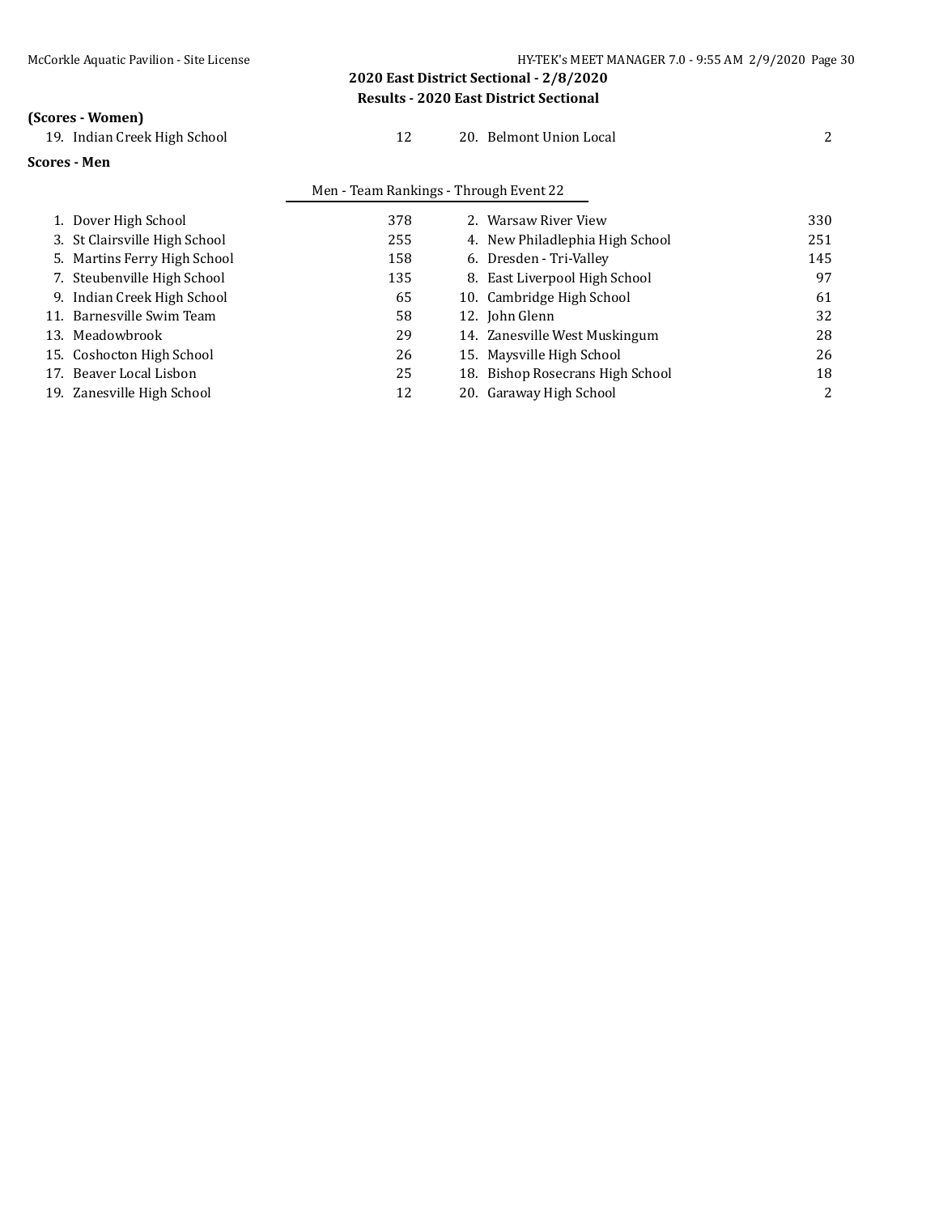**(Scores - Women)**

| | | | |
|---|---|---|---|
| 19. Indian Creek High School | 12 | 20. Belmont Union Local | 2 |

**Scores - Men**

Men - Team Rankings - Through Event 22

| | | | |
|---|---|---|---|
| 1. Dover High School | 378 | 2. Warsaw River View | 330 |
| 3. St Clairsville High School | 255 | 4. New Philadlephia High School | 251 |
| 5. Martins Ferry High School | 158 | 6. Dresden - Tri-Valley | 145 |
| 7. Steubenville High School | 135 | 8. East Liverpool High School | 97 |
| 9. Indian Creek High School | 65 | 10. Cambridge High School | 61 |
| 11. Barnesville Swim Team | 58 | 12. John Glenn | 32 |
| 13. Meadowbrook | 29 | 14. Zanesville West Muskingum | 28 |
| 15. Coshocton High School | 26 | 15. Maysville High School | 26 |
| 17. Beaver Local Lisbon | 25 | 18. Bishop Rosecrans High School | 18 |
| 19. Zanesville High School | 12 | 20. Garaway High School | 2 |